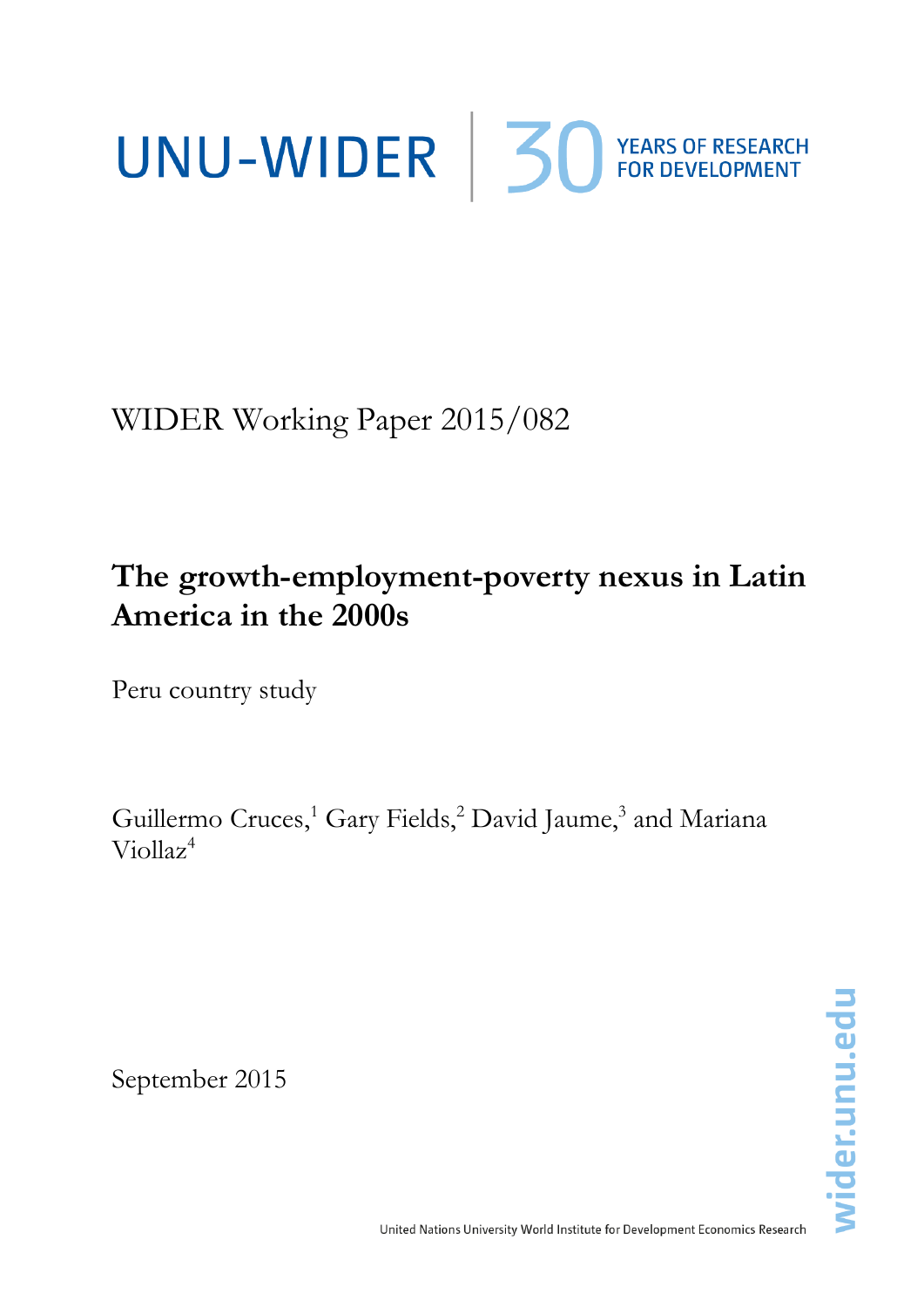UNU-WIDER | 30 YEARS OF RESEARCH FOR DEVELOPMENT

WIDER Working Paper 2015/082

# The growth-employment-poverty nexus in Latin America in the 2000s

Peru country study

Guillermo Cruces,[1] Gary Fields,[2] David Jaume,[3] and Mariana Viollaz[4]

September 2015

United Nations University World Institute for Development Economics Research

wider.unu.edu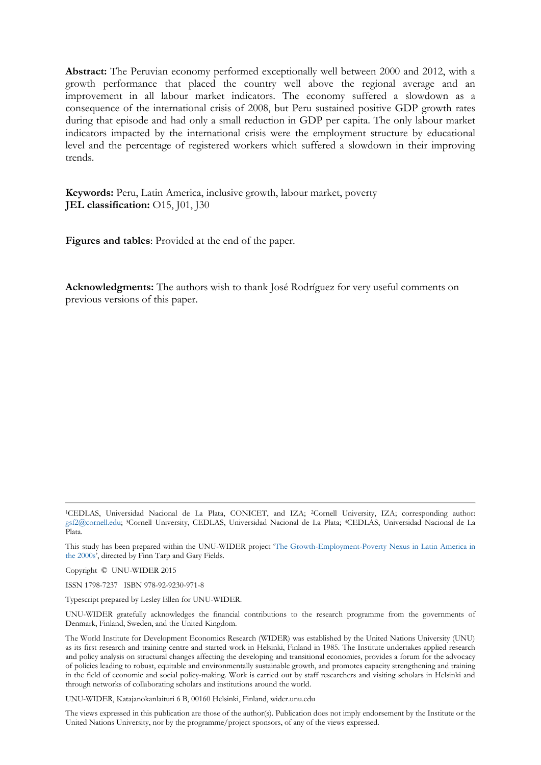**Abstract:** The Peruvian economy performed exceptionally well between 2000 and 2012, with a growth performance that placed the country well above the regional average and an improvement in all labour market indicators. The economy suffered a slowdown as a consequence of the international crisis of 2008, but Peru sustained positive GDP growth rates during that episode and had only a small reduction in GDP per capita. The only labour market indicators impacted by the international crisis were the employment structure by educational level and the percentage of registered workers which suffered a slowdown in their improving trends.

**Keywords:** Peru, Latin America, inclusive growth, labour market, poverty
**JEL classification:** O15, J01, J30

**Figures and tables**: Provided at the end of the paper.

**Acknowledgments:** The authors wish to thank José Rodríguez for very useful comments on previous versions of this paper.

---

[1]CEDLAS, Universidad Nacional de La Plata, CONICET, and IZA; [2]Cornell University, IZA; corresponding author: gsf2@cornell.edu; [3]Cornell University, CEDLAS, Universidad Nacional de La Plata; [4]CEDLAS, Universidad Nacional de La Plata.

This study has been prepared within the UNU-WIDER project 'The Growth-Employment-Poverty Nexus in Latin America in the 2000s', directed by Finn Tarp and Gary Fields.

Copyright © UNU-WIDER 2015

ISSN 1798-7237 ISBN 978-92-9230-971-8

Typescript prepared by Lesley Ellen for UNU-WIDER.

UNU-WIDER gratefully acknowledges the financial contributions to the research programme from the governments of Denmark, Finland, Sweden, and the United Kingdom.

The World Institute for Development Economics Research (WIDER) was established by the United Nations University (UNU) as its first research and training centre and started work in Helsinki, Finland in 1985. The Institute undertakes applied research and policy analysis on structural changes affecting the developing and transitional economies, provides a forum for the advocacy of policies leading to robust, equitable and environmentally sustainable growth, and promotes capacity strengthening and training in the field of economic and social policy-making. Work is carried out by staff researchers and visiting scholars in Helsinki and through networks of collaborating scholars and institutions around the world.

UNU-WIDER, Katajanokanlaituri 6 B, 00160 Helsinki, Finland, wider.unu.edu

The views expressed in this publication are those of the author(s). Publication does not imply endorsement by the Institute or the United Nations University, nor by the programme/project sponsors, of any of the views expressed.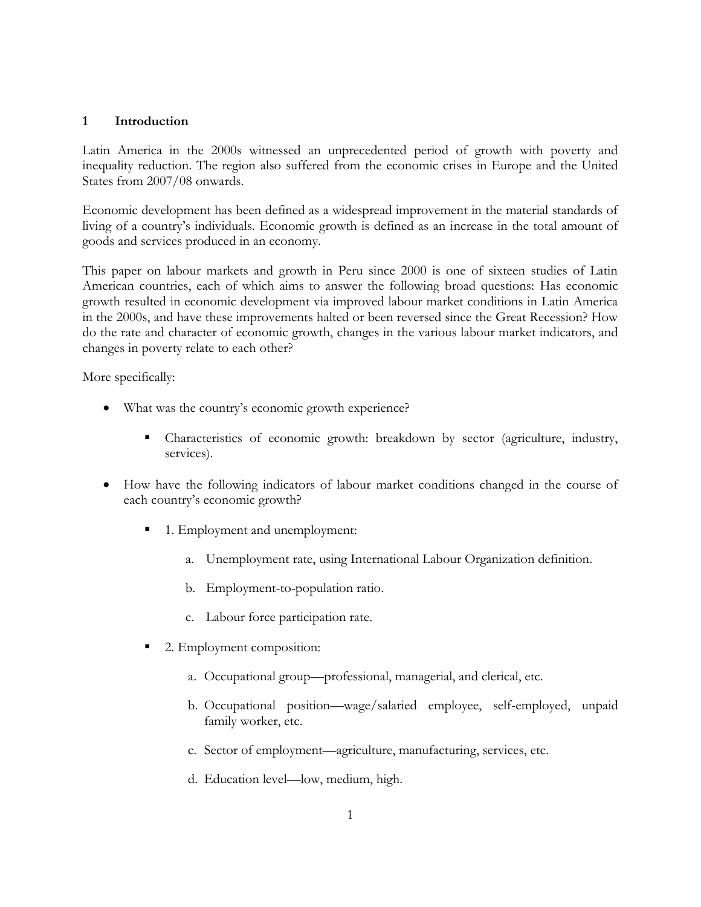# 1 Introduction

Latin America in the 2000s witnessed an unprecedented period of growth with poverty and inequality reduction. The region also suffered from the economic crises in Europe and the United States from 2007/08 onwards.

Economic development has been defined as a widespread improvement in the material standards of living of a country's individuals. Economic growth is defined as an increase in the total amount of goods and services produced in an economy.

This paper on labour markets and growth in Peru since 2000 is one of sixteen studies of Latin American countries, each of which aims to answer the following broad questions: Has economic growth resulted in economic development via improved labour market conditions in Latin America in the 2000s, and have these improvements halted or been reversed since the Great Recession? How do the rate and character of economic growth, changes in the various labour market indicators, and changes in poverty relate to each other?

More specifically:

- What was the country's economic growth experience?
  - Characteristics of economic growth: breakdown by sector (agriculture, industry, services).
- How have the following indicators of labour market conditions changed in the course of each country's economic growth?
  - 1. Employment and unemployment:
    - a. Unemployment rate, using International Labour Organization definition.
    - b. Employment-to-population ratio.
    - c. Labour force participation rate.
  - 2. Employment composition:
    - a. Occupational group—professional, managerial, and clerical, etc.
    - b. Occupational position—wage/salaried employee, self-employed, unpaid family worker, etc.
    - c. Sector of employment—agriculture, manufacturing, services, etc.
    - d. Education level—low, medium, high.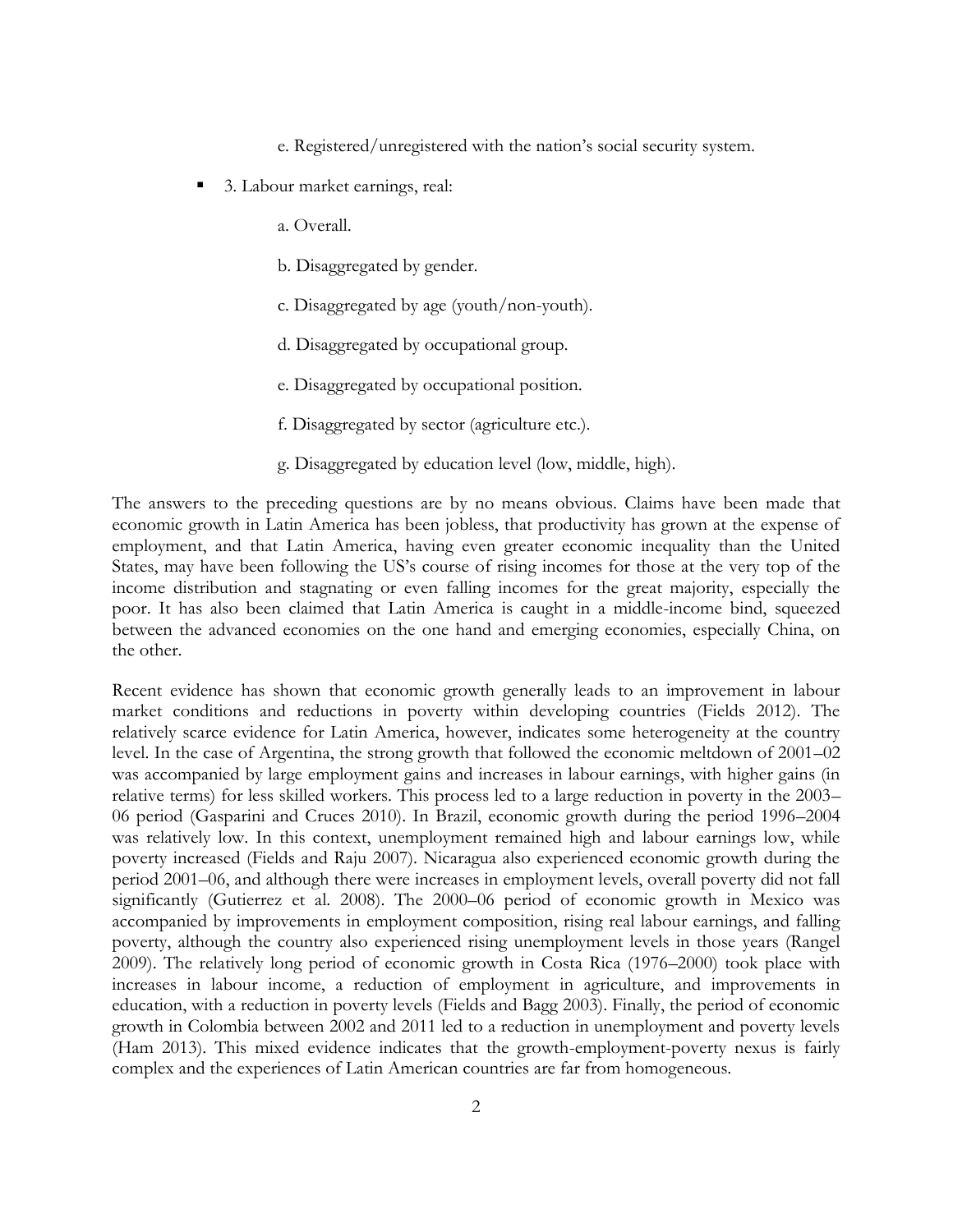e. Registered/unregistered with the nation's social security system.

- 3. Labour market earnings, real:

    a. Overall.

    b. Disaggregated by gender.

    c. Disaggregated by age (youth/non-youth).

    d. Disaggregated by occupational group.

    e. Disaggregated by occupational position.

    f. Disaggregated by sector (agriculture etc.).

    g. Disaggregated by education level (low, middle, high).

The answers to the preceding questions are by no means obvious. Claims have been made that economic growth in Latin America has been jobless, that productivity has grown at the expense of employment, and that Latin America, having even greater economic inequality than the United States, may have been following the US's course of rising incomes for those at the very top of the income distribution and stagnating or even falling incomes for the great majority, especially the poor. It has also been claimed that Latin America is caught in a middle-income bind, squeezed between the advanced economies on the one hand and emerging economies, especially China, on the other.

Recent evidence has shown that economic growth generally leads to an improvement in labour market conditions and reductions in poverty within developing countries (Fields 2012). The relatively scarce evidence for Latin America, however, indicates some heterogeneity at the country level. In the case of Argentina, the strong growth that followed the economic meltdown of 2001–02 was accompanied by large employment gains and increases in labour earnings, with higher gains (in relative terms) for less skilled workers. This process led to a large reduction in poverty in the 2003–06 period (Gasparini and Cruces 2010). In Brazil, economic growth during the period 1996–2004 was relatively low. In this context, unemployment remained high and labour earnings low, while poverty increased (Fields and Raju 2007). Nicaragua also experienced economic growth during the period 2001–06, and although there were increases in employment levels, overall poverty did not fall significantly (Gutierrez et al. 2008). The 2000–06 period of economic growth in Mexico was accompanied by improvements in employment composition, rising real labour earnings, and falling poverty, although the country also experienced rising unemployment levels in those years (Rangel 2009). The relatively long period of economic growth in Costa Rica (1976–2000) took place with increases in labour income, a reduction of employment in agriculture, and improvements in education, with a reduction in poverty levels (Fields and Bagg 2003). Finally, the period of economic growth in Colombia between 2002 and 2011 led to a reduction in unemployment and poverty levels (Ham 2013). This mixed evidence indicates that the growth-employment-poverty nexus is fairly complex and the experiences of Latin American countries are far from homogeneous.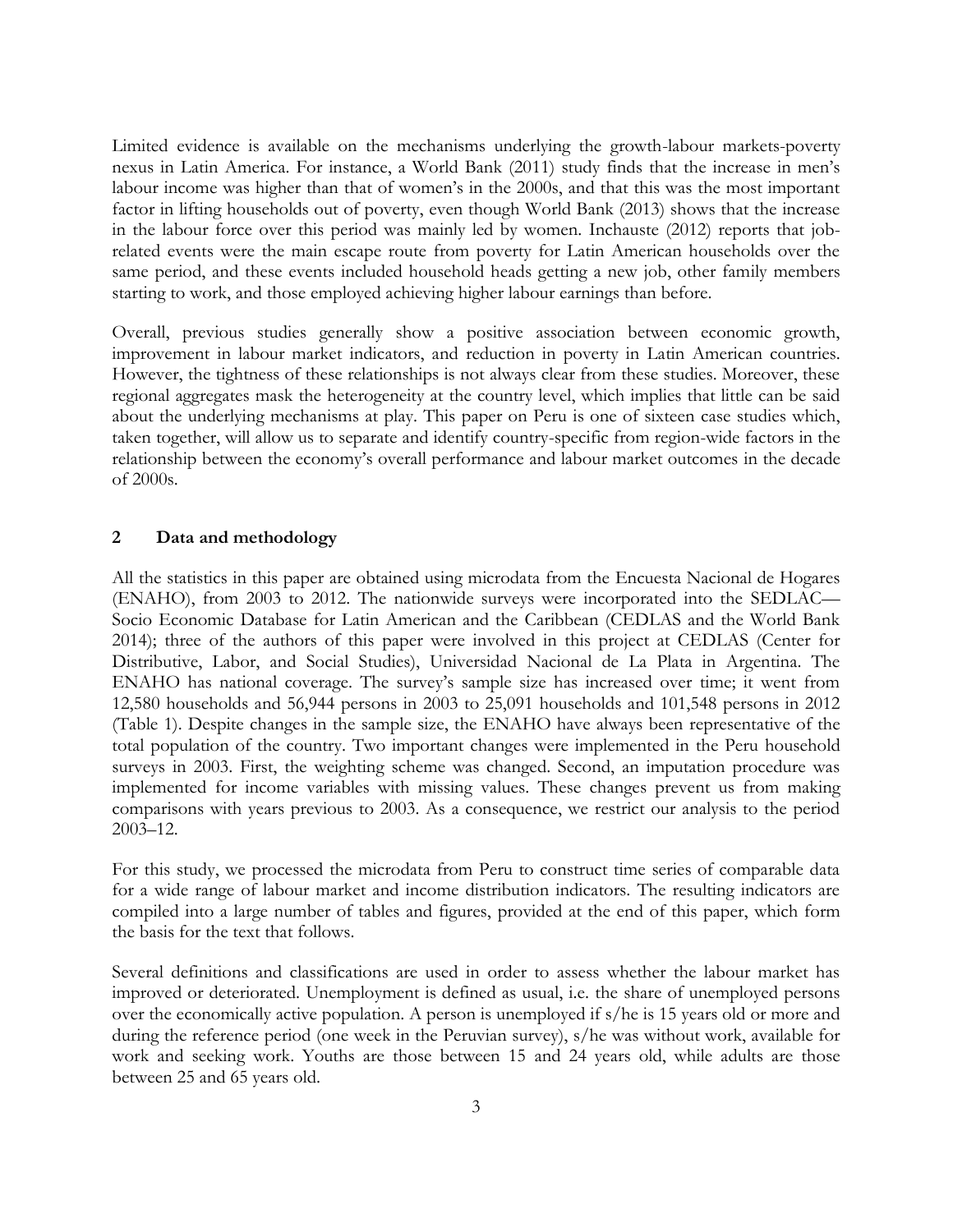Limited evidence is available on the mechanisms underlying the growth-labour markets-poverty nexus in Latin America. For instance, a World Bank (2011) study finds that the increase in men's labour income was higher than that of women's in the 2000s, and that this was the most important factor in lifting households out of poverty, even though World Bank (2013) shows that the increase in the labour force over this period was mainly led by women. Inchauste (2012) reports that job-related events were the main escape route from poverty for Latin American households over the same period, and these events included household heads getting a new job, other family members starting to work, and those employed achieving higher labour earnings than before.

Overall, previous studies generally show a positive association between economic growth, improvement in labour market indicators, and reduction in poverty in Latin American countries. However, the tightness of these relationships is not always clear from these studies. Moreover, these regional aggregates mask the heterogeneity at the country level, which implies that little can be said about the underlying mechanisms at play. This paper on Peru is one of sixteen case studies which, taken together, will allow us to separate and identify country-specific from region-wide factors in the relationship between the economy's overall performance and labour market outcomes in the decade of 2000s.

## 2 Data and methodology

All the statistics in this paper are obtained using microdata from the Encuesta Nacional de Hogares (ENAHO), from 2003 to 2012. The nationwide surveys were incorporated into the SEDLAC—Socio Economic Database for Latin American and the Caribbean (CEDLAS and the World Bank 2014); three of the authors of this paper were involved in this project at CEDLAS (Center for Distributive, Labor, and Social Studies), Universidad Nacional de La Plata in Argentina. The ENAHO has national coverage. The survey's sample size has increased over time; it went from 12,580 households and 56,944 persons in 2003 to 25,091 households and 101,548 persons in 2012 (Table 1). Despite changes in the sample size, the ENAHO have always been representative of the total population of the country. Two important changes were implemented in the Peru household surveys in 2003. First, the weighting scheme was changed. Second, an imputation procedure was implemented for income variables with missing values. These changes prevent us from making comparisons with years previous to 2003. As a consequence, we restrict our analysis to the period 2003–12.

For this study, we processed the microdata from Peru to construct time series of comparable data for a wide range of labour market and income distribution indicators. The resulting indicators are compiled into a large number of tables and figures, provided at the end of this paper, which form the basis for the text that follows.

Several definitions and classifications are used in order to assess whether the labour market has improved or deteriorated. Unemployment is defined as usual, i.e. the share of unemployed persons over the economically active population. A person is unemployed if s/he is 15 years old or more and during the reference period (one week in the Peruvian survey), s/he was without work, available for work and seeking work. Youths are those between 15 and 24 years old, while adults are those between 25 and 65 years old.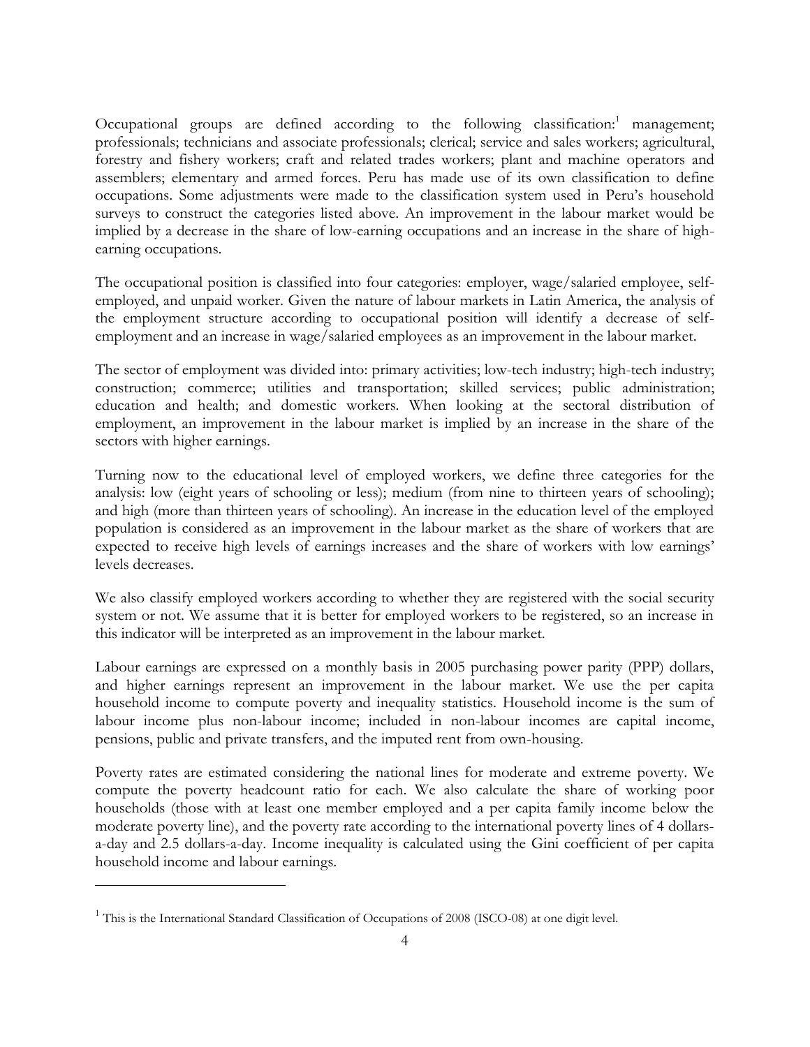Occupational groups are defined according to the following classification:[1] management; professionals; technicians and associate professionals; clerical; service and sales workers; agricultural, forestry and fishery workers; craft and related trades workers; plant and machine operators and assemblers; elementary and armed forces. Peru has made use of its own classification to define occupations. Some adjustments were made to the classification system used in Peru's household surveys to construct the categories listed above. An improvement in the labour market would be implied by a decrease in the share of low-earning occupations and an increase in the share of high-earning occupations.

The occupational position is classified into four categories: employer, wage/salaried employee, self-employed, and unpaid worker. Given the nature of labour markets in Latin America, the analysis of the employment structure according to occupational position will identify a decrease of self-employment and an increase in wage/salaried employees as an improvement in the labour market.

The sector of employment was divided into: primary activities; low-tech industry; high-tech industry; construction; commerce; utilities and transportation; skilled services; public administration; education and health; and domestic workers. When looking at the sectoral distribution of employment, an improvement in the labour market is implied by an increase in the share of the sectors with higher earnings.

Turning now to the educational level of employed workers, we define three categories for the analysis: low (eight years of schooling or less); medium (from nine to thirteen years of schooling); and high (more than thirteen years of schooling). An increase in the education level of the employed population is considered as an improvement in the labour market as the share of workers that are expected to receive high levels of earnings increases and the share of workers with low earnings' levels decreases.

We also classify employed workers according to whether they are registered with the social security system or not. We assume that it is better for employed workers to be registered, so an increase in this indicator will be interpreted as an improvement in the labour market.

Labour earnings are expressed on a monthly basis in 2005 purchasing power parity (PPP) dollars, and higher earnings represent an improvement in the labour market. We use the per capita household income to compute poverty and inequality statistics. Household income is the sum of labour income plus non-labour income; included in non-labour incomes are capital income, pensions, public and private transfers, and the imputed rent from own-housing.

Poverty rates are estimated considering the national lines for moderate and extreme poverty. We compute the poverty headcount ratio for each. We also calculate the share of working poor households (those with at least one member employed and a per capita family income below the moderate poverty line), and the poverty rate according to the international poverty lines of 4 dollars-a-day and 2.5 dollars-a-day. Income inequality is calculated using the Gini coefficient of per capita household income and labour earnings.

---

[1] This is the International Standard Classification of Occupations of 2008 (ISCO-08) at one digit level.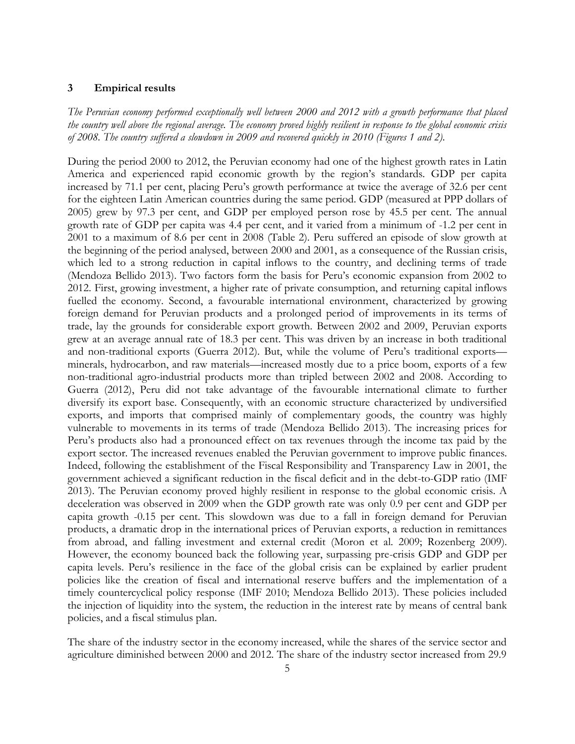## 3 Empirical results

*The Peruvian economy performed exceptionally well between 2000 and 2012 with a growth performance that placed the country well above the regional average. The economy proved highly resilient in response to the global economic crisis of 2008. The country suffered a slowdown in 2009 and recovered quickly in 2010 (Figures 1 and 2).*

During the period 2000 to 2012, the Peruvian economy had one of the highest growth rates in Latin America and experienced rapid economic growth by the region's standards. GDP per capita increased by 71.1 per cent, placing Peru's growth performance at twice the average of 32.6 per cent for the eighteen Latin American countries during the same period. GDP (measured at PPP dollars of 2005) grew by 97.3 per cent, and GDP per employed person rose by 45.5 per cent. The annual growth rate of GDP per capita was 4.4 per cent, and it varied from a minimum of -1.2 per cent in 2001 to a maximum of 8.6 per cent in 2008 (Table 2). Peru suffered an episode of slow growth at the beginning of the period analysed, between 2000 and 2001, as a consequence of the Russian crisis, which led to a strong reduction in capital inflows to the country, and declining terms of trade (Mendoza Bellido 2013). Two factors form the basis for Peru's economic expansion from 2002 to 2012. First, growing investment, a higher rate of private consumption, and returning capital inflows fuelled the economy. Second, a favourable international environment, characterized by growing foreign demand for Peruvian products and a prolonged period of improvements in its terms of trade, lay the grounds for considerable export growth. Between 2002 and 2009, Peruvian exports grew at an average annual rate of 18.3 per cent. This was driven by an increase in both traditional and non-traditional exports (Guerra 2012). But, while the volume of Peru's traditional exports—minerals, hydrocarbon, and raw materials—increased mostly due to a price boom, exports of a few non-traditional agro-industrial products more than tripled between 2002 and 2008. According to Guerra (2012), Peru did not take advantage of the favourable international climate to further diversify its export base. Consequently, with an economic structure characterized by undiversified exports, and imports that comprised mainly of complementary goods, the country was highly vulnerable to movements in its terms of trade (Mendoza Bellido 2013). The increasing prices for Peru's products also had a pronounced effect on tax revenues through the income tax paid by the export sector. The increased revenues enabled the Peruvian government to improve public finances. Indeed, following the establishment of the Fiscal Responsibility and Transparency Law in 2001, the government achieved a significant reduction in the fiscal deficit and in the debt-to-GDP ratio (IMF 2013). The Peruvian economy proved highly resilient in response to the global economic crisis. A deceleration was observed in 2009 when the GDP growth rate was only 0.9 per cent and GDP per capita growth -0.15 per cent. This slowdown was due to a fall in foreign demand for Peruvian products, a dramatic drop in the international prices of Peruvian exports, a reduction in remittances from abroad, and falling investment and external credit (Moron et al. 2009; Rozenberg 2009). However, the economy bounced back the following year, surpassing pre-crisis GDP and GDP per capita levels. Peru's resilience in the face of the global crisis can be explained by earlier prudent policies like the creation of fiscal and international reserve buffers and the implementation of a timely countercyclical policy response (IMF 2010; Mendoza Bellido 2013). These policies included the injection of liquidity into the system, the reduction in the interest rate by means of central bank policies, and a fiscal stimulus plan.

The share of the industry sector in the economy increased, while the shares of the service sector and agriculture diminished between 2000 and 2012. The share of the industry sector increased from 29.9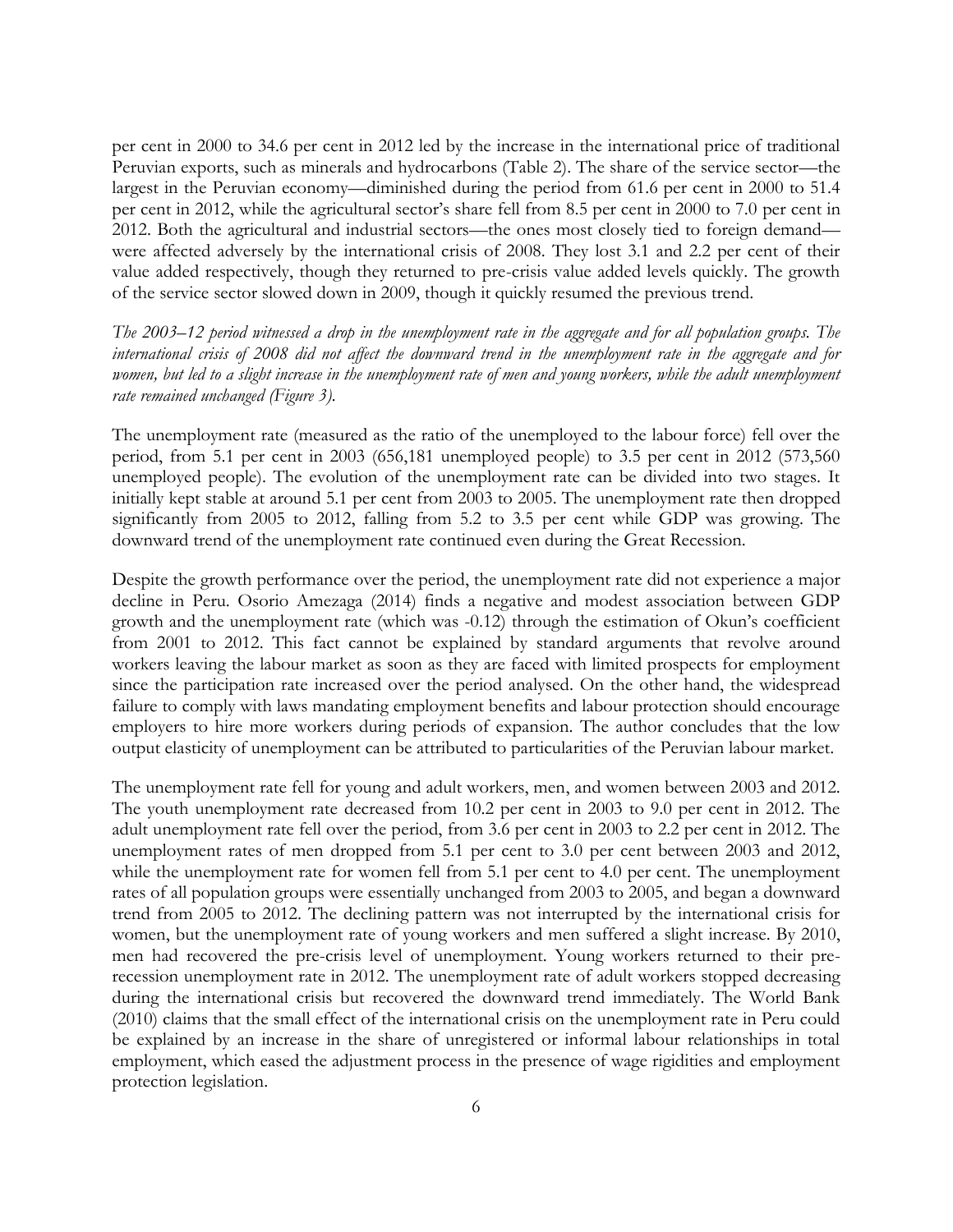per cent in 2000 to 34.6 per cent in 2012 led by the increase in the international price of traditional Peruvian exports, such as minerals and hydrocarbons (Table 2). The share of the service sector—the largest in the Peruvian economy—diminished during the period from 61.6 per cent in 2000 to 51.4 per cent in 2012, while the agricultural sector's share fell from 8.5 per cent in 2000 to 7.0 per cent in 2012. Both the agricultural and industrial sectors—the ones most closely tied to foreign demand—were affected adversely by the international crisis of 2008. They lost 3.1 and 2.2 per cent of their value added respectively, though they returned to pre-crisis value added levels quickly. The growth of the service sector slowed down in 2009, though it quickly resumed the previous trend.

*The 2003–12 period witnessed a drop in the unemployment rate in the aggregate and for all population groups. The international crisis of 2008 did not affect the downward trend in the unemployment rate in the aggregate and for women, but led to a slight increase in the unemployment rate of men and young workers, while the adult unemployment rate remained unchanged (Figure 3).*

The unemployment rate (measured as the ratio of the unemployed to the labour force) fell over the period, from 5.1 per cent in 2003 (656,181 unemployed people) to 3.5 per cent in 2012 (573,560 unemployed people). The evolution of the unemployment rate can be divided into two stages. It initially kept stable at around 5.1 per cent from 2003 to 2005. The unemployment rate then dropped significantly from 2005 to 2012, falling from 5.2 to 3.5 per cent while GDP was growing. The downward trend of the unemployment rate continued even during the Great Recession.

Despite the growth performance over the period, the unemployment rate did not experience a major decline in Peru. Osorio Amezaga (2014) finds a negative and modest association between GDP growth and the unemployment rate (which was -0.12) through the estimation of Okun's coefficient from 2001 to 2012. This fact cannot be explained by standard arguments that revolve around workers leaving the labour market as soon as they are faced with limited prospects for employment since the participation rate increased over the period analysed. On the other hand, the widespread failure to comply with laws mandating employment benefits and labour protection should encourage employers to hire more workers during periods of expansion. The author concludes that the low output elasticity of unemployment can be attributed to particularities of the Peruvian labour market.

The unemployment rate fell for young and adult workers, men, and women between 2003 and 2012. The youth unemployment rate decreased from 10.2 per cent in 2003 to 9.0 per cent in 2012. The adult unemployment rate fell over the period, from 3.6 per cent in 2003 to 2.2 per cent in 2012. The unemployment rates of men dropped from 5.1 per cent to 3.0 per cent between 2003 and 2012, while the unemployment rate for women fell from 5.1 per cent to 4.0 per cent. The unemployment rates of all population groups were essentially unchanged from 2003 to 2005, and began a downward trend from 2005 to 2012. The declining pattern was not interrupted by the international crisis for women, but the unemployment rate of young workers and men suffered a slight increase. By 2010, men had recovered the pre-crisis level of unemployment. Young workers returned to their pre-recession unemployment rate in 2012. The unemployment rate of adult workers stopped decreasing during the international crisis but recovered the downward trend immediately. The World Bank (2010) claims that the small effect of the international crisis on the unemployment rate in Peru could be explained by an increase in the share of unregistered or informal labour relationships in total employment, which eased the adjustment process in the presence of wage rigidities and employment protection legislation.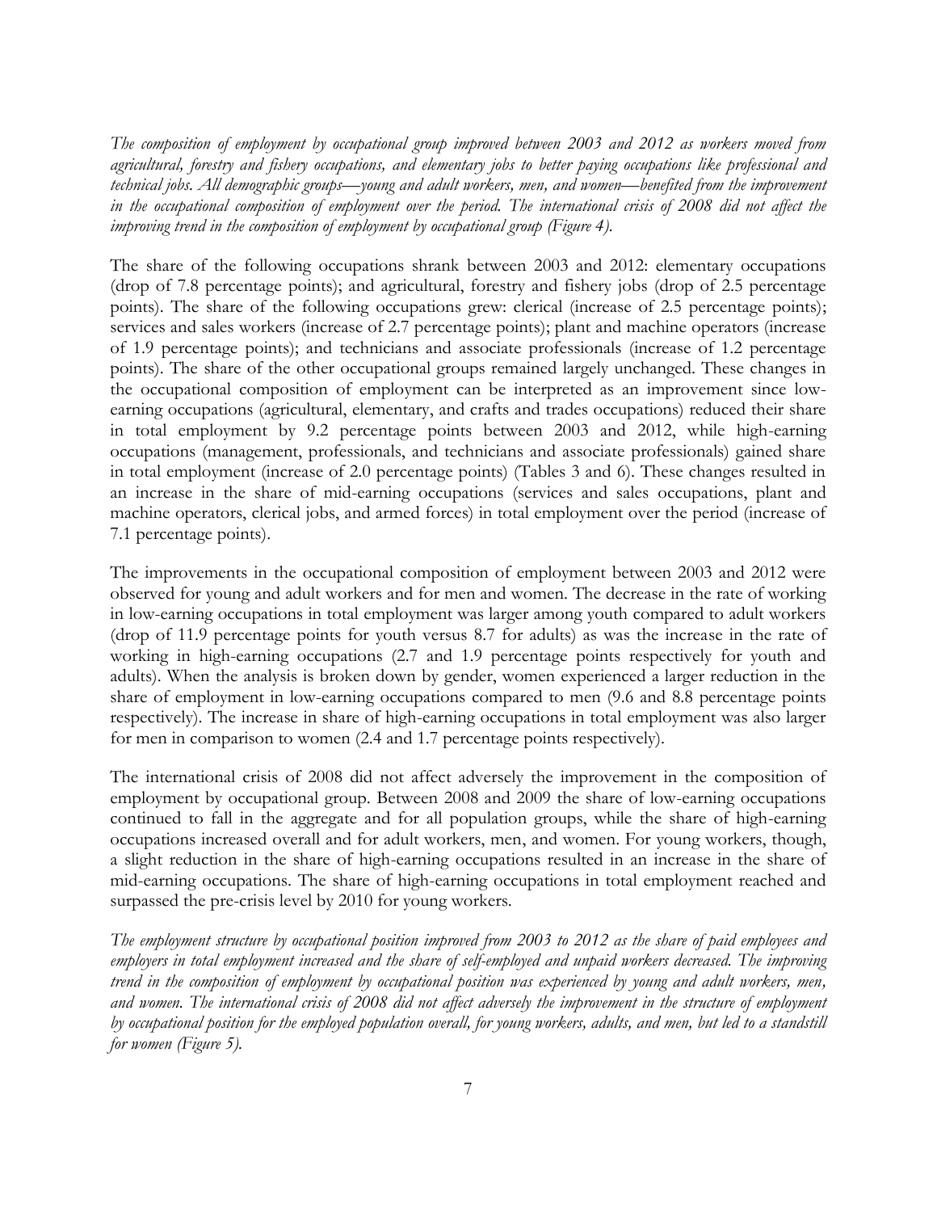*The composition of employment by occupational group improved between 2003 and 2012 as workers moved from agricultural, forestry and fishery occupations, and elementary jobs to better paying occupations like professional and technical jobs. All demographic groups—young and adult workers, men, and women—benefited from the improvement in the occupational composition of employment over the period. The international crisis of 2008 did not affect the improving trend in the composition of employment by occupational group (Figure 4).*

The share of the following occupations shrank between 2003 and 2012: elementary occupations (drop of 7.8 percentage points); and agricultural, forestry and fishery jobs (drop of 2.5 percentage points). The share of the following occupations grew: clerical (increase of 2.5 percentage points); services and sales workers (increase of 2.7 percentage points); plant and machine operators (increase of 1.9 percentage points); and technicians and associate professionals (increase of 1.2 percentage points). The share of the other occupational groups remained largely unchanged. These changes in the occupational composition of employment can be interpreted as an improvement since low-earning occupations (agricultural, elementary, and crafts and trades occupations) reduced their share in total employment by 9.2 percentage points between 2003 and 2012, while high-earning occupations (management, professionals, and technicians and associate professionals) gained share in total employment (increase of 2.0 percentage points) (Tables 3 and 6). These changes resulted in an increase in the share of mid-earning occupations (services and sales occupations, plant and machine operators, clerical jobs, and armed forces) in total employment over the period (increase of 7.1 percentage points).

The improvements in the occupational composition of employment between 2003 and 2012 were observed for young and adult workers and for men and women. The decrease in the rate of working in low-earning occupations in total employment was larger among youth compared to adult workers (drop of 11.9 percentage points for youth versus 8.7 for adults) as was the increase in the rate of working in high-earning occupations (2.7 and 1.9 percentage points respectively for youth and adults). When the analysis is broken down by gender, women experienced a larger reduction in the share of employment in low-earning occupations compared to men (9.6 and 8.8 percentage points respectively). The increase in share of high-earning occupations in total employment was also larger for men in comparison to women (2.4 and 1.7 percentage points respectively).

The international crisis of 2008 did not affect adversely the improvement in the composition of employment by occupational group. Between 2008 and 2009 the share of low-earning occupations continued to fall in the aggregate and for all population groups, while the share of high-earning occupations increased overall and for adult workers, men, and women. For young workers, though, a slight reduction in the share of high-earning occupations resulted in an increase in the share of mid-earning occupations. The share of high-earning occupations in total employment reached and surpassed the pre-crisis level by 2010 for young workers.

*The employment structure by occupational position improved from 2003 to 2012 as the share of paid employees and employers in total employment increased and the share of self-employed and unpaid workers decreased. The improving trend in the composition of employment by occupational position was experienced by young and adult workers, men, and women. The international crisis of 2008 did not affect adversely the improvement in the structure of employment by occupational position for the employed population overall, for young workers, adults, and men, but led to a standstill for women (Figure 5).*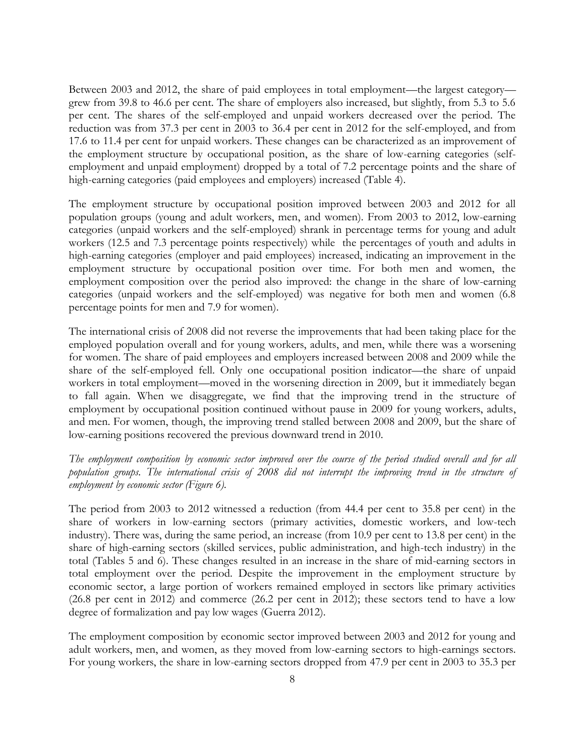Between 2003 and 2012, the share of paid employees in total employment—the largest category—grew from 39.8 to 46.6 per cent. The share of employers also increased, but slightly, from 5.3 to 5.6 per cent. The shares of the self-employed and unpaid workers decreased over the period. The reduction was from 37.3 per cent in 2003 to 36.4 per cent in 2012 for the self-employed, and from 17.6 to 11.4 per cent for unpaid workers. These changes can be characterized as an improvement of the employment structure by occupational position, as the share of low-earning categories (self-employment and unpaid employment) dropped by a total of 7.2 percentage points and the share of high-earning categories (paid employees and employers) increased (Table 4).

The employment structure by occupational position improved between 2003 and 2012 for all population groups (young and adult workers, men, and women). From 2003 to 2012, low-earning categories (unpaid workers and the self-employed) shrank in percentage terms for young and adult workers (12.5 and 7.3 percentage points respectively) while the percentages of youth and adults in high-earning categories (employer and paid employees) increased, indicating an improvement in the employment structure by occupational position over time. For both men and women, the employment composition over the period also improved: the change in the share of low-earning categories (unpaid workers and the self-employed) was negative for both men and women (6.8 percentage points for men and 7.9 for women).

The international crisis of 2008 did not reverse the improvements that had been taking place for the employed population overall and for young workers, adults, and men, while there was a worsening for women. The share of paid employees and employers increased between 2008 and 2009 while the share of the self-employed fell. Only one occupational position indicator—the share of unpaid workers in total employment—moved in the worsening direction in 2009, but it immediately began to fall again. When we disaggregate, we find that the improving trend in the structure of employment by occupational position continued without pause in 2009 for young workers, adults, and men. For women, though, the improving trend stalled between 2008 and 2009, but the share of low-earning positions recovered the previous downward trend in 2010.

*The employment composition by economic sector improved over the course of the period studied overall and for all population groups. The international crisis of 2008 did not interrupt the improving trend in the structure of employment by economic sector (Figure 6).*

The period from 2003 to 2012 witnessed a reduction (from 44.4 per cent to 35.8 per cent) in the share of workers in low-earning sectors (primary activities, domestic workers, and low-tech industry). There was, during the same period, an increase (from 10.9 per cent to 13.8 per cent) in the share of high-earning sectors (skilled services, public administration, and high-tech industry) in the total (Tables 5 and 6). These changes resulted in an increase in the share of mid-earning sectors in total employment over the period. Despite the improvement in the employment structure by economic sector, a large portion of workers remained employed in sectors like primary activities (26.8 per cent in 2012) and commerce (26.2 per cent in 2012); these sectors tend to have a low degree of formalization and pay low wages (Guerra 2012).

The employment composition by economic sector improved between 2003 and 2012 for young and adult workers, men, and women, as they moved from low-earning sectors to high-earnings sectors. For young workers, the share in low-earning sectors dropped from 47.9 per cent in 2003 to 35.3 per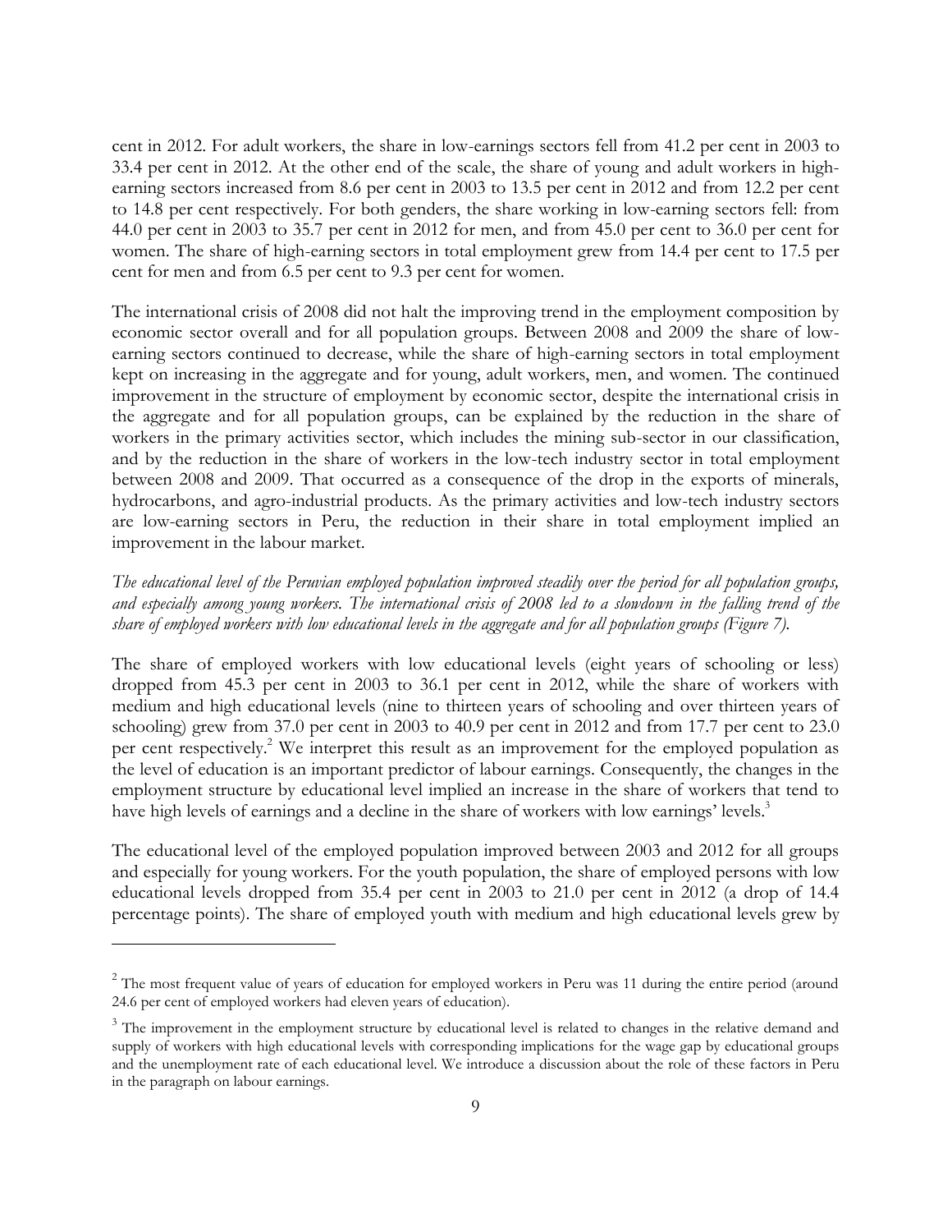cent in 2012. For adult workers, the share in low-earnings sectors fell from 41.2 per cent in 2003 to 33.4 per cent in 2012. At the other end of the scale, the share of young and adult workers in high-earning sectors increased from 8.6 per cent in 2003 to 13.5 per cent in 2012 and from 12.2 per cent to 14.8 per cent respectively. For both genders, the share working in low-earning sectors fell: from 44.0 per cent in 2003 to 35.7 per cent in 2012 for men, and from 45.0 per cent to 36.0 per cent for women. The share of high-earning sectors in total employment grew from 14.4 per cent to 17.5 per cent for men and from 6.5 per cent to 9.3 per cent for women.

The international crisis of 2008 did not halt the improving trend in the employment composition by economic sector overall and for all population groups. Between 2008 and 2009 the share of low-earning sectors continued to decrease, while the share of high-earning sectors in total employment kept on increasing in the aggregate and for young, adult workers, men, and women. The continued improvement in the structure of employment by economic sector, despite the international crisis in the aggregate and for all population groups, can be explained by the reduction in the share of workers in the primary activities sector, which includes the mining sub-sector in our classification, and by the reduction in the share of workers in the low-tech industry sector in total employment between 2008 and 2009. That occurred as a consequence of the drop in the exports of minerals, hydrocarbons, and agro-industrial products. As the primary activities and low-tech industry sectors are low-earning sectors in Peru, the reduction in their share in total employment implied an improvement in the labour market.

*The educational level of the Peruvian employed population improved steadily over the period for all population groups, and especially among young workers. The international crisis of 2008 led to a slowdown in the falling trend of the share of employed workers with low educational levels in the aggregate and for all population groups (Figure 7).*

The share of employed workers with low educational levels (eight years of schooling or less) dropped from 45.3 per cent in 2003 to 36.1 per cent in 2012, while the share of workers with medium and high educational levels (nine to thirteen years of schooling and over thirteen years of schooling) grew from 37.0 per cent in 2003 to 40.9 per cent in 2012 and from 17.7 per cent to 23.0 per cent respectively.[2] We interpret this result as an improvement for the employed population as the level of education is an important predictor of labour earnings. Consequently, the changes in the employment structure by educational level implied an increase in the share of workers that tend to have high levels of earnings and a decline in the share of workers with low earnings' levels.[3]

The educational level of the employed population improved between 2003 and 2012 for all groups and especially for young workers. For the youth population, the share of employed persons with low educational levels dropped from 35.4 per cent in 2003 to 21.0 per cent in 2012 (a drop of 14.4 percentage points). The share of employed youth with medium and high educational levels grew by

---

[2] The most frequent value of years of education for employed workers in Peru was 11 during the entire period (around 24.6 per cent of employed workers had eleven years of education).

[3] The improvement in the employment structure by educational level is related to changes in the relative demand and supply of workers with high educational levels with corresponding implications for the wage gap by educational groups and the unemployment rate of each educational level. We introduce a discussion about the role of these factors in Peru in the paragraph on labour earnings.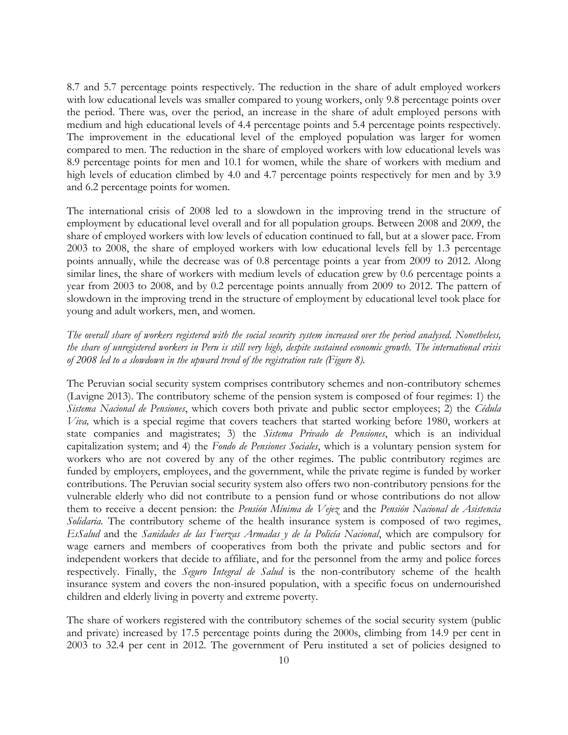8.7 and 5.7 percentage points respectively. The reduction in the share of adult employed workers with low educational levels was smaller compared to young workers, only 9.8 percentage points over the period. There was, over the period, an increase in the share of adult employed persons with medium and high educational levels of 4.4 percentage points and 5.4 percentage points respectively. The improvement in the educational level of the employed population was larger for women compared to men. The reduction in the share of employed workers with low educational levels was 8.9 percentage points for men and 10.1 for women, while the share of workers with medium and high levels of education climbed by 4.0 and 4.7 percentage points respectively for men and by 3.9 and 6.2 percentage points for women.

The international crisis of 2008 led to a slowdown in the improving trend in the structure of employment by educational level overall and for all population groups. Between 2008 and 2009, the share of employed workers with low levels of education continued to fall, but at a slower pace. From 2003 to 2008, the share of employed workers with low educational levels fell by 1.3 percentage points annually, while the decrease was of 0.8 percentage points a year from 2009 to 2012. Along similar lines, the share of workers with medium levels of education grew by 0.6 percentage points a year from 2003 to 2008, and by 0.2 percentage points annually from 2009 to 2012. The pattern of slowdown in the improving trend in the structure of employment by educational level took place for young and adult workers, men, and women.

*The overall share of workers registered with the social security system increased over the period analysed. Nonetheless, the share of unregistered workers in Peru is still very high, despite sustained economic growth. The international crisis of 2008 led to a slowdown in the upward trend of the registration rate (Figure 8).*

The Peruvian social security system comprises contributory schemes and non-contributory schemes (Lavigne 2013). The contributory scheme of the pension system is composed of four regimes: 1) the *Sistema Nacional de Pensiones*, which covers both private and public sector employees; 2) the *Cédula Viva,* which is a special regime that covers teachers that started working before 1980, workers at state companies and magistrates; 3) the *Sistema Privado de Pensiones*, which is an individual capitalization system; and 4) the *Fondo de Pensiones Sociales*, which is a voluntary pension system for workers who are not covered by any of the other regimes. The public contributory regimes are funded by employers, employees, and the government, while the private regime is funded by worker contributions. The Peruvian social security system also offers two non-contributory pensions for the vulnerable elderly who did not contribute to a pension fund or whose contributions do not allow them to receive a decent pension: the *Pensión Mínima de Vejez* and the *Pensión Nacional de Asistencia Solidaria.* The contributory scheme of the health insurance system is composed of two regimes, *EsSalud* and the *Sanidades de las Fuerzas Armadas y de la Policía Nacional*, which are compulsory for wage earners and members of cooperatives from both the private and public sectors and for independent workers that decide to affiliate, and for the personnel from the army and police forces respectively. Finally, the *Seguro Integral de Salud* is the non-contributory scheme of the health insurance system and covers the non-insured population, with a specific focus on undernourished children and elderly living in poverty and extreme poverty.

The share of workers registered with the contributory schemes of the social security system (public and private) increased by 17.5 percentage points during the 2000s, climbing from 14.9 per cent in 2003 to 32.4 per cent in 2012. The government of Peru instituted a set of policies designed to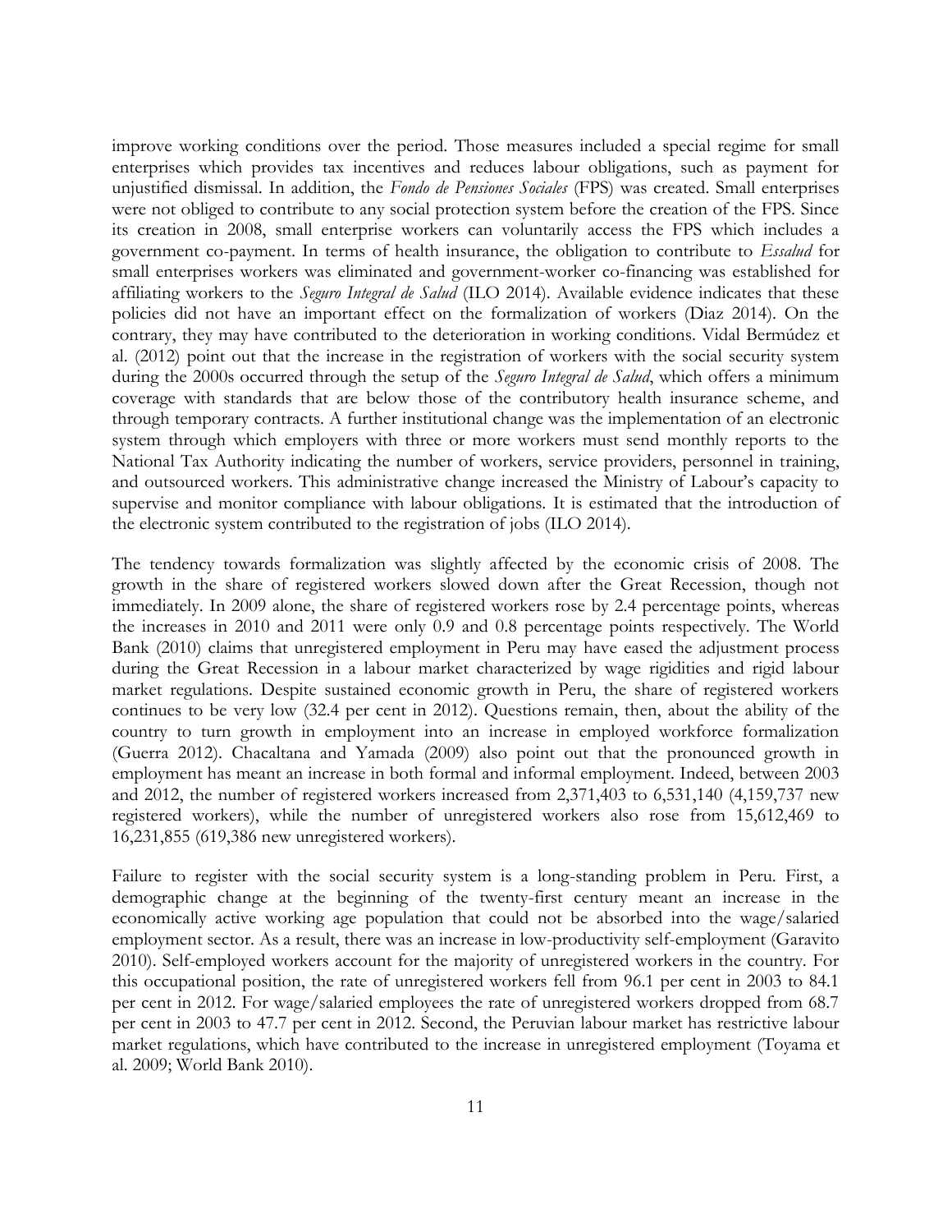improve working conditions over the period. Those measures included a special regime for small enterprises which provides tax incentives and reduces labour obligations, such as payment for unjustified dismissal. In addition, the *Fondo de Pensiones Sociales* (FPS) was created. Small enterprises were not obliged to contribute to any social protection system before the creation of the FPS. Since its creation in 2008, small enterprise workers can voluntarily access the FPS which includes a government co-payment. In terms of health insurance, the obligation to contribute to *Essalud* for small enterprises workers was eliminated and government-worker co-financing was established for affiliating workers to the *Seguro Integral de Salud* (ILO 2014). Available evidence indicates that these policies did not have an important effect on the formalization of workers (Diaz 2014). On the contrary, they may have contributed to the deterioration in working conditions. Vidal Bermúdez et al. (2012) point out that the increase in the registration of workers with the social security system during the 2000s occurred through the setup of the *Seguro Integral de Salud*, which offers a minimum coverage with standards that are below those of the contributory health insurance scheme, and through temporary contracts. A further institutional change was the implementation of an electronic system through which employers with three or more workers must send monthly reports to the National Tax Authority indicating the number of workers, service providers, personnel in training, and outsourced workers. This administrative change increased the Ministry of Labour's capacity to supervise and monitor compliance with labour obligations. It is estimated that the introduction of the electronic system contributed to the registration of jobs (ILO 2014).

The tendency towards formalization was slightly affected by the economic crisis of 2008. The growth in the share of registered workers slowed down after the Great Recession, though not immediately. In 2009 alone, the share of registered workers rose by 2.4 percentage points, whereas the increases in 2010 and 2011 were only 0.9 and 0.8 percentage points respectively. The World Bank (2010) claims that unregistered employment in Peru may have eased the adjustment process during the Great Recession in a labour market characterized by wage rigidities and rigid labour market regulations. Despite sustained economic growth in Peru, the share of registered workers continues to be very low (32.4 per cent in 2012). Questions remain, then, about the ability of the country to turn growth in employment into an increase in employed workforce formalization (Guerra 2012). Chacaltana and Yamada (2009) also point out that the pronounced growth in employment has meant an increase in both formal and informal employment. Indeed, between 2003 and 2012, the number of registered workers increased from 2,371,403 to 6,531,140 (4,159,737 new registered workers), while the number of unregistered workers also rose from 15,612,469 to 16,231,855 (619,386 new unregistered workers).

Failure to register with the social security system is a long-standing problem in Peru. First, a demographic change at the beginning of the twenty-first century meant an increase in the economically active working age population that could not be absorbed into the wage/salaried employment sector. As a result, there was an increase in low-productivity self-employment (Garavito 2010). Self-employed workers account for the majority of unregistered workers in the country. For this occupational position, the rate of unregistered workers fell from 96.1 per cent in 2003 to 84.1 per cent in 2012. For wage/salaried employees the rate of unregistered workers dropped from 68.7 per cent in 2003 to 47.7 per cent in 2012. Second, the Peruvian labour market has restrictive labour market regulations, which have contributed to the increase in unregistered employment (Toyama et al. 2009; World Bank 2010).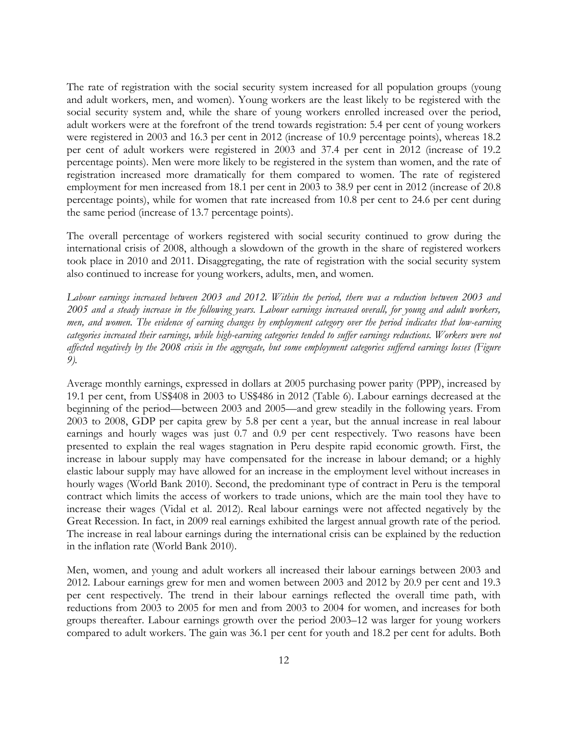The rate of registration with the social security system increased for all population groups (young and adult workers, men, and women). Young workers are the least likely to be registered with the social security system and, while the share of young workers enrolled increased over the period, adult workers were at the forefront of the trend towards registration: 5.4 per cent of young workers were registered in 2003 and 16.3 per cent in 2012 (increase of 10.9 percentage points), whereas 18.2 per cent of adult workers were registered in 2003 and 37.4 per cent in 2012 (increase of 19.2 percentage points). Men were more likely to be registered in the system than women, and the rate of registration increased more dramatically for them compared to women. The rate of registered employment for men increased from 18.1 per cent in 2003 to 38.9 per cent in 2012 (increase of 20.8 percentage points), while for women that rate increased from 10.8 per cent to 24.6 per cent during the same period (increase of 13.7 percentage points).

The overall percentage of workers registered with social security continued to grow during the international crisis of 2008, although a slowdown of the growth in the share of registered workers took place in 2010 and 2011. Disaggregating, the rate of registration with the social security system also continued to increase for young workers, adults, men, and women.

*Labour earnings increased between 2003 and 2012. Within the period, there was a reduction between 2003 and 2005 and a steady increase in the following years. Labour earnings increased overall, for young and adult workers, men, and women. The evidence of earning changes by employment category over the period indicates that low-earning categories increased their earnings, while high-earning categories tended to suffer earnings reductions. Workers were not affected negatively by the 2008 crisis in the aggregate, but some employment categories suffered earnings losses (Figure 9).*

Average monthly earnings, expressed in dollars at 2005 purchasing power parity (PPP), increased by 19.1 per cent, from US$408 in 2003 to US$486 in 2012 (Table 6). Labour earnings decreased at the beginning of the period—between 2003 and 2005—and grew steadily in the following years. From 2003 to 2008, GDP per capita grew by 5.8 per cent a year, but the annual increase in real labour earnings and hourly wages was just 0.7 and 0.9 per cent respectively. Two reasons have been presented to explain the real wages stagnation in Peru despite rapid economic growth. First, the increase in labour supply may have compensated for the increase in labour demand; or a highly elastic labour supply may have allowed for an increase in the employment level without increases in hourly wages (World Bank 2010). Second, the predominant type of contract in Peru is the temporal contract which limits the access of workers to trade unions, which are the main tool they have to increase their wages (Vidal et al. 2012). Real labour earnings were not affected negatively by the Great Recession. In fact, in 2009 real earnings exhibited the largest annual growth rate of the period. The increase in real labour earnings during the international crisis can be explained by the reduction in the inflation rate (World Bank 2010).

Men, women, and young and adult workers all increased their labour earnings between 2003 and 2012. Labour earnings grew for men and women between 2003 and 2012 by 20.9 per cent and 19.3 per cent respectively. The trend in their labour earnings reflected the overall time path, with reductions from 2003 to 2005 for men and from 2003 to 2004 for women, and increases for both groups thereafter. Labour earnings growth over the period 2003–12 was larger for young workers compared to adult workers. The gain was 36.1 per cent for youth and 18.2 per cent for adults. Both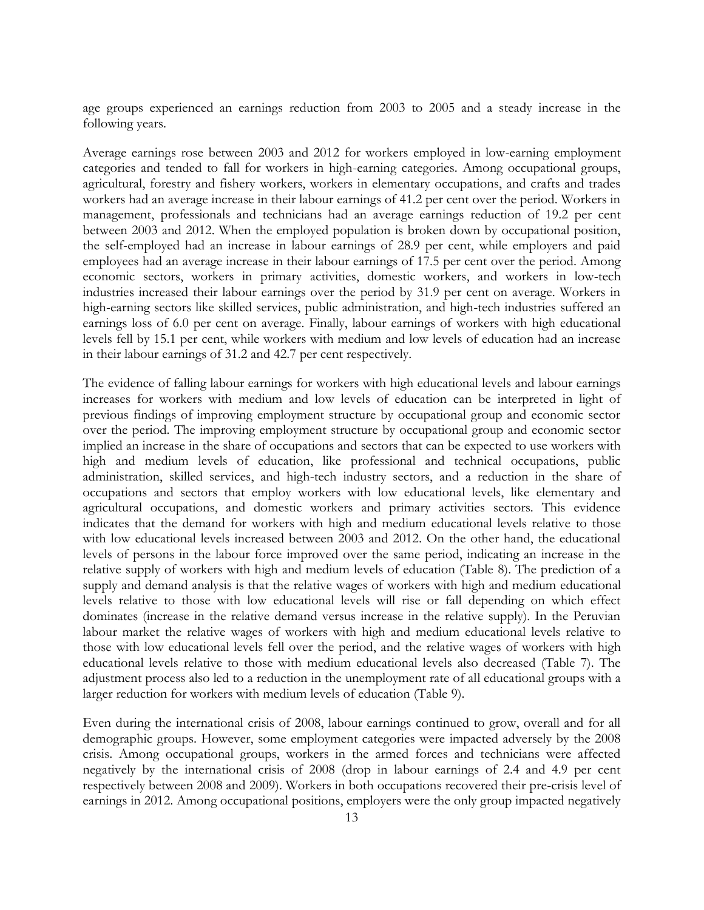age groups experienced an earnings reduction from 2003 to 2005 and a steady increase in the following years.

Average earnings rose between 2003 and 2012 for workers employed in low-earning employment categories and tended to fall for workers in high-earning categories. Among occupational groups, agricultural, forestry and fishery workers, workers in elementary occupations, and crafts and trades workers had an average increase in their labour earnings of 41.2 per cent over the period. Workers in management, professionals and technicians had an average earnings reduction of 19.2 per cent between 2003 and 2012. When the employed population is broken down by occupational position, the self-employed had an increase in labour earnings of 28.9 per cent, while employers and paid employees had an average increase in their labour earnings of 17.5 per cent over the period. Among economic sectors, workers in primary activities, domestic workers, and workers in low-tech industries increased their labour earnings over the period by 31.9 per cent on average. Workers in high-earning sectors like skilled services, public administration, and high-tech industries suffered an earnings loss of 6.0 per cent on average. Finally, labour earnings of workers with high educational levels fell by 15.1 per cent, while workers with medium and low levels of education had an increase in their labour earnings of 31.2 and 42.7 per cent respectively.

The evidence of falling labour earnings for workers with high educational levels and labour earnings increases for workers with medium and low levels of education can be interpreted in light of previous findings of improving employment structure by occupational group and economic sector over the period. The improving employment structure by occupational group and economic sector implied an increase in the share of occupations and sectors that can be expected to use workers with high and medium levels of education, like professional and technical occupations, public administration, skilled services, and high-tech industry sectors, and a reduction in the share of occupations and sectors that employ workers with low educational levels, like elementary and agricultural occupations, and domestic workers and primary activities sectors. This evidence indicates that the demand for workers with high and medium educational levels relative to those with low educational levels increased between 2003 and 2012. On the other hand, the educational levels of persons in the labour force improved over the same period, indicating an increase in the relative supply of workers with high and medium levels of education (Table 8). The prediction of a supply and demand analysis is that the relative wages of workers with high and medium educational levels relative to those with low educational levels will rise or fall depending on which effect dominates (increase in the relative demand versus increase in the relative supply). In the Peruvian labour market the relative wages of workers with high and medium educational levels relative to those with low educational levels fell over the period, and the relative wages of workers with high educational levels relative to those with medium educational levels also decreased (Table 7). The adjustment process also led to a reduction in the unemployment rate of all educational groups with a larger reduction for workers with medium levels of education (Table 9).

Even during the international crisis of 2008, labour earnings continued to grow, overall and for all demographic groups. However, some employment categories were impacted adversely by the 2008 crisis. Among occupational groups, workers in the armed forces and technicians were affected negatively by the international crisis of 2008 (drop in labour earnings of 2.4 and 4.9 per cent respectively between 2008 and 2009). Workers in both occupations recovered their pre-crisis level of earnings in 2012. Among occupational positions, employers were the only group impacted negatively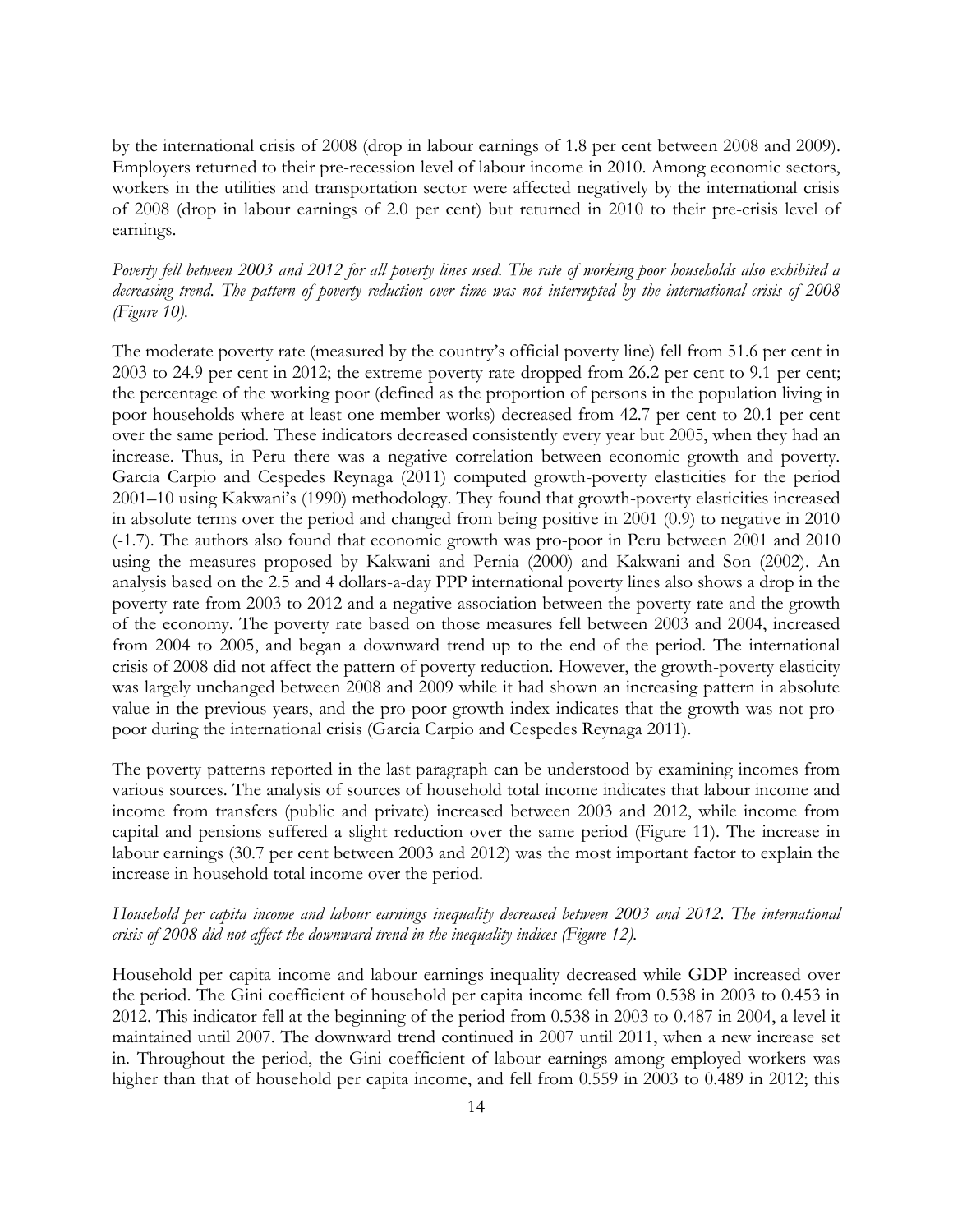by the international crisis of 2008 (drop in labour earnings of 1.8 per cent between 2008 and 2009). Employers returned to their pre-recession level of labour income in 2010. Among economic sectors, workers in the utilities and transportation sector were affected negatively by the international crisis of 2008 (drop in labour earnings of 2.0 per cent) but returned in 2010 to their pre-crisis level of earnings.

*Poverty fell between 2003 and 2012 for all poverty lines used. The rate of working poor households also exhibited a decreasing trend. The pattern of poverty reduction over time was not interrupted by the international crisis of 2008 (Figure 10).*

The moderate poverty rate (measured by the country's official poverty line) fell from 51.6 per cent in 2003 to 24.9 per cent in 2012; the extreme poverty rate dropped from 26.2 per cent to 9.1 per cent; the percentage of the working poor (defined as the proportion of persons in the population living in poor households where at least one member works) decreased from 42.7 per cent to 20.1 per cent over the same period. These indicators decreased consistently every year but 2005, when they had an increase. Thus, in Peru there was a negative correlation between economic growth and poverty. Garcia Carpio and Cespedes Reynaga (2011) computed growth-poverty elasticities for the period 2001–10 using Kakwani's (1990) methodology. They found that growth-poverty elasticities increased in absolute terms over the period and changed from being positive in 2001 (0.9) to negative in 2010 (-1.7). The authors also found that economic growth was pro-poor in Peru between 2001 and 2010 using the measures proposed by Kakwani and Pernia (2000) and Kakwani and Son (2002). An analysis based on the 2.5 and 4 dollars-a-day PPP international poverty lines also shows a drop in the poverty rate from 2003 to 2012 and a negative association between the poverty rate and the growth of the economy. The poverty rate based on those measures fell between 2003 and 2004, increased from 2004 to 2005, and began a downward trend up to the end of the period. The international crisis of 2008 did not affect the pattern of poverty reduction. However, the growth-poverty elasticity was largely unchanged between 2008 and 2009 while it had shown an increasing pattern in absolute value in the previous years, and the pro-poor growth index indicates that the growth was not pro-poor during the international crisis (Garcia Carpio and Cespedes Reynaga 2011).

The poverty patterns reported in the last paragraph can be understood by examining incomes from various sources. The analysis of sources of household total income indicates that labour income and income from transfers (public and private) increased between 2003 and 2012, while income from capital and pensions suffered a slight reduction over the same period (Figure 11). The increase in labour earnings (30.7 per cent between 2003 and 2012) was the most important factor to explain the increase in household total income over the period.

*Household per capita income and labour earnings inequality decreased between 2003 and 2012. The international crisis of 2008 did not affect the downward trend in the inequality indices (Figure 12).*

Household per capita income and labour earnings inequality decreased while GDP increased over the period. The Gini coefficient of household per capita income fell from 0.538 in 2003 to 0.453 in 2012. This indicator fell at the beginning of the period from 0.538 in 2003 to 0.487 in 2004, a level it maintained until 2007. The downward trend continued in 2007 until 2011, when a new increase set in. Throughout the period, the Gini coefficient of labour earnings among employed workers was higher than that of household per capita income, and fell from 0.559 in 2003 to 0.489 in 2012; this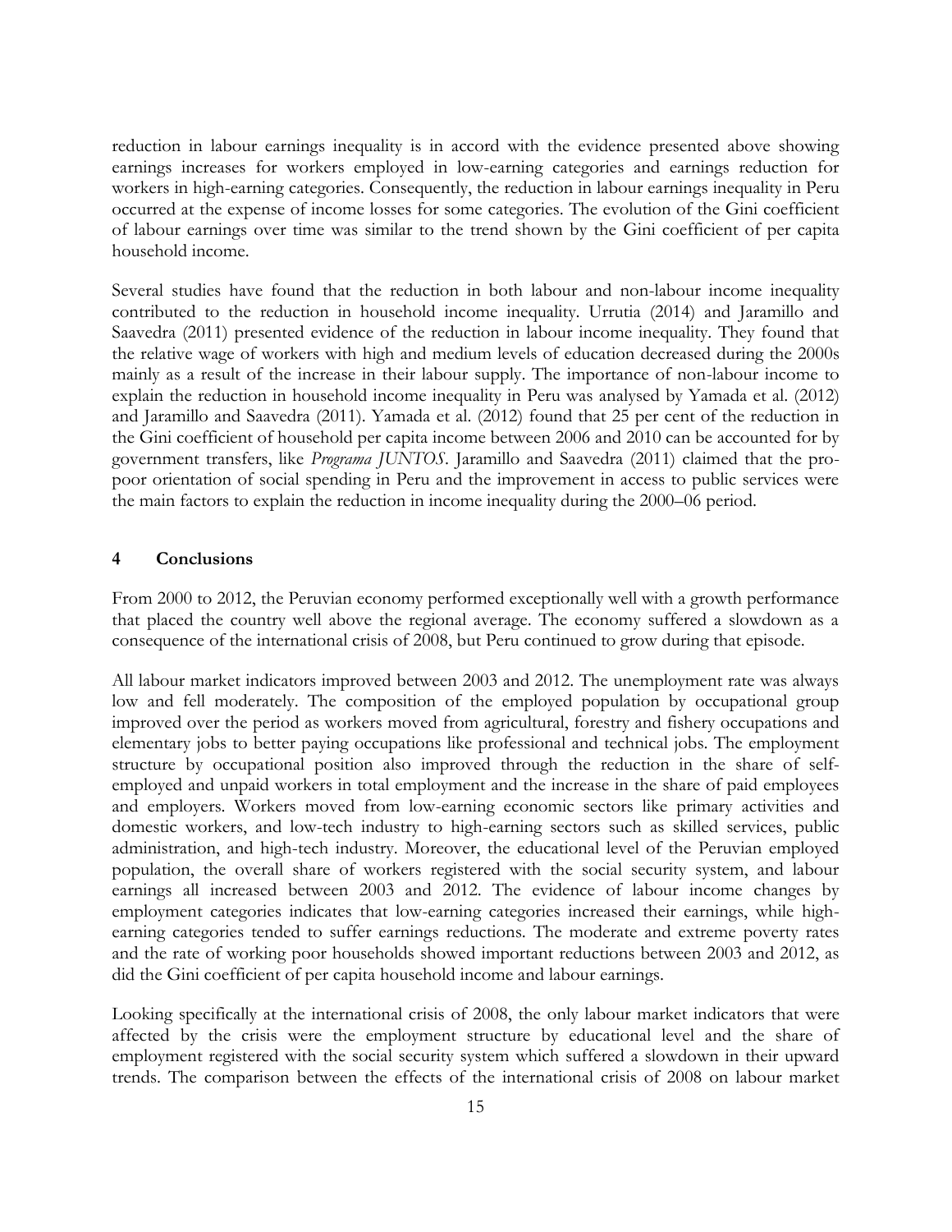reduction in labour earnings inequality is in accord with the evidence presented above showing earnings increases for workers employed in low-earning categories and earnings reduction for workers in high-earning categories. Consequently, the reduction in labour earnings inequality in Peru occurred at the expense of income losses for some categories. The evolution of the Gini coefficient of labour earnings over time was similar to the trend shown by the Gini coefficient of per capita household income.

Several studies have found that the reduction in both labour and non-labour income inequality contributed to the reduction in household income inequality. Urrutia (2014) and Jaramillo and Saavedra (2011) presented evidence of the reduction in labour income inequality. They found that the relative wage of workers with high and medium levels of education decreased during the 2000s mainly as a result of the increase in their labour supply. The importance of non-labour income to explain the reduction in household income inequality in Peru was analysed by Yamada et al. (2012) and Jaramillo and Saavedra (2011). Yamada et al. (2012) found that 25 per cent of the reduction in the Gini coefficient of household per capita income between 2006 and 2010 can be accounted for by government transfers, like *Programa JUNTOS*. Jaramillo and Saavedra (2011) claimed that the pro-poor orientation of social spending in Peru and the improvement in access to public services were the main factors to explain the reduction in income inequality during the 2000–06 period.

## 4 Conclusions

From 2000 to 2012, the Peruvian economy performed exceptionally well with a growth performance that placed the country well above the regional average. The economy suffered a slowdown as a consequence of the international crisis of 2008, but Peru continued to grow during that episode.

All labour market indicators improved between 2003 and 2012. The unemployment rate was always low and fell moderately. The composition of the employed population by occupational group improved over the period as workers moved from agricultural, forestry and fishery occupations and elementary jobs to better paying occupations like professional and technical jobs. The employment structure by occupational position also improved through the reduction in the share of self-employed and unpaid workers in total employment and the increase in the share of paid employees and employers. Workers moved from low-earning economic sectors like primary activities and domestic workers, and low-tech industry to high-earning sectors such as skilled services, public administration, and high-tech industry. Moreover, the educational level of the Peruvian employed population, the overall share of workers registered with the social security system, and labour earnings all increased between 2003 and 2012. The evidence of labour income changes by employment categories indicates that low-earning categories increased their earnings, while high-earning categories tended to suffer earnings reductions. The moderate and extreme poverty rates and the rate of working poor households showed important reductions between 2003 and 2012, as did the Gini coefficient of per capita household income and labour earnings.

Looking specifically at the international crisis of 2008, the only labour market indicators that were affected by the crisis were the employment structure by educational level and the share of employment registered with the social security system which suffered a slowdown in their upward trends. The comparison between the effects of the international crisis of 2008 on labour market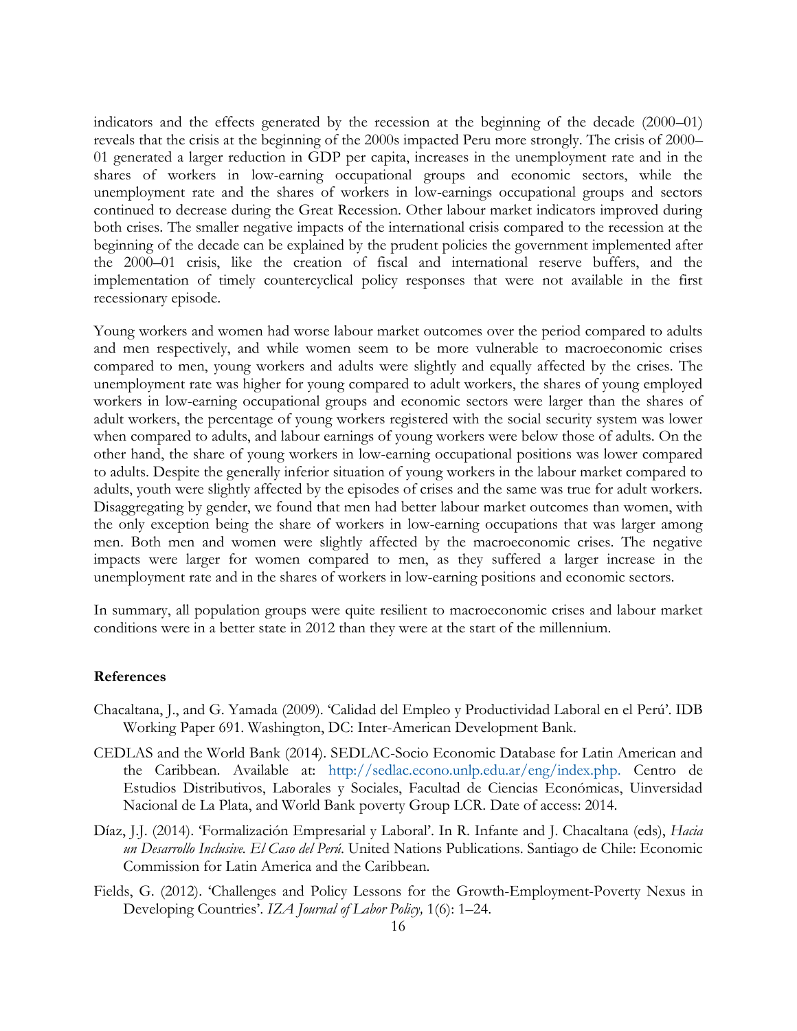indicators and the effects generated by the recession at the beginning of the decade (2000–01) reveals that the crisis at the beginning of the 2000s impacted Peru more strongly. The crisis of 2000–01 generated a larger reduction in GDP per capita, increases in the unemployment rate and in the shares of workers in low-earning occupational groups and economic sectors, while the unemployment rate and the shares of workers in low-earnings occupational groups and sectors continued to decrease during the Great Recession. Other labour market indicators improved during both crises. The smaller negative impacts of the international crisis compared to the recession at the beginning of the decade can be explained by the prudent policies the government implemented after the 2000–01 crisis, like the creation of fiscal and international reserve buffers, and the implementation of timely countercyclical policy responses that were not available in the first recessionary episode.

Young workers and women had worse labour market outcomes over the period compared to adults and men respectively, and while women seem to be more vulnerable to macroeconomic crises compared to men, young workers and adults were slightly and equally affected by the crises. The unemployment rate was higher for young compared to adult workers, the shares of young employed workers in low-earning occupational groups and economic sectors were larger than the shares of adult workers, the percentage of young workers registered with the social security system was lower when compared to adults, and labour earnings of young workers were below those of adults. On the other hand, the share of young workers in low-earning occupational positions was lower compared to adults. Despite the generally inferior situation of young workers in the labour market compared to adults, youth were slightly affected by the episodes of crises and the same was true for adult workers. Disaggregating by gender, we found that men had better labour market outcomes than women, with the only exception being the share of workers in low-earning occupations that was larger among men. Both men and women were slightly affected by the macroeconomic crises. The negative impacts were larger for women compared to men, as they suffered a larger increase in the unemployment rate and in the shares of workers in low-earning positions and economic sectors.

In summary, all population groups were quite resilient to macroeconomic crises and labour market conditions were in a better state in 2012 than they were at the start of the millennium.

## References

Chacaltana, J., and G. Yamada (2009). 'Calidad del Empleo y Productividad Laboral en el Perú'. IDB Working Paper 691. Washington, DC: Inter-American Development Bank.

CEDLAS and the World Bank (2014). SEDLAC-Socio Economic Database for Latin American and the Caribbean. Available at: http://sedlac.econo.unlp.edu.ar/eng/index.php. Centro de Estudios Distributivos, Laborales y Sociales, Facultad de Ciencias Económicas, Uinversidad Nacional de La Plata, and World Bank poverty Group LCR. Date of access: 2014.

Díaz, J.J. (2014). 'Formalización Empresarial y Laboral'. In R. Infante and J. Chacaltana (eds), *Hacia un Desarrollo Inclusive. El Caso del Perú*. United Nations Publications. Santiago de Chile: Economic Commission for Latin America and the Caribbean.

Fields, G. (2012). 'Challenges and Policy Lessons for the Growth-Employment-Poverty Nexus in Developing Countries'. *IZA Journal of Labor Policy,* 1(6): 1–24.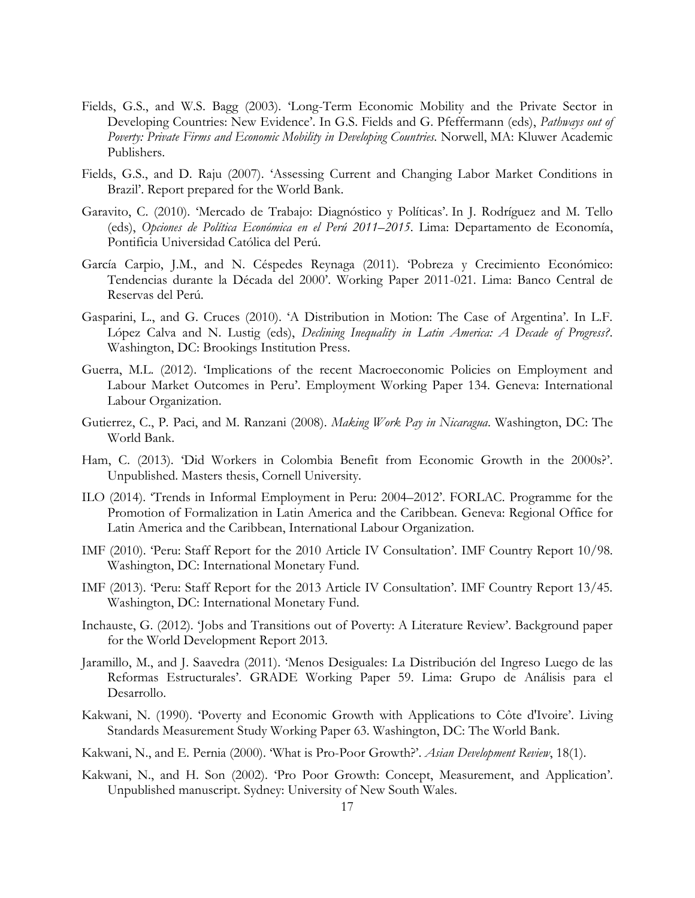Fields, G.S., and W.S. Bagg (2003). 'Long-Term Economic Mobility and the Private Sector in Developing Countries: New Evidence'. In G.S. Fields and G. Pfeffermann (eds), *Pathways out of Poverty: Private Firms and Economic Mobility in Developing Countries*. Norwell, MA: Kluwer Academic Publishers.

Fields, G.S., and D. Raju (2007). 'Assessing Current and Changing Labor Market Conditions in Brazil'. Report prepared for the World Bank.

Garavito, C. (2010). 'Mercado de Trabajo: Diagnóstico y Políticas'. In J. Rodríguez and M. Tello (eds), *Opciones de Política Económica en el Perú 2011–2015*. Lima: Departamento de Economía, Pontificia Universidad Católica del Perú.

García Carpio, J.M., and N. Céspedes Reynaga (2011). 'Pobreza y Crecimiento Económico: Tendencias durante la Década del 2000'. Working Paper 2011-021. Lima: Banco Central de Reservas del Perú.

Gasparini, L., and G. Cruces (2010). 'A Distribution in Motion: The Case of Argentina'. In L.F. López Calva and N. Lustig (eds), *Declining Inequality in Latin America: A Decade of Progress?*. Washington, DC: Brookings Institution Press.

Guerra, M.L. (2012). 'Implications of the recent Macroeconomic Policies on Employment and Labour Market Outcomes in Peru'. Employment Working Paper 134. Geneva: International Labour Organization.

Gutierrez, C., P. Paci, and M. Ranzani (2008). *Making Work Pay in Nicaragua*. Washington, DC: The World Bank.

Ham, C. (2013). 'Did Workers in Colombia Benefit from Economic Growth in the 2000s?'. Unpublished. Masters thesis, Cornell University.

ILO (2014). 'Trends in Informal Employment in Peru: 2004–2012'. FORLAC. Programme for the Promotion of Formalization in Latin America and the Caribbean. Geneva: Regional Office for Latin America and the Caribbean, International Labour Organization.

IMF (2010). 'Peru: Staff Report for the 2010 Article IV Consultation'. IMF Country Report 10/98. Washington, DC: International Monetary Fund.

IMF (2013). 'Peru: Staff Report for the 2013 Article IV Consultation'. IMF Country Report 13/45. Washington, DC: International Monetary Fund.

Inchauste, G. (2012). 'Jobs and Transitions out of Poverty: A Literature Review'. Background paper for the World Development Report 2013.

Jaramillo, M., and J. Saavedra (2011). 'Menos Desiguales: La Distribución del Ingreso Luego de las Reformas Estructurales'. GRADE Working Paper 59. Lima: Grupo de Análisis para el Desarrollo.

Kakwani, N. (1990). 'Poverty and Economic Growth with Applications to Côte d'Ivoire'. Living Standards Measurement Study Working Paper 63. Washington, DC: The World Bank.

Kakwani, N., and E. Pernia (2000). 'What is Pro-Poor Growth?'. *Asian Development Review*, 18(1).

Kakwani, N., and H. Son (2002). 'Pro Poor Growth: Concept, Measurement, and Application'. Unpublished manuscript. Sydney: University of New South Wales.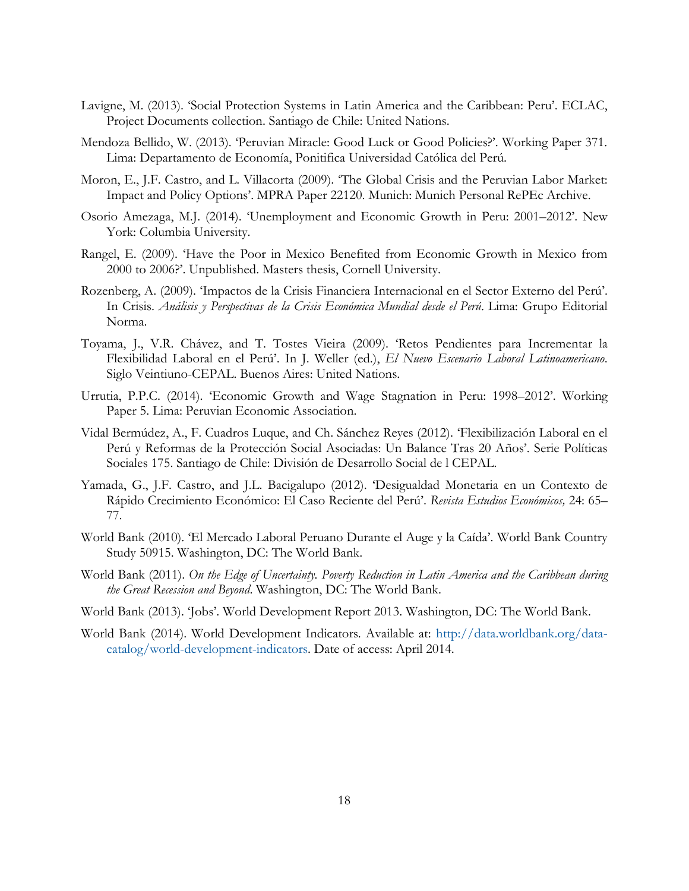Lavigne, M. (2013). 'Social Protection Systems in Latin America and the Caribbean: Peru'. ECLAC, Project Documents collection. Santiago de Chile: United Nations.

Mendoza Bellido, W. (2013). 'Peruvian Miracle: Good Luck or Good Policies?'. Working Paper 371. Lima: Departamento de Economía, Ponitifica Universidad Católica del Perú.

Moron, E., J.F. Castro, and L. Villacorta (2009). 'The Global Crisis and the Peruvian Labor Market: Impact and Policy Options'. MPRA Paper 22120. Munich: Munich Personal RePEc Archive.

Osorio Amezaga, M.J. (2014). 'Unemployment and Economic Growth in Peru: 2001–2012'. New York: Columbia University.

Rangel, E. (2009). 'Have the Poor in Mexico Benefited from Economic Growth in Mexico from 2000 to 2006?'. Unpublished. Masters thesis, Cornell University.

Rozenberg, A. (2009). 'Impactos de la Crisis Financiera Internacional en el Sector Externo del Perú'. In Crisis. *Análisis y Perspectivas de la Crisis Económica Mundial desde el Perú*. Lima: Grupo Editorial Norma.

Toyama, J., V.R. Chávez, and T. Tostes Vieira (2009). 'Retos Pendientes para Incrementar la Flexibilidad Laboral en el Perú'. In J. Weller (ed.), *El Nuevo Escenario Laboral Latinoamericano*. Siglo Veintiuno-CEPAL. Buenos Aires: United Nations.

Urrutia, P.P.C. (2014). 'Economic Growth and Wage Stagnation in Peru: 1998–2012'. Working Paper 5. Lima: Peruvian Economic Association.

Vidal Bermúdez, A., F. Cuadros Luque, and Ch. Sánchez Reyes (2012). 'Flexibilización Laboral en el Perú y Reformas de la Protección Social Asociadas: Un Balance Tras 20 Años'. Serie Políticas Sociales 175. Santiago de Chile: División de Desarrollo Social de l CEPAL.

Yamada, G., J.F. Castro, and J.L. Bacigalupo (2012). 'Desigualdad Monetaria en un Contexto de Rápido Crecimiento Económico: El Caso Reciente del Perú'. *Revista Estudios Económicos,* 24: 65–77.

World Bank (2010). 'El Mercado Laboral Peruano Durante el Auge y la Caída'. World Bank Country Study 50915. Washington, DC: The World Bank.

World Bank (2011). *On the Edge of Uncertainty. Poverty Reduction in Latin America and the Caribbean during the Great Recession and Beyond*. Washington, DC: The World Bank.

World Bank (2013). 'Jobs'. World Development Report 2013. Washington, DC: The World Bank.

World Bank (2014). World Development Indicators. Available at: http://data.worldbank.org/data-catalog/world-development-indicators. Date of access: April 2014.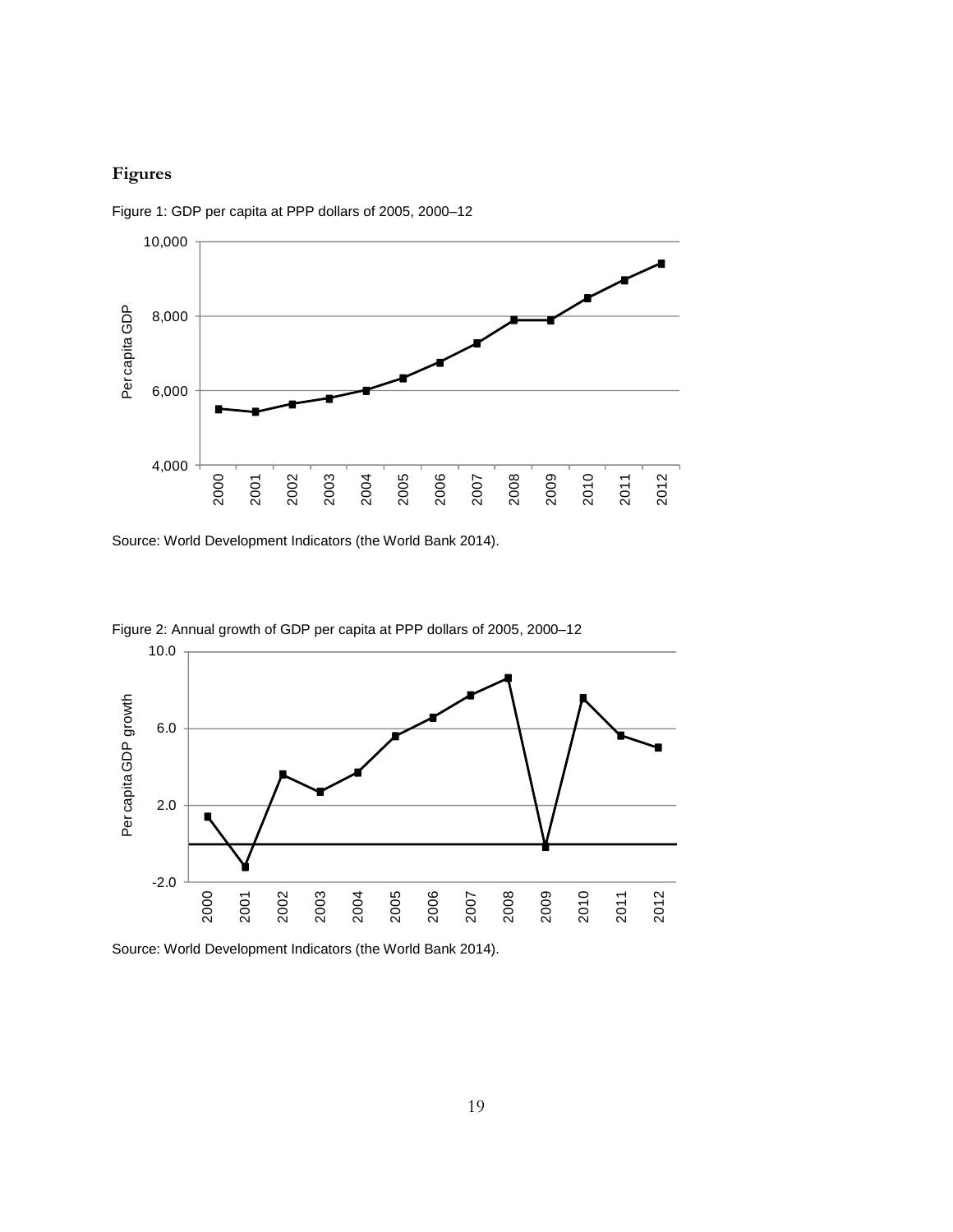## Figures

Figure 1: GDP per capita at PPP dollars of 2005, 2000–12

Source: World Development Indicators (the World Bank 2014).

Figure 2: Annual growth of GDP per capita at PPP dollars of 2005, 2000–12

Source: World Development Indicators (the World Bank 2014).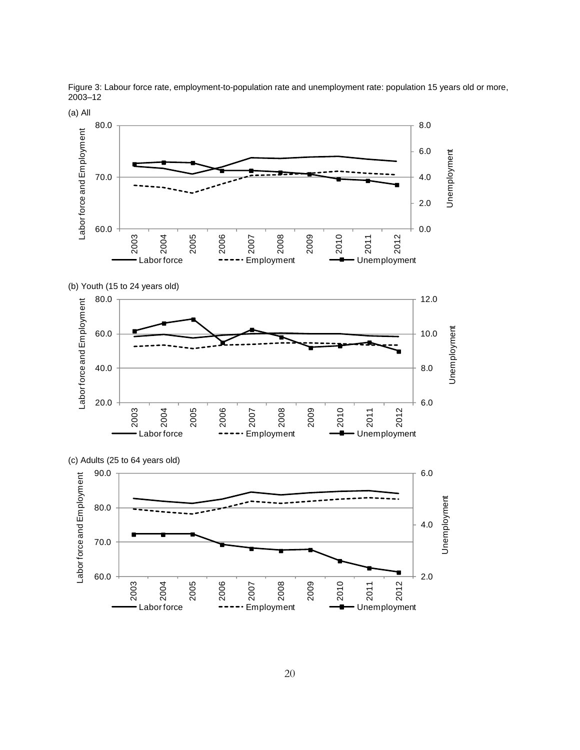Figure 3: Labour force rate, employment-to-population rate and unemployment rate: population 15 years old or more, 2003–12

(a) All

(b) Youth (15 to 24 years old)

(c) Adults (25 to 64 years old)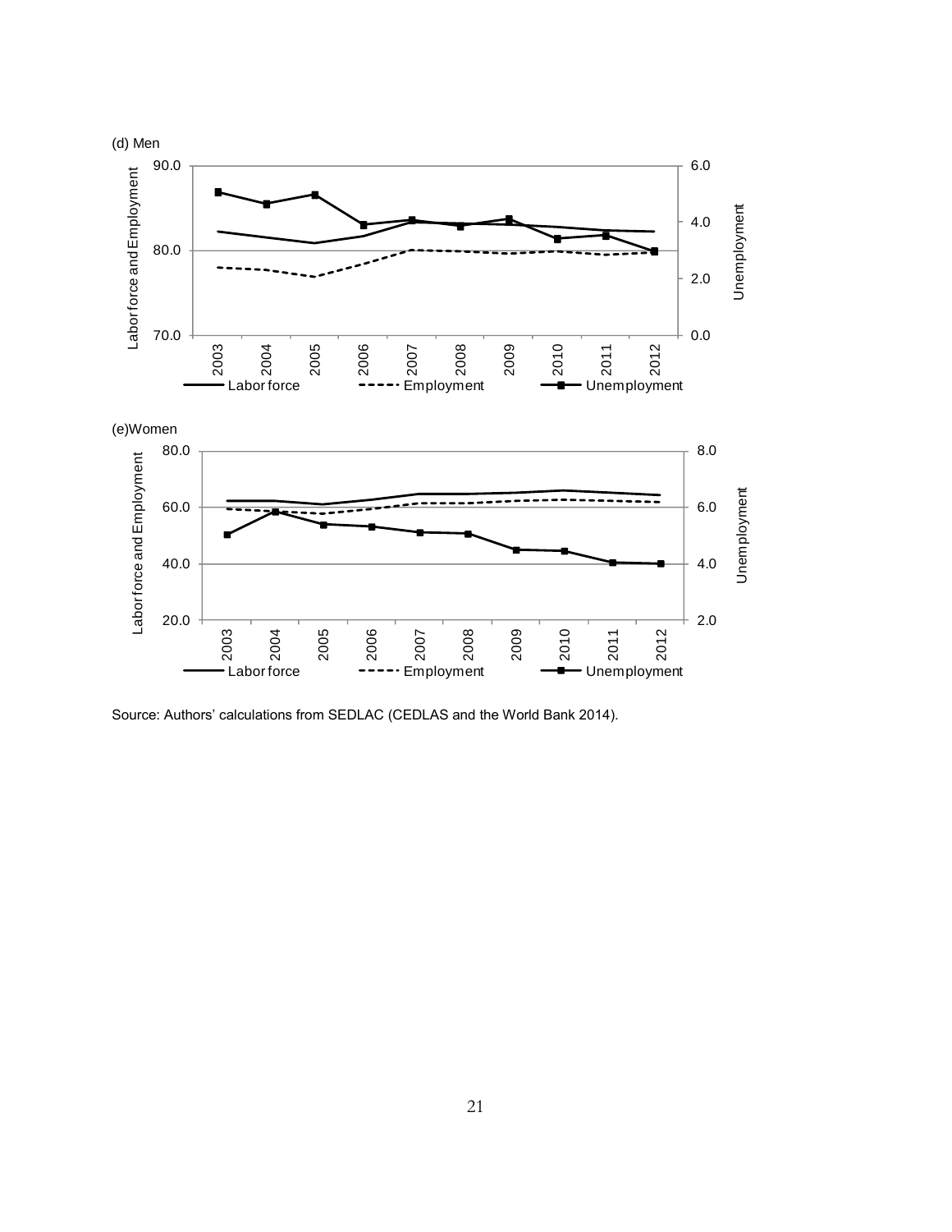(d) Men

(e)Women

Source: Authors' calculations from SEDLAC (CEDLAS and the World Bank 2014).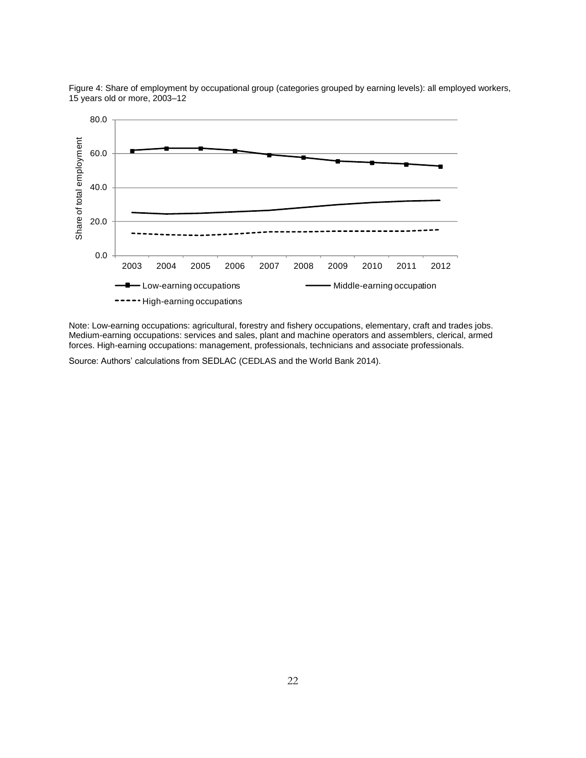Figure 4: Share of employment by occupational group (categories grouped by earning levels): all employed workers, 15 years old or more, 2003–12

Note: Low-earning occupations: agricultural, forestry and fishery occupations, elementary, craft and trades jobs. Medium-earning occupations: services and sales, plant and machine operators and assemblers, clerical, armed forces. High-earning occupations: management, professionals, technicians and associate professionals.

Source: Authors' calculations from SEDLAC (CEDLAS and the World Bank 2014).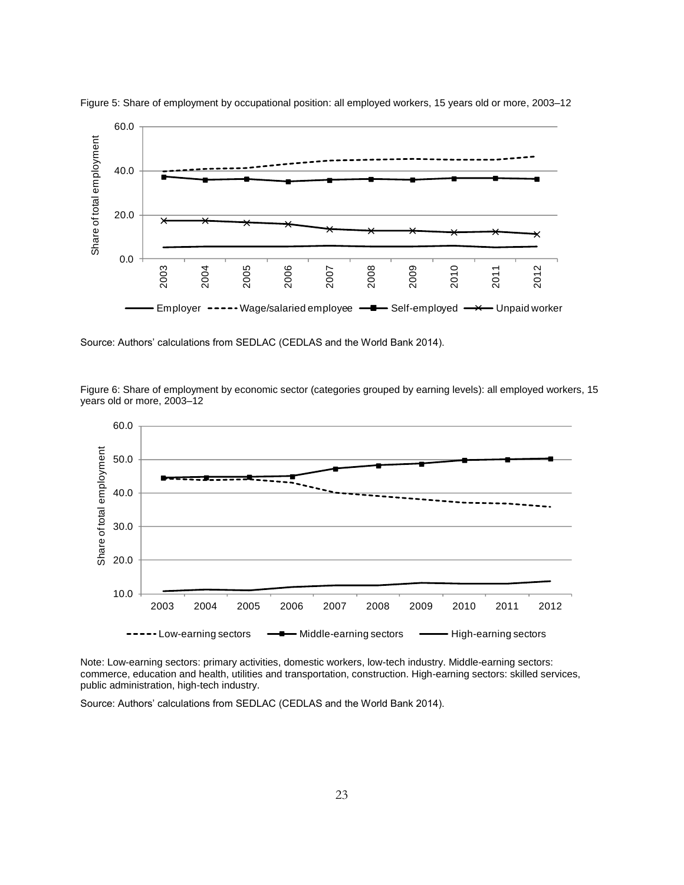Figure 5: Share of employment by occupational position: all employed workers, 15 years old or more, 2003–12

Source: Authors' calculations from SEDLAC (CEDLAS and the World Bank 2014).

Figure 6: Share of employment by economic sector (categories grouped by earning levels): all employed workers, 15 years old or more, 2003–12

Note: Low-earning sectors: primary activities, domestic workers, low-tech industry. Middle-earning sectors: commerce, education and health, utilities and transportation, construction. High-earning sectors: skilled services, public administration, high-tech industry.

Source: Authors' calculations from SEDLAC (CEDLAS and the World Bank 2014).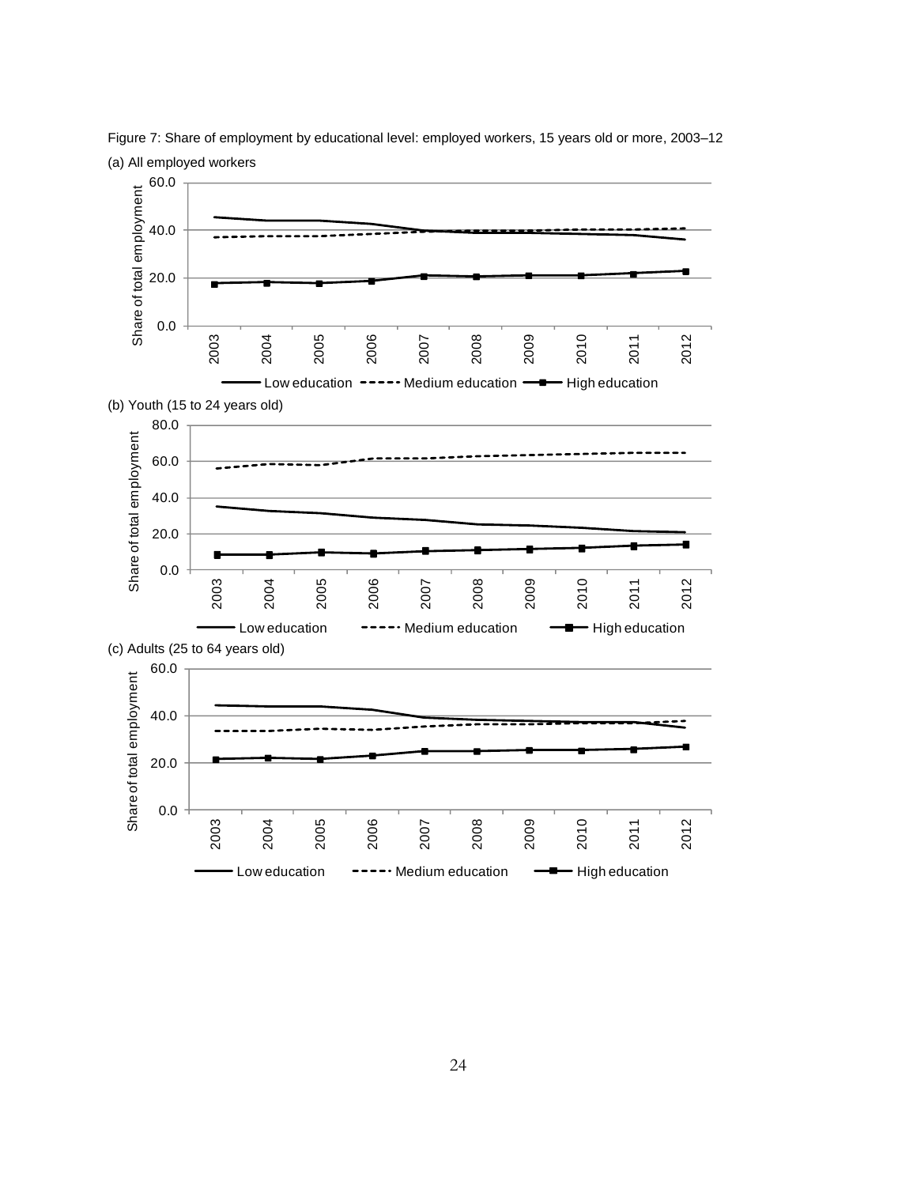Figure 7: Share of employment by educational level: employed workers, 15 years old or more, 2003–12

(a) All employed workers

(b) Youth (15 to 24 years old)

(c) Adults (25 to 64 years old)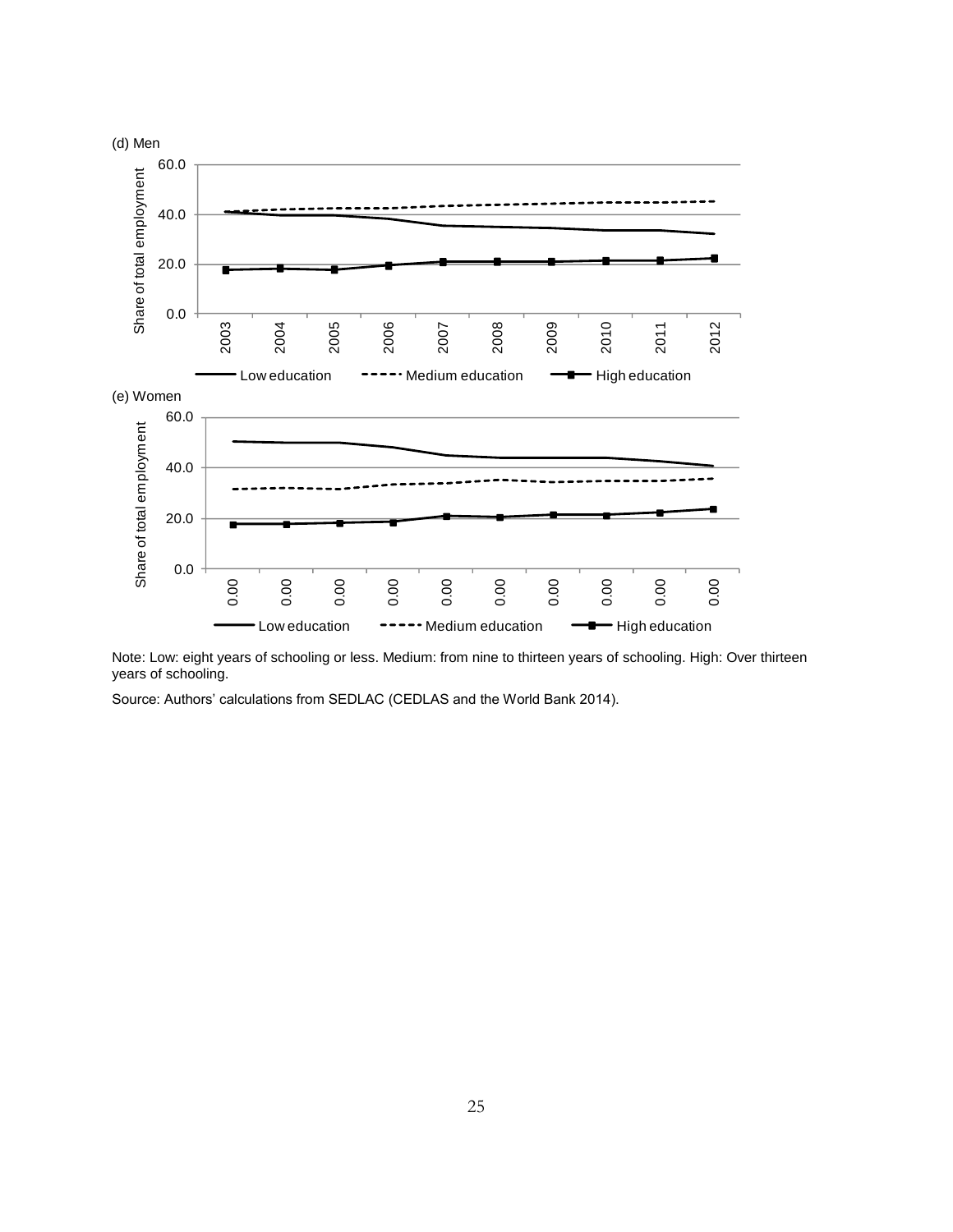(d) Men

(e) Women

Note: Low: eight years of schooling or less. Medium: from nine to thirteen years of schooling. High: Over thirteen years of schooling.

Source: Authors' calculations from SEDLAC (CEDLAS and the World Bank 2014).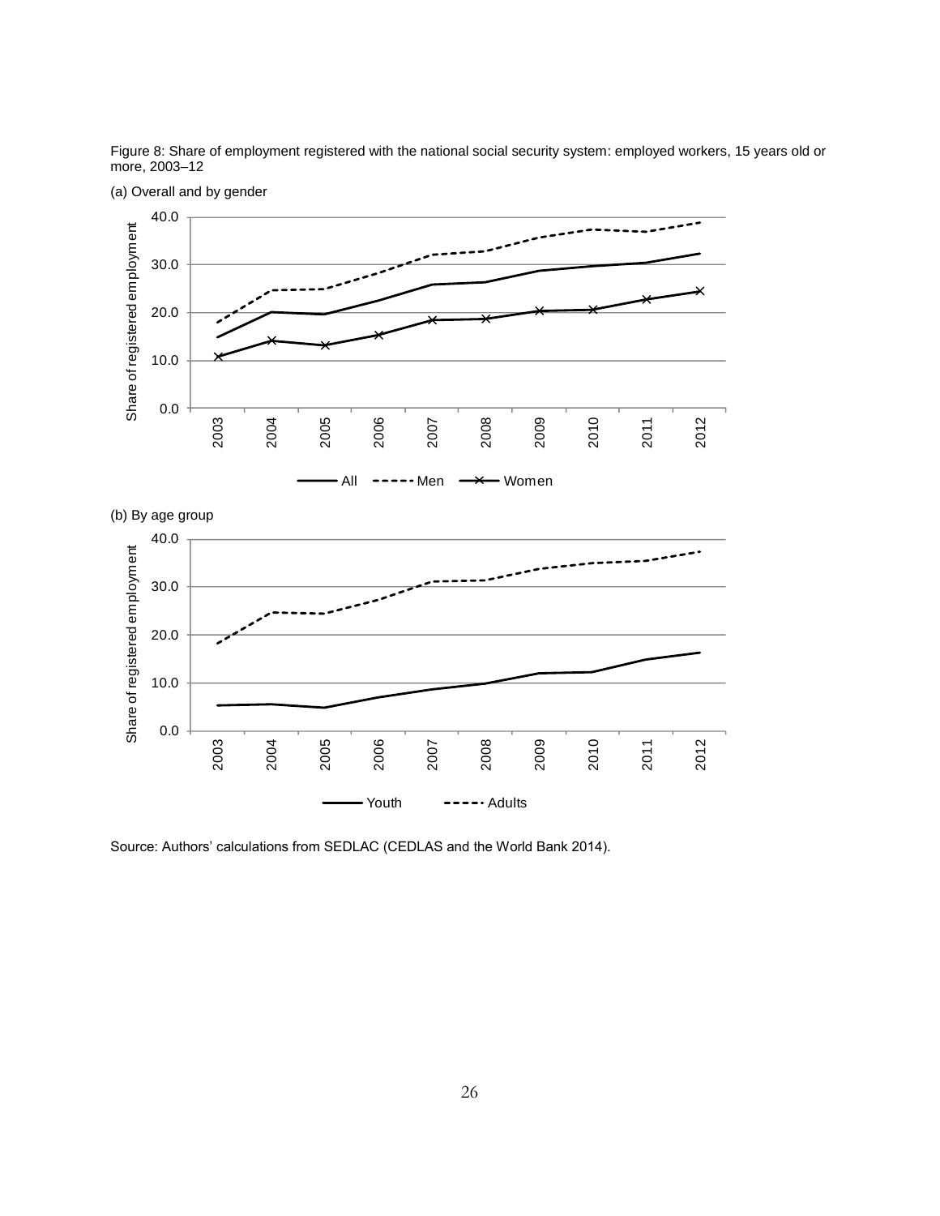Figure 8: Share of employment registered with the national social security system: employed workers, 15 years old or more, 2003–12

(a) Overall and by gender

(b) By age group

Source: Authors' calculations from SEDLAC (CEDLAS and the World Bank 2014).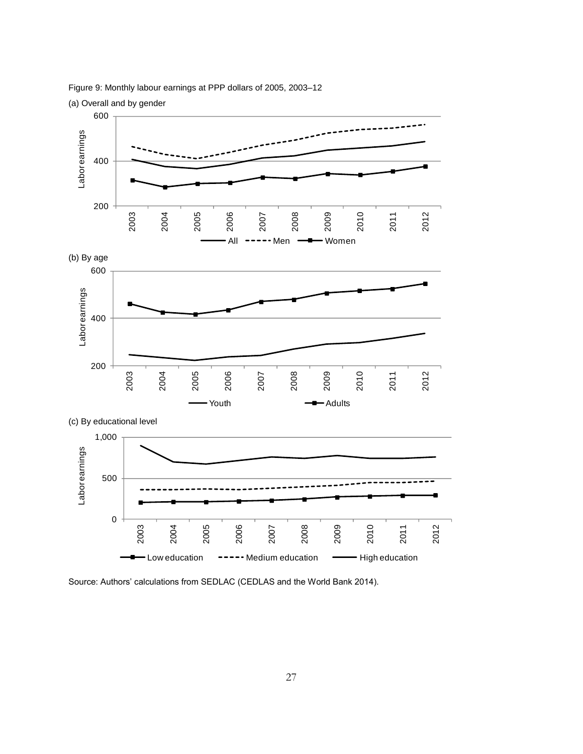Figure 9: Monthly labour earnings at PPP dollars of 2005, 2003–12

(a) Overall and by gender

(b) By age

(c) By educational level

Source: Authors' calculations from SEDLAC (CEDLAS and the World Bank 2014).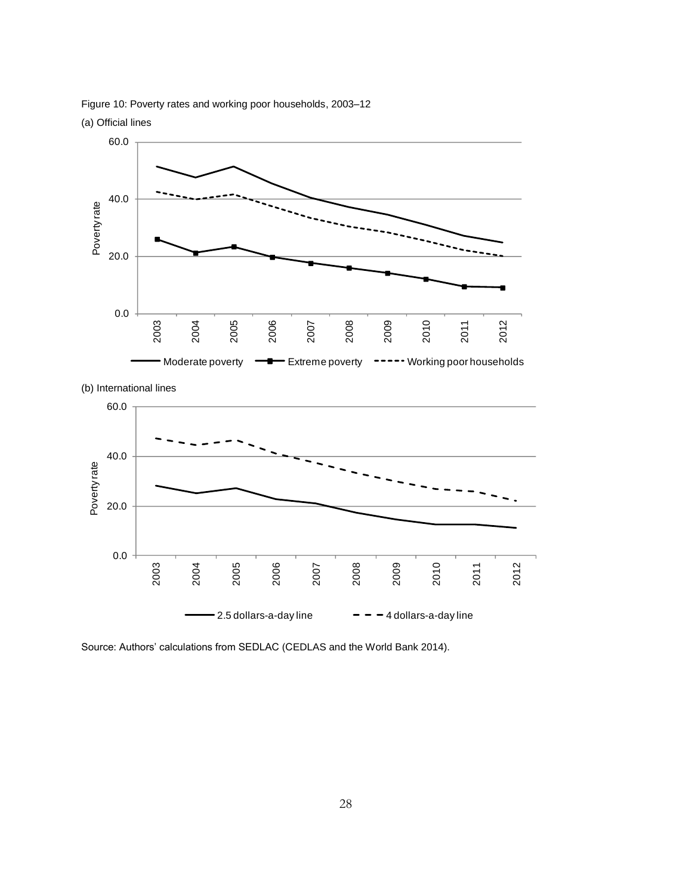Figure 10: Poverty rates and working poor households, 2003–12

(a) Official lines

(b) International lines

Source: Authors' calculations from SEDLAC (CEDLAS and the World Bank 2014).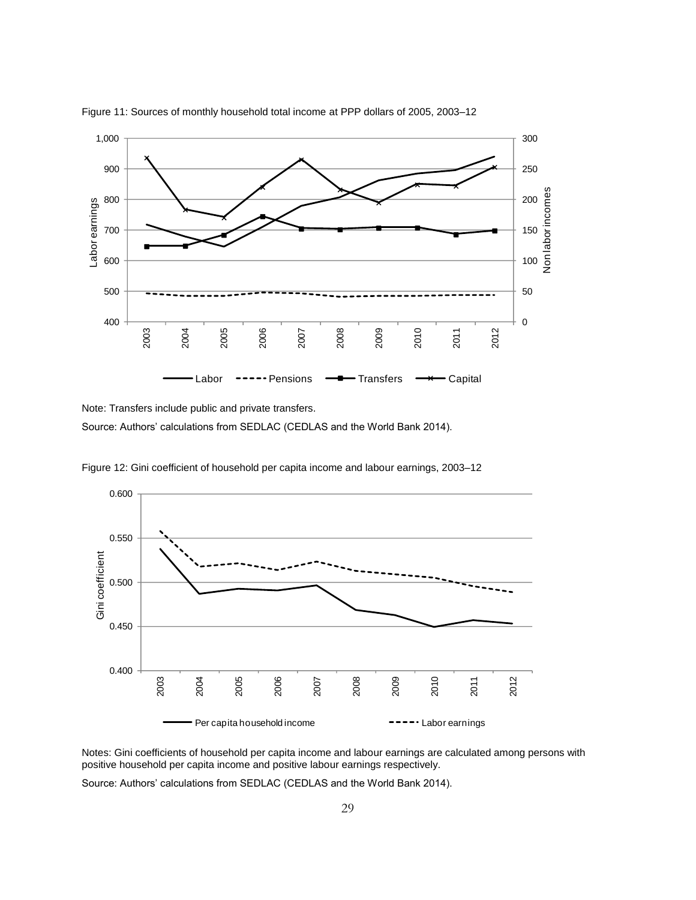Figure 11: Sources of monthly household total income at PPP dollars of 2005, 2003–12

Note: Transfers include public and private transfers.

Source: Authors' calculations from SEDLAC (CEDLAS and the World Bank 2014).

Figure 12: Gini coefficient of household per capita income and labour earnings, 2003–12

Notes: Gini coefficients of household per capita income and labour earnings are calculated among persons with positive household per capita income and positive labour earnings respectively.

Source: Authors' calculations from SEDLAC (CEDLAS and the World Bank 2014).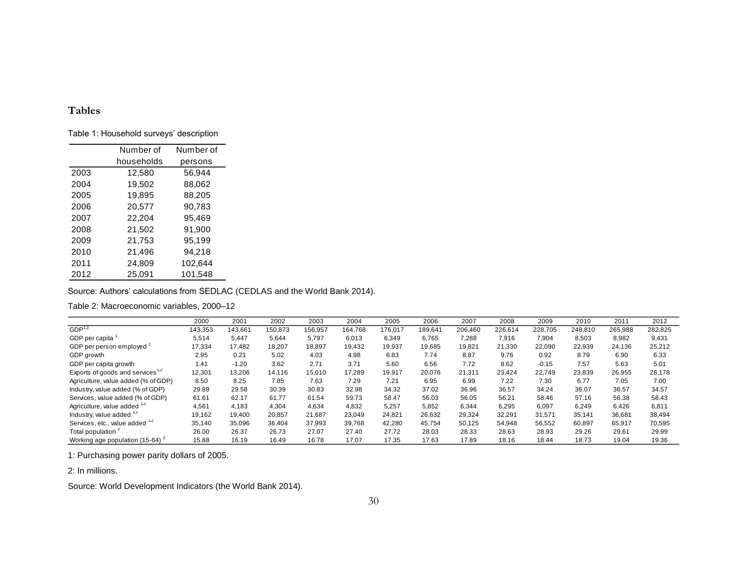## Tables

Table 1: Household surveys' description

| | Number of households | Number of persons |
|---|---|---|
| 2003 | 12,580 | 56,944 |
| 2004 | 19,502 | 88,062 |
| 2005 | 19,895 | 88,205 |
| 2006 | 20,577 | 90,783 |
| 2007 | 22,204 | 95,469 |
| 2008 | 21,502 | 91,900 |
| 2009 | 21,753 | 95,199 |
| 2010 | 21,496 | 94,218 |
| 2011 | 24,809 | 102,644 |
| 2012 | 25,091 | 101,548 |

Source: Authors' calculations from SEDLAC (CEDLAS and the World Bank 2014).

Table 2: Macroeconomic variables, 2000–12

| | 2000 | 2001 | 2002 | 2003 | 2004 | 2005 | 2006 | 2007 | 2008 | 2009 | 2010 | 2011 | 2012 |
|---|---|---|---|---|---|---|---|---|---|---|---|---|---|
| GDP [1,2] | 143,353 | 143,661 | 150,873 | 156,957 | 164,768 | 176,017 | 189,641 | 206,460 | 226,614 | 228,705 | 248,810 | 265,988 | 282,825 |
| GDP per capita [1] | 5,514 | 5,447 | 5,644 | 5,797 | 6,013 | 6,349 | 6,765 | 7,288 | 7,916 | 7,904 | 8,503 | 8,982 | 9,431 |
| GDP per person employed [1] | 17,334 | 17,482 | 18,207 | 18,897 | 19,432 | 19,937 | 19,685 | 19,821 | 21,330 | 22,090 | 22,939 | 24,136 | 25,212 |
| GDP growth | 2.95 | 0.21 | 5.02 | 4.03 | 4.98 | 6.83 | 7.74 | 8.87 | 9.76 | 0.92 | 8.79 | 6.90 | 6.33 |
| GDP per capita growth | 1.41 | -1.20 | 3.62 | 2.71 | 3.71 | 5.60 | 6.56 | 7.72 | 8.62 | -0.15 | 7.57 | 5.63 | 5.01 |
| Exports of goods and services [1,2] | 12,301 | 13,206 | 14,116 | 15,010 | 17,289 | 19,917 | 20,076 | 21,311 | 23,424 | 22,749 | 23,839 | 26,955 | 28,178 |
| Agriculture, value added (% of GDP) | 8.50 | 8.25 | 7.85 | 7.63 | 7.29 | 7.21 | 6.95 | 6.99 | 7.22 | 7.30 | 6.77 | 7.05 | 7.00 |
| Industry, value added (% of GDP) | 29.89 | 29.58 | 30.39 | 30.83 | 32.98 | 34.32 | 37.02 | 36.96 | 36.57 | 34.24 | 36.07 | 36.57 | 34.57 |
| Services, value added (% of GDP) | 61.61 | 62.17 | 61.77 | 61.54 | 59.73 | 58.47 | 56.03 | 56.05 | 56.21 | 58.46 | 57.16 | 56.38 | 58.43 |
| Agriculture, value added [1,2] | 4,561 | 4,183 | 4,304 | 4,634 | 4,832 | 5,257 | 5,852 | 6,344 | 6,295 | 6,097 | 6,249 | 6,426 | 6,811 |
| Industry, value added [1,2] | 19,162 | 19,400 | 20,857 | 21,687 | 23,049 | 24,821 | 26,632 | 29,324 | 32,291 | 31,571 | 35,141 | 36,681 | 38,494 |
| Services, etc., value added [1,2] | 35,140 | 35,096 | 36,404 | 37,993 | 39,768 | 42,280 | 45,754 | 50,125 | 54,948 | 56,552 | 60,897 | 65,917 | 70,595 |
| Total population [2] | 26.00 | 26.37 | 26.73 | 27.07 | 27.40 | 27.72 | 28.03 | 28.33 | 28.63 | 28.93 | 29.26 | 29.61 | 29.99 |
| Working age population (15-64) [2] | 15.88 | 16.19 | 16.49 | 16.78 | 17.07 | 17.35 | 17.63 | 17.89 | 18.16 | 18.44 | 18.73 | 19.04 | 19.36 |

1: Purchasing power parity dollars of 2005.

2: In millions.

Source: World Development Indicators (the World Bank 2014).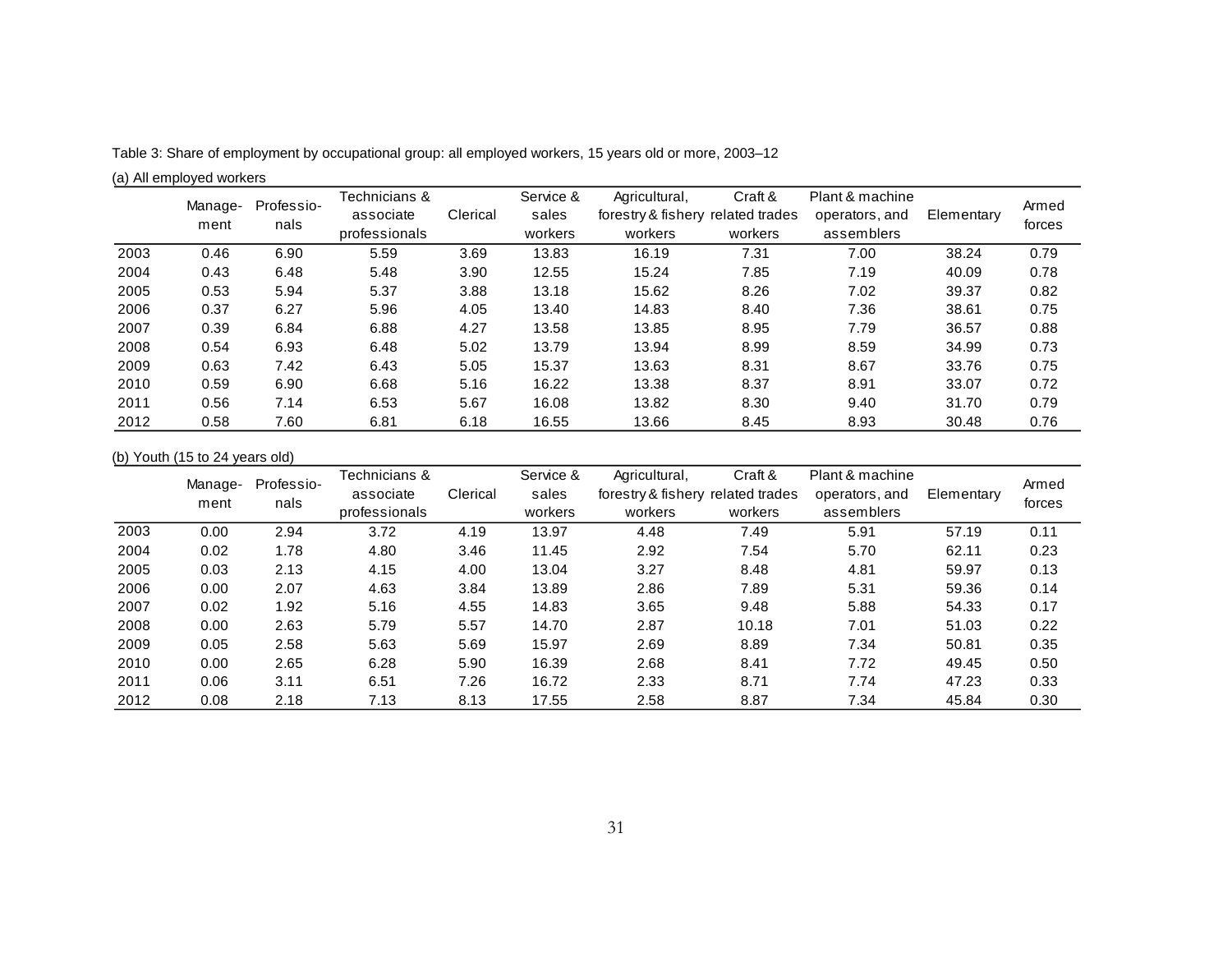Table 3: Share of employment by occupational group: all employed workers, 15 years old or more, 2003–12

(a) All employed workers

| | Management | Professionals | Technicians & associate professionals | Clerical | Service & sales workers | Agricultural, forestry & fishery workers | Craft & related trades workers | Plant & machine operators, and assemblers | Elementary | Armed forces |
|---|---|---|---|---|---|---|---|---|---|---|
| 2003 | 0.46 | 6.90 | 5.59 | 3.69 | 13.83 | 16.19 | 7.31 | 7.00 | 38.24 | 0.79 |
| 2004 | 0.43 | 6.48 | 5.48 | 3.90 | 12.55 | 15.24 | 7.85 | 7.19 | 40.09 | 0.78 |
| 2005 | 0.53 | 5.94 | 5.37 | 3.88 | 13.18 | 15.62 | 8.26 | 7.02 | 39.37 | 0.82 |
| 2006 | 0.37 | 6.27 | 5.96 | 4.05 | 13.40 | 14.83 | 8.40 | 7.36 | 38.61 | 0.75 |
| 2007 | 0.39 | 6.84 | 6.88 | 4.27 | 13.58 | 13.85 | 8.95 | 7.79 | 36.57 | 0.88 |
| 2008 | 0.54 | 6.93 | 6.48 | 5.02 | 13.79 | 13.94 | 8.99 | 8.59 | 34.99 | 0.73 |
| 2009 | 0.63 | 7.42 | 6.43 | 5.05 | 15.37 | 13.63 | 8.31 | 8.67 | 33.76 | 0.75 |
| 2010 | 0.59 | 6.90 | 6.68 | 5.16 | 16.22 | 13.38 | 8.37 | 8.91 | 33.07 | 0.72 |
| 2011 | 0.56 | 7.14 | 6.53 | 5.67 | 16.08 | 13.82 | 8.30 | 9.40 | 31.70 | 0.79 |
| 2012 | 0.58 | 7.60 | 6.81 | 6.18 | 16.55 | 13.66 | 8.45 | 8.93 | 30.48 | 0.76 |

(b) Youth (15 to 24 years old)

| | Management | Professionals | Technicians & associate professionals | Clerical | Service & sales workers | Agricultural, forestry & fishery workers | Craft & related trades workers | Plant & machine operators, and assemblers | Elementary | Armed forces |
|---|---|---|---|---|---|---|---|---|---|---|
| 2003 | 0.00 | 2.94 | 3.72 | 4.19 | 13.97 | 4.48 | 7.49 | 5.91 | 57.19 | 0.11 |
| 2004 | 0.02 | 1.78 | 4.80 | 3.46 | 11.45 | 2.92 | 7.54 | 5.70 | 62.11 | 0.23 |
| 2005 | 0.03 | 2.13 | 4.15 | 4.00 | 13.04 | 3.27 | 8.48 | 4.81 | 59.97 | 0.13 |
| 2006 | 0.00 | 2.07 | 4.63 | 3.84 | 13.89 | 2.86 | 7.89 | 5.31 | 59.36 | 0.14 |
| 2007 | 0.02 | 1.92 | 5.16 | 4.55 | 14.83 | 3.65 | 9.48 | 5.88 | 54.33 | 0.17 |
| 2008 | 0.00 | 2.63 | 5.79 | 5.57 | 14.70 | 2.87 | 10.18 | 7.01 | 51.03 | 0.22 |
| 2009 | 0.05 | 2.58 | 5.63 | 5.69 | 15.97 | 2.69 | 8.89 | 7.34 | 50.81 | 0.35 |
| 2010 | 0.00 | 2.65 | 6.28 | 5.90 | 16.39 | 2.68 | 8.41 | 7.72 | 49.45 | 0.50 |
| 2011 | 0.06 | 3.11 | 6.51 | 7.26 | 16.72 | 2.33 | 8.71 | 7.74 | 47.23 | 0.33 |
| 2012 | 0.08 | 2.18 | 7.13 | 8.13 | 17.55 | 2.58 | 8.87 | 7.34 | 45.84 | 0.30 |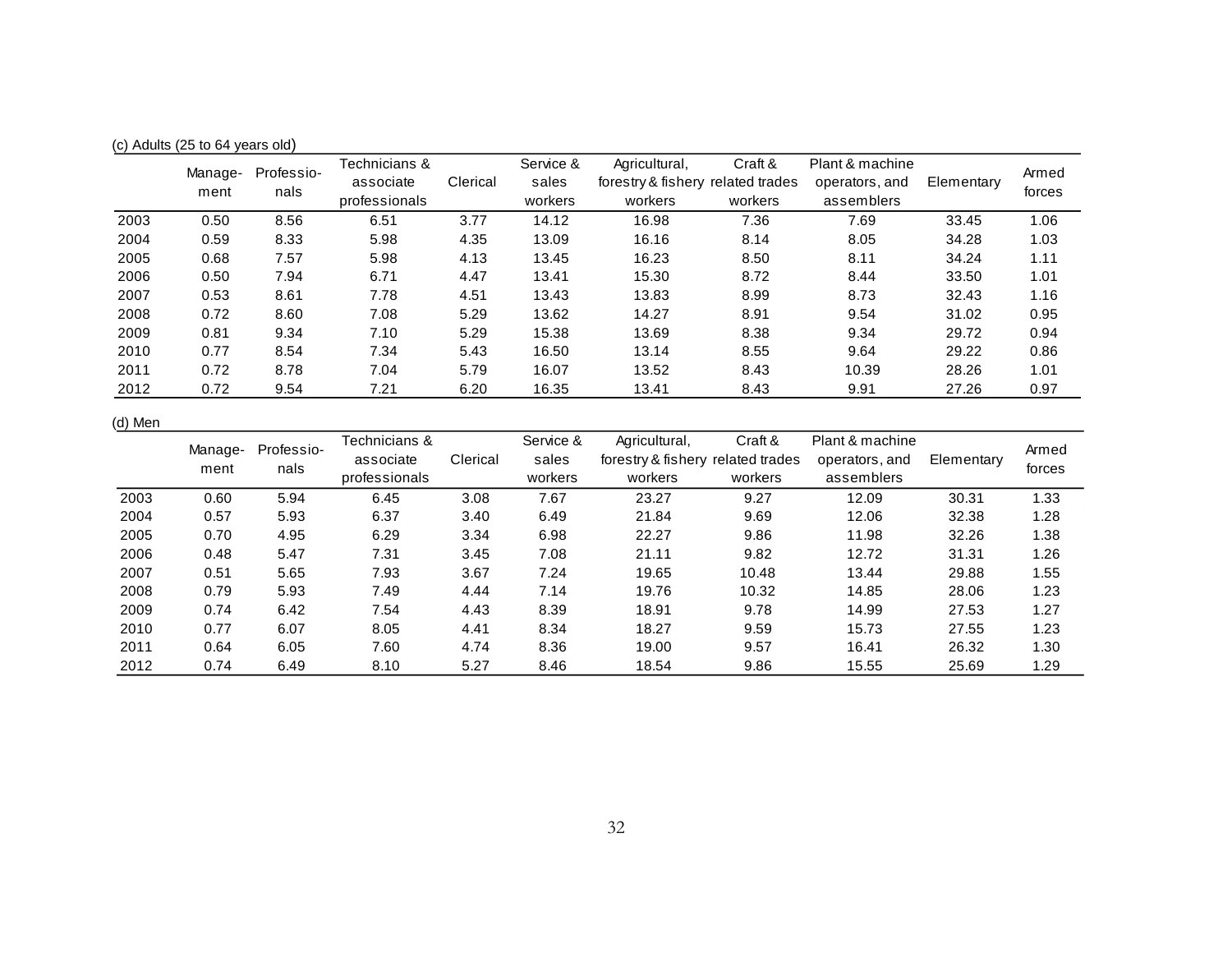(c) Adults (25 to 64 years old)

| | Management | Professionals | Technicians & associate professionals | Clerical | Service & sales workers | Agricultural, forestry & fishery workers | Craft & related trades workers | Plant & machine operators, and assemblers | Elementary | Armed forces |
|---|---|---|---|---|---|---|---|---|---|---|
| 2003 | 0.50 | 8.56 | 6.51 | 3.77 | 14.12 | 16.98 | 7.36 | 7.69 | 33.45 | 1.06 |
| 2004 | 0.59 | 8.33 | 5.98 | 4.35 | 13.09 | 16.16 | 8.14 | 8.05 | 34.28 | 1.03 |
| 2005 | 0.68 | 7.57 | 5.98 | 4.13 | 13.45 | 16.23 | 8.50 | 8.11 | 34.24 | 1.11 |
| 2006 | 0.50 | 7.94 | 6.71 | 4.47 | 13.41 | 15.30 | 8.72 | 8.44 | 33.50 | 1.01 |
| 2007 | 0.53 | 8.61 | 7.78 | 4.51 | 13.43 | 13.83 | 8.99 | 8.73 | 32.43 | 1.16 |
| 2008 | 0.72 | 8.60 | 7.08 | 5.29 | 13.62 | 14.27 | 8.91 | 9.54 | 31.02 | 0.95 |
| 2009 | 0.81 | 9.34 | 7.10 | 5.29 | 15.38 | 13.69 | 8.38 | 9.34 | 29.72 | 0.94 |
| 2010 | 0.77 | 8.54 | 7.34 | 5.43 | 16.50 | 13.14 | 8.55 | 9.64 | 29.22 | 0.86 |
| 2011 | 0.72 | 8.78 | 7.04 | 5.79 | 16.07 | 13.52 | 8.43 | 10.39 | 28.26 | 1.01 |
| 2012 | 0.72 | 9.54 | 7.21 | 6.20 | 16.35 | 13.41 | 8.43 | 9.91 | 27.26 | 0.97 |

(d) Men

| | Management | Professionals | Technicians & associate professionals | Clerical | Service & sales workers | Agricultural, forestry & fishery workers | Craft & related trades workers | Plant & machine operators, and assemblers | Elementary | Armed forces |
|---|---|---|---|---|---|---|---|---|---|---|
| 2003 | 0.60 | 5.94 | 6.45 | 3.08 | 7.67 | 23.27 | 9.27 | 12.09 | 30.31 | 1.33 |
| 2004 | 0.57 | 5.93 | 6.37 | 3.40 | 6.49 | 21.84 | 9.69 | 12.06 | 32.38 | 1.28 |
| 2005 | 0.70 | 4.95 | 6.29 | 3.34 | 6.98 | 22.27 | 9.86 | 11.98 | 32.26 | 1.38 |
| 2006 | 0.48 | 5.47 | 7.31 | 3.45 | 7.08 | 21.11 | 9.82 | 12.72 | 31.31 | 1.26 |
| 2007 | 0.51 | 5.65 | 7.93 | 3.67 | 7.24 | 19.65 | 10.48 | 13.44 | 29.88 | 1.55 |
| 2008 | 0.79 | 5.93 | 7.49 | 4.44 | 7.14 | 19.76 | 10.32 | 14.85 | 28.06 | 1.23 |
| 2009 | 0.74 | 6.42 | 7.54 | 4.43 | 8.39 | 18.91 | 9.78 | 14.99 | 27.53 | 1.27 |
| 2010 | 0.77 | 6.07 | 8.05 | 4.41 | 8.34 | 18.27 | 9.59 | 15.73 | 27.55 | 1.23 |
| 2011 | 0.64 | 6.05 | 7.60 | 4.74 | 8.36 | 19.00 | 9.57 | 16.41 | 26.32 | 1.30 |
| 2012 | 0.74 | 6.49 | 8.10 | 5.27 | 8.46 | 18.54 | 9.86 | 15.55 | 25.69 | 1.29 |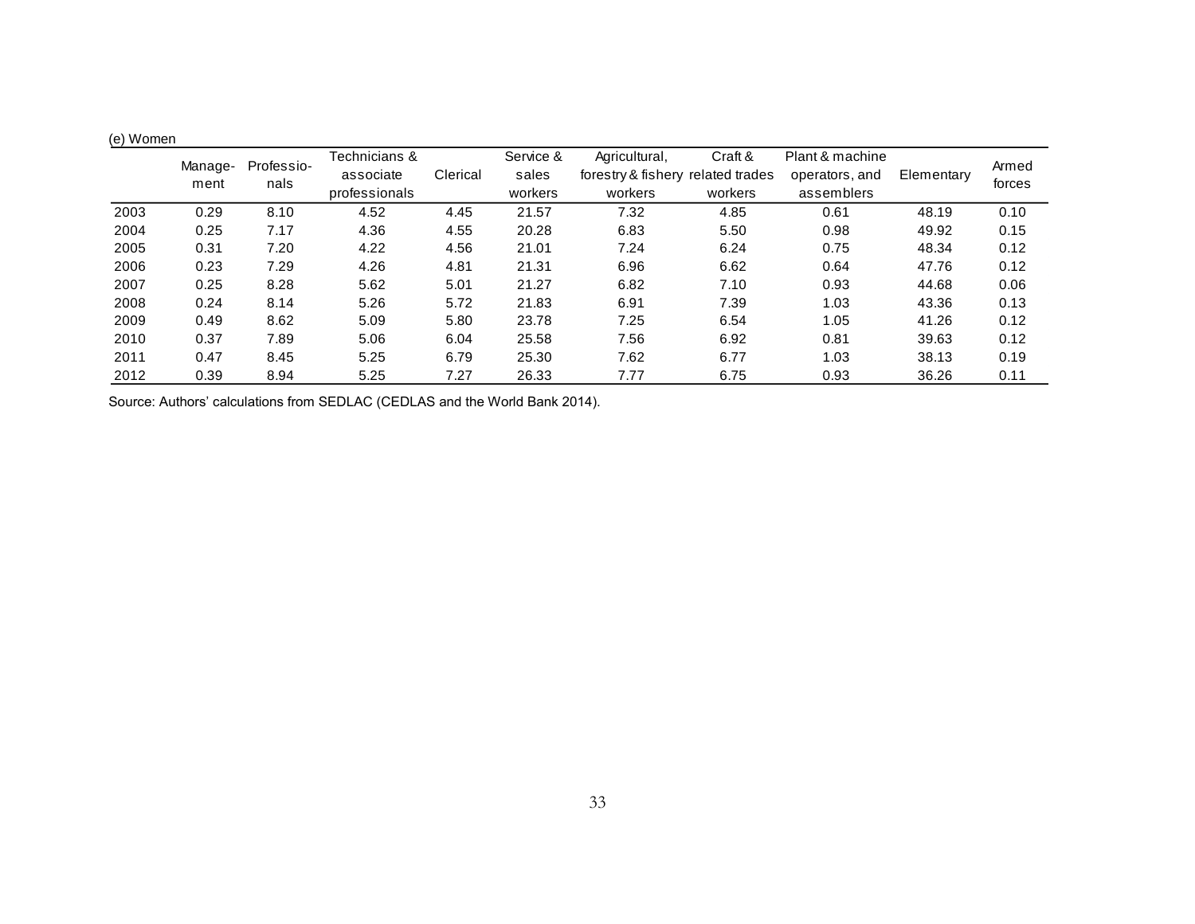(e) Women

| | Manage-ment | Professio-nals | Technicians & associate professionals | Clerical | Service & sales workers | Agricultural, forestry & fishery workers | Craft & related trades workers | Plant & machine operators, and assemblers | Elementary | Armed forces |
|---|---|---|---|---|---|---|---|---|---|---|
| 2003 | 0.29 | 8.10 | 4.52 | 4.45 | 21.57 | 7.32 | 4.85 | 0.61 | 48.19 | 0.10 |
| 2004 | 0.25 | 7.17 | 4.36 | 4.55 | 20.28 | 6.83 | 5.50 | 0.98 | 49.92 | 0.15 |
| 2005 | 0.31 | 7.20 | 4.22 | 4.56 | 21.01 | 7.24 | 6.24 | 0.75 | 48.34 | 0.12 |
| 2006 | 0.23 | 7.29 | 4.26 | 4.81 | 21.31 | 6.96 | 6.62 | 0.64 | 47.76 | 0.12 |
| 2007 | 0.25 | 8.28 | 5.62 | 5.01 | 21.27 | 6.82 | 7.10 | 0.93 | 44.68 | 0.06 |
| 2008 | 0.24 | 8.14 | 5.26 | 5.72 | 21.83 | 6.91 | 7.39 | 1.03 | 43.36 | 0.13 |
| 2009 | 0.49 | 8.62 | 5.09 | 5.80 | 23.78 | 7.25 | 6.54 | 1.05 | 41.26 | 0.12 |
| 2010 | 0.37 | 7.89 | 5.06 | 6.04 | 25.58 | 7.56 | 6.92 | 0.81 | 39.63 | 0.12 |
| 2011 | 0.47 | 8.45 | 5.25 | 6.79 | 25.30 | 7.62 | 6.77 | 1.03 | 38.13 | 0.19 |
| 2012 | 0.39 | 8.94 | 5.25 | 7.27 | 26.33 | 7.77 | 6.75 | 0.93 | 36.26 | 0.11 |

Source: Authors' calculations from SEDLAC (CEDLAS and the World Bank 2014).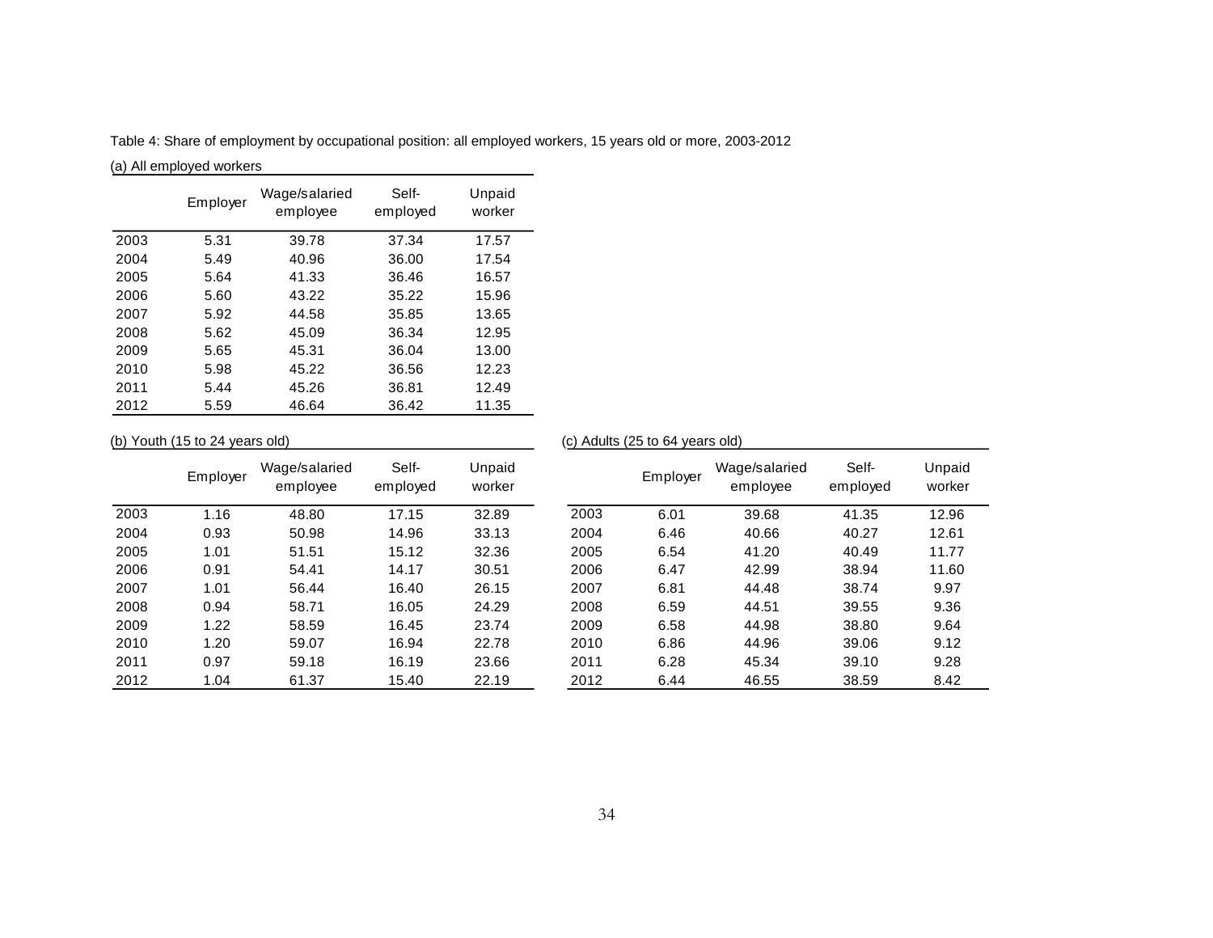Table 4: Share of employment by occupational position: all employed workers, 15 years old or more, 2003-2012

(a) All employed workers

| | Employer | Wage/salaried employee | Self-employed | Unpaid worker |
|---|---|---|---|---|
| 2003 | 5.31 | 39.78 | 37.34 | 17.57 |
| 2004 | 5.49 | 40.96 | 36.00 | 17.54 |
| 2005 | 5.64 | 41.33 | 36.46 | 16.57 |
| 2006 | 5.60 | 43.22 | 35.22 | 15.96 |
| 2007 | 5.92 | 44.58 | 35.85 | 13.65 |
| 2008 | 5.62 | 45.09 | 36.34 | 12.95 |
| 2009 | 5.65 | 45.31 | 36.04 | 13.00 |
| 2010 | 5.98 | 45.22 | 36.56 | 12.23 |
| 2011 | 5.44 | 45.26 | 36.81 | 12.49 |
| 2012 | 5.59 | 46.64 | 36.42 | 11.35 |

(b) Youth (15 to 24 years old)

| | Employer | Wage/salaried employee | Self-employed | Unpaid worker |
|---|---|---|---|---|
| 2003 | 1.16 | 48.80 | 17.15 | 32.89 |
| 2004 | 0.93 | 50.98 | 14.96 | 33.13 |
| 2005 | 1.01 | 51.51 | 15.12 | 32.36 |
| 2006 | 0.91 | 54.41 | 14.17 | 30.51 |
| 2007 | 1.01 | 56.44 | 16.40 | 26.15 |
| 2008 | 0.94 | 58.71 | 16.05 | 24.29 |
| 2009 | 1.22 | 58.59 | 16.45 | 23.74 |
| 2010 | 1.20 | 59.07 | 16.94 | 22.78 |
| 2011 | 0.97 | 59.18 | 16.19 | 23.66 |
| 2012 | 1.04 | 61.37 | 15.40 | 22.19 |

(c) Adults (25 to 64 years old)

| | Employer | Wage/salaried employee | Self-employed | Unpaid worker |
|---|---|---|---|---|
| 2003 | 6.01 | 39.68 | 41.35 | 12.96 |
| 2004 | 6.46 | 40.66 | 40.27 | 12.61 |
| 2005 | 6.54 | 41.20 | 40.49 | 11.77 |
| 2006 | 6.47 | 42.99 | 38.94 | 11.60 |
| 2007 | 6.81 | 44.48 | 38.74 | 9.97 |
| 2008 | 6.59 | 44.51 | 39.55 | 9.36 |
| 2009 | 6.58 | 44.98 | 38.80 | 9.64 |
| 2010 | 6.86 | 44.96 | 39.06 | 9.12 |
| 2011 | 6.28 | 45.34 | 39.10 | 9.28 |
| 2012 | 6.44 | 46.55 | 38.59 | 8.42 |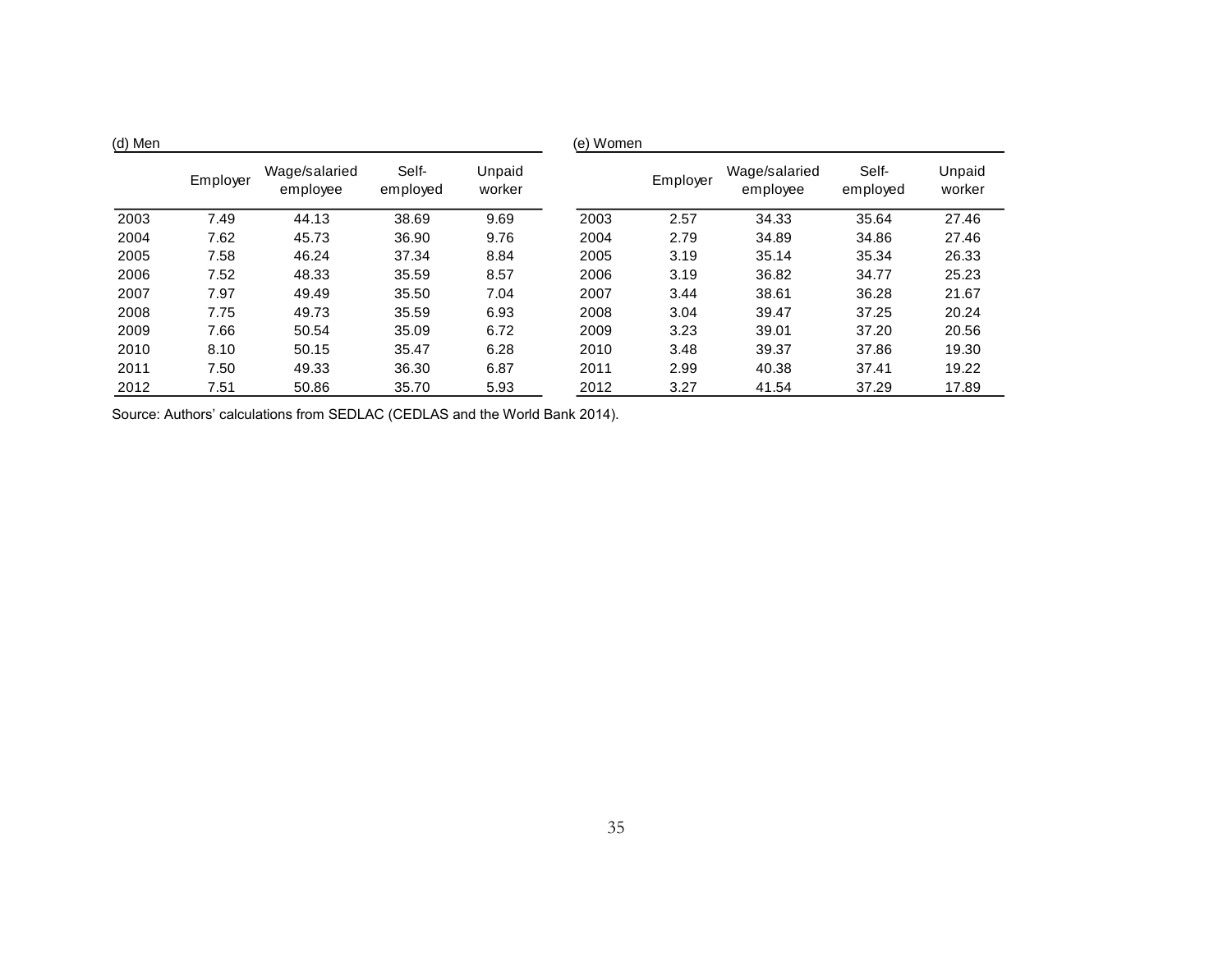(d) Men

| | Employer | Wage/salaried employee | Self-employed | Unpaid worker |
|---|---|---|---|---|
| 2003 | 7.49 | 44.13 | 38.69 | 9.69 |
| 2004 | 7.62 | 45.73 | 36.90 | 9.76 |
| 2005 | 7.58 | 46.24 | 37.34 | 8.84 |
| 2006 | 7.52 | 48.33 | 35.59 | 8.57 |
| 2007 | 7.97 | 49.49 | 35.50 | 7.04 |
| 2008 | 7.75 | 49.73 | 35.59 | 6.93 |
| 2009 | 7.66 | 50.54 | 35.09 | 6.72 |
| 2010 | 8.10 | 50.15 | 35.47 | 6.28 |
| 2011 | 7.50 | 49.33 | 36.30 | 6.87 |
| 2012 | 7.51 | 50.86 | 35.70 | 5.93 |

(e) Women

| | Employer | Wage/salaried employee | Self-employed | Unpaid worker |
|---|---|---|---|---|
| 2003 | 2.57 | 34.33 | 35.64 | 27.46 |
| 2004 | 2.79 | 34.89 | 34.86 | 27.46 |
| 2005 | 3.19 | 35.14 | 35.34 | 26.33 |
| 2006 | 3.19 | 36.82 | 34.77 | 25.23 |
| 2007 | 3.44 | 38.61 | 36.28 | 21.67 |
| 2008 | 3.04 | 39.47 | 37.25 | 20.24 |
| 2009 | 3.23 | 39.01 | 37.20 | 20.56 |
| 2010 | 3.48 | 39.37 | 37.86 | 19.30 |
| 2011 | 2.99 | 40.38 | 37.41 | 19.22 |
| 2012 | 3.27 | 41.54 | 37.29 | 17.89 |

Source: Authors' calculations from SEDLAC (CEDLAS and the World Bank 2014).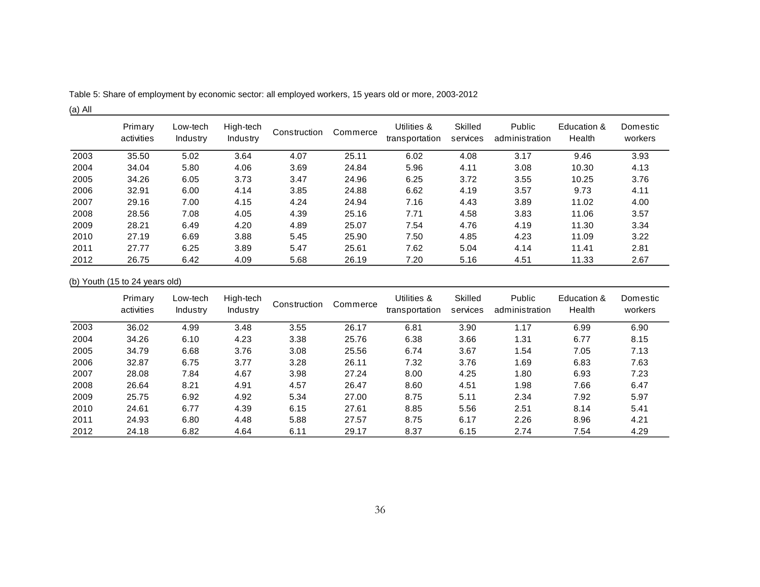Table 5: Share of employment by economic sector: all employed workers, 15 years old or more, 2003-2012

(a) All

| | Primary activities | Low-tech Industry | High-tech Industry | Construction | Commerce | Utilities & transportation | Skilled services | Public administration | Education & Health | Domestic workers |
|---|---|---|---|---|---|---|---|---|---|---|
| 2003 | 35.50 | 5.02 | 3.64 | 4.07 | 25.11 | 6.02 | 4.08 | 3.17 | 9.46 | 3.93 |
| 2004 | 34.04 | 5.80 | 4.06 | 3.69 | 24.84 | 5.96 | 4.11 | 3.08 | 10.30 | 4.13 |
| 2005 | 34.26 | 6.05 | 3.73 | 3.47 | 24.96 | 6.25 | 3.72 | 3.55 | 10.25 | 3.76 |
| 2006 | 32.91 | 6.00 | 4.14 | 3.85 | 24.88 | 6.62 | 4.19 | 3.57 | 9.73 | 4.11 |
| 2007 | 29.16 | 7.00 | 4.15 | 4.24 | 24.94 | 7.16 | 4.43 | 3.89 | 11.02 | 4.00 |
| 2008 | 28.56 | 7.08 | 4.05 | 4.39 | 25.16 | 7.71 | 4.58 | 3.83 | 11.06 | 3.57 |
| 2009 | 28.21 | 6.49 | 4.20 | 4.89 | 25.07 | 7.54 | 4.76 | 4.19 | 11.30 | 3.34 |
| 2010 | 27.19 | 6.69 | 3.88 | 5.45 | 25.90 | 7.50 | 4.85 | 4.23 | 11.09 | 3.22 |
| 2011 | 27.77 | 6.25 | 3.89 | 5.47 | 25.61 | 7.62 | 5.04 | 4.14 | 11.41 | 2.81 |
| 2012 | 26.75 | 6.42 | 4.09 | 5.68 | 26.19 | 7.20 | 5.16 | 4.51 | 11.33 | 2.67 |

(b) Youth (15 to 24 years old)

| | Primary activities | Low-tech Industry | High-tech Industry | Construction | Commerce | Utilities & transportation | Skilled services | Public administration | Education & Health | Domestic workers |
|---|---|---|---|---|---|---|---|---|---|---|
| 2003 | 36.02 | 4.99 | 3.48 | 3.55 | 26.17 | 6.81 | 3.90 | 1.17 | 6.99 | 6.90 |
| 2004 | 34.26 | 6.10 | 4.23 | 3.38 | 25.76 | 6.38 | 3.66 | 1.31 | 6.77 | 8.15 |
| 2005 | 34.79 | 6.68 | 3.76 | 3.08 | 25.56 | 6.74 | 3.67 | 1.54 | 7.05 | 7.13 |
| 2006 | 32.87 | 6.75 | 3.77 | 3.28 | 26.11 | 7.32 | 3.76 | 1.69 | 6.83 | 7.63 |
| 2007 | 28.08 | 7.84 | 4.67 | 3.98 | 27.24 | 8.00 | 4.25 | 1.80 | 6.93 | 7.23 |
| 2008 | 26.64 | 8.21 | 4.91 | 4.57 | 26.47 | 8.60 | 4.51 | 1.98 | 7.66 | 6.47 |
| 2009 | 25.75 | 6.92 | 4.92 | 5.34 | 27.00 | 8.75 | 5.11 | 2.34 | 7.92 | 5.97 |
| 2010 | 24.61 | 6.77 | 4.39 | 6.15 | 27.61 | 8.85 | 5.56 | 2.51 | 8.14 | 5.41 |
| 2011 | 24.93 | 6.80 | 4.48 | 5.88 | 27.57 | 8.75 | 6.17 | 2.26 | 8.96 | 4.21 |
| 2012 | 24.18 | 6.82 | 4.64 | 6.11 | 29.17 | 8.37 | 6.15 | 2.74 | 7.54 | 4.29 |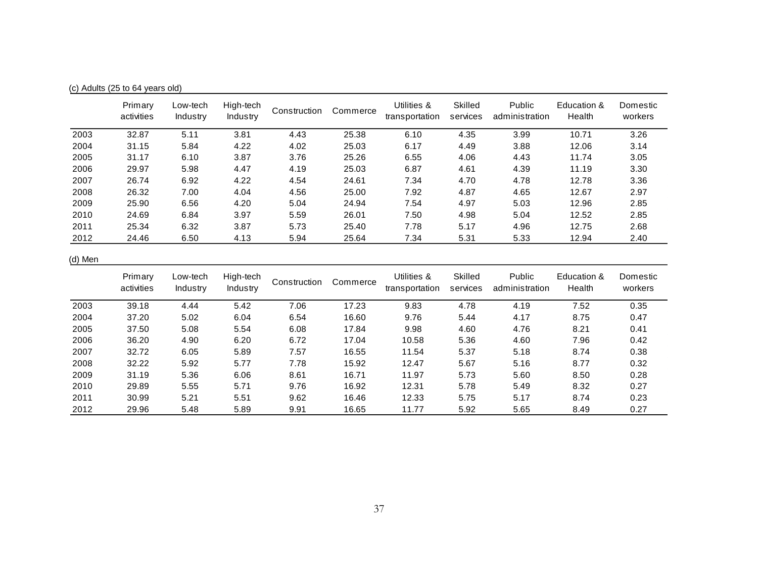(c) Adults (25 to 64 years old)

| | Primary activities | Low-tech Industry | High-tech Industry | Construction | Commerce | Utilities & transportation | Skilled services | Public administration | Education & Health | Domestic workers |
|---|---|---|---|---|---|---|---|---|---|---|
| 2003 | 32.87 | 5.11 | 3.81 | 4.43 | 25.38 | 6.10 | 4.35 | 3.99 | 10.71 | 3.26 |
| 2004 | 31.15 | 5.84 | 4.22 | 4.02 | 25.03 | 6.17 | 4.49 | 3.88 | 12.06 | 3.14 |
| 2005 | 31.17 | 6.10 | 3.87 | 3.76 | 25.26 | 6.55 | 4.06 | 4.43 | 11.74 | 3.05 |
| 2006 | 29.97 | 5.98 | 4.47 | 4.19 | 25.03 | 6.87 | 4.61 | 4.39 | 11.19 | 3.30 |
| 2007 | 26.74 | 6.92 | 4.22 | 4.54 | 24.61 | 7.34 | 4.70 | 4.78 | 12.78 | 3.36 |
| 2008 | 26.32 | 7.00 | 4.04 | 4.56 | 25.00 | 7.92 | 4.87 | 4.65 | 12.67 | 2.97 |
| 2009 | 25.90 | 6.56 | 4.20 | 5.04 | 24.94 | 7.54 | 4.97 | 5.03 | 12.96 | 2.85 |
| 2010 | 24.69 | 6.84 | 3.97 | 5.59 | 26.01 | 7.50 | 4.98 | 5.04 | 12.52 | 2.85 |
| 2011 | 25.34 | 6.32 | 3.87 | 5.73 | 25.40 | 7.78 | 5.17 | 4.96 | 12.75 | 2.68 |
| 2012 | 24.46 | 6.50 | 4.13 | 5.94 | 25.64 | 7.34 | 5.31 | 5.33 | 12.94 | 2.40 |

(d) Men

| | Primary activities | Low-tech Industry | High-tech Industry | Construction | Commerce | Utilities & transportation | Skilled services | Public administration | Education & Health | Domestic workers |
|---|---|---|---|---|---|---|---|---|---|---|
| 2003 | 39.18 | 4.44 | 5.42 | 7.06 | 17.23 | 9.83 | 4.78 | 4.19 | 7.52 | 0.35 |
| 2004 | 37.20 | 5.02 | 6.04 | 6.54 | 16.60 | 9.76 | 5.44 | 4.17 | 8.75 | 0.47 |
| 2005 | 37.50 | 5.08 | 5.54 | 6.08 | 17.84 | 9.98 | 4.60 | 4.76 | 8.21 | 0.41 |
| 2006 | 36.20 | 4.90 | 6.20 | 6.72 | 17.04 | 10.58 | 5.36 | 4.60 | 7.96 | 0.42 |
| 2007 | 32.72 | 6.05 | 5.89 | 7.57 | 16.55 | 11.54 | 5.37 | 5.18 | 8.74 | 0.38 |
| 2008 | 32.22 | 5.92 | 5.77 | 7.78 | 15.92 | 12.47 | 5.67 | 5.16 | 8.77 | 0.32 |
| 2009 | 31.19 | 5.36 | 6.06 | 8.61 | 16.71 | 11.97 | 5.73 | 5.60 | 8.50 | 0.28 |
| 2010 | 29.89 | 5.55 | 5.71 | 9.76 | 16.92 | 12.31 | 5.78 | 5.49 | 8.32 | 0.27 |
| 2011 | 30.99 | 5.21 | 5.51 | 9.62 | 16.46 | 12.33 | 5.75 | 5.17 | 8.74 | 0.23 |
| 2012 | 29.96 | 5.48 | 5.89 | 9.91 | 16.65 | 11.77 | 5.92 | 5.65 | 8.49 | 0.27 |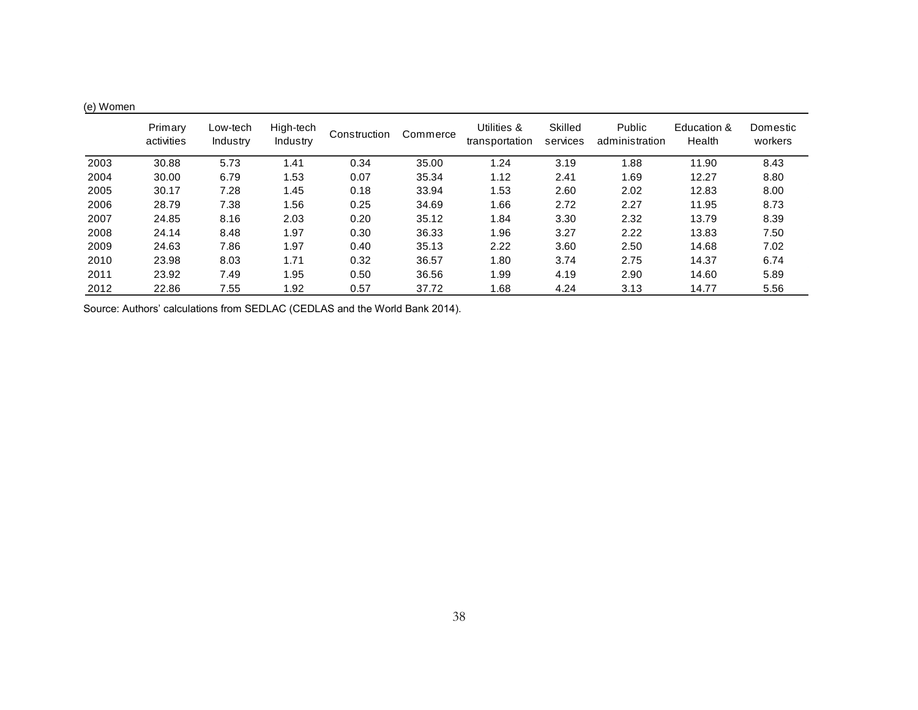(e) Women

| | Primary activities | Low-tech Industry | High-tech Industry | Construction | Commerce | Utilities & transportation | Skilled services | Public administration | Education & Health | Domestic workers |
|---|---|---|---|---|---|---|---|---|---|---|
| 2003 | 30.88 | 5.73 | 1.41 | 0.34 | 35.00 | 1.24 | 3.19 | 1.88 | 11.90 | 8.43 |
| 2004 | 30.00 | 6.79 | 1.53 | 0.07 | 35.34 | 1.12 | 2.41 | 1.69 | 12.27 | 8.80 |
| 2005 | 30.17 | 7.28 | 1.45 | 0.18 | 33.94 | 1.53 | 2.60 | 2.02 | 12.83 | 8.00 |
| 2006 | 28.79 | 7.38 | 1.56 | 0.25 | 34.69 | 1.66 | 2.72 | 2.27 | 11.95 | 8.73 |
| 2007 | 24.85 | 8.16 | 2.03 | 0.20 | 35.12 | 1.84 | 3.30 | 2.32 | 13.79 | 8.39 |
| 2008 | 24.14 | 8.48 | 1.97 | 0.30 | 36.33 | 1.96 | 3.27 | 2.22 | 13.83 | 7.50 |
| 2009 | 24.63 | 7.86 | 1.97 | 0.40 | 35.13 | 2.22 | 3.60 | 2.50 | 14.68 | 7.02 |
| 2010 | 23.98 | 8.03 | 1.71 | 0.32 | 36.57 | 1.80 | 3.74 | 2.75 | 14.37 | 6.74 |
| 2011 | 23.92 | 7.49 | 1.95 | 0.50 | 36.56 | 1.99 | 4.19 | 2.90 | 14.60 | 5.89 |
| 2012 | 22.86 | 7.55 | 1.92 | 0.57 | 37.72 | 1.68 | 4.24 | 3.13 | 14.77 | 5.56 |

Source: Authors' calculations from SEDLAC (CEDLAS and the World Bank 2014).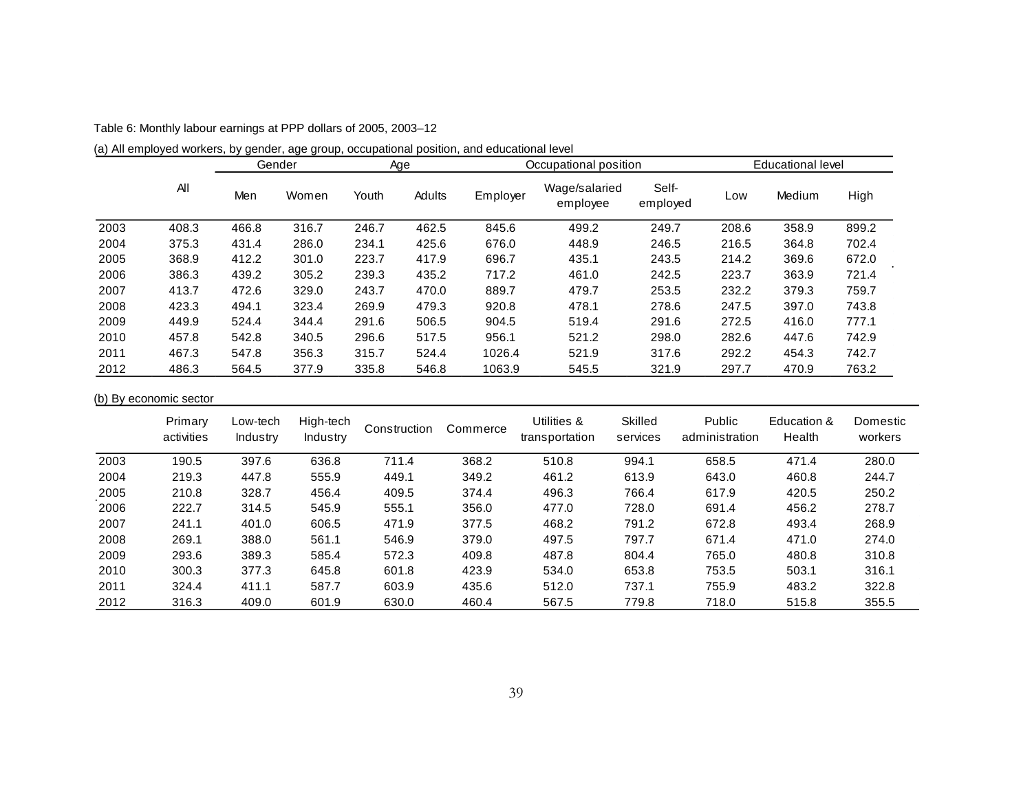Table 6: Monthly labour earnings at PPP dollars of 2005, 2003–12

(a) All employed workers, by gender, age group, occupational position, and educational level

| | All | Gender | | Age | | Occupational position | | | Educational level | | |
|---|---|---|---|---|---|---|---|---|---|---|---|
| | | Men | Women | Youth | Adults | Employer | Wage/salaried employee | Self-employed | Low | Medium | High |
| 2003 | 408.3 | 466.8 | 316.7 | 246.7 | 462.5 | 845.6 | 499.2 | 249.7 | 208.6 | 358.9 | 899.2 |
| 2004 | 375.3 | 431.4 | 286.0 | 234.1 | 425.6 | 676.0 | 448.9 | 246.5 | 216.5 | 364.8 | 702.4 |
| 2005 | 368.9 | 412.2 | 301.0 | 223.7 | 417.9 | 696.7 | 435.1 | 243.5 | 214.2 | 369.6 | 672.0 |
| 2006 | 386.3 | 439.2 | 305.2 | 239.3 | 435.2 | 717.2 | 461.0 | 242.5 | 223.7 | 363.9 | 721.4 |
| 2007 | 413.7 | 472.6 | 329.0 | 243.7 | 470.0 | 889.7 | 479.7 | 253.5 | 232.2 | 379.3 | 759.7 |
| 2008 | 423.3 | 494.1 | 323.4 | 269.9 | 479.3 | 920.8 | 478.1 | 278.6 | 247.5 | 397.0 | 743.8 |
| 2009 | 449.9 | 524.4 | 344.4 | 291.6 | 506.5 | 904.5 | 519.4 | 291.6 | 272.5 | 416.0 | 777.1 |
| 2010 | 457.8 | 542.8 | 340.5 | 296.6 | 517.5 | 956.1 | 521.2 | 298.0 | 282.6 | 447.6 | 742.9 |
| 2011 | 467.3 | 547.8 | 356.3 | 315.7 | 524.4 | 1026.4 | 521.9 | 317.6 | 292.2 | 454.3 | 742.7 |
| 2012 | 486.3 | 564.5 | 377.9 | 335.8 | 546.8 | 1063.9 | 545.5 | 321.9 | 297.7 | 470.9 | 763.2 |

(b) By economic sector

| | Primary activities | Low-tech Industry | High-tech Industry | Construction | Commerce | Utilities & transportation | Skilled services | Public administration | Education & Health | Domestic workers |
|---|---|---|---|---|---|---|---|---|---|---|
| 2003 | 190.5 | 397.6 | 636.8 | 711.4 | 368.2 | 510.8 | 994.1 | 658.5 | 471.4 | 280.0 |
| 2004 | 219.3 | 447.8 | 555.9 | 449.1 | 349.2 | 461.2 | 613.9 | 643.0 | 460.8 | 244.7 |
| 2005 | 210.8 | 328.7 | 456.4 | 409.5 | 374.4 | 496.3 | 766.4 | 617.9 | 420.5 | 250.2 |
| 2006 | 222.7 | 314.5 | 545.9 | 555.1 | 356.0 | 477.0 | 728.0 | 691.4 | 456.2 | 278.7 |
| 2007 | 241.1 | 401.0 | 606.5 | 471.9 | 377.5 | 468.2 | 791.2 | 672.8 | 493.4 | 268.9 |
| 2008 | 269.1 | 388.0 | 561.1 | 546.9 | 379.0 | 497.5 | 797.7 | 671.4 | 471.0 | 274.0 |
| 2009 | 293.6 | 389.3 | 585.4 | 572.3 | 409.8 | 487.8 | 804.4 | 765.0 | 480.8 | 310.8 |
| 2010 | 300.3 | 377.3 | 645.8 | 601.8 | 423.9 | 534.0 | 653.8 | 753.5 | 503.1 | 316.1 |
| 2011 | 324.4 | 411.1 | 587.7 | 603.9 | 435.6 | 512.0 | 737.1 | 755.9 | 483.2 | 322.8 |
| 2012 | 316.3 | 409.0 | 601.9 | 630.0 | 460.4 | 567.5 | 779.8 | 718.0 | 515.8 | 355.5 |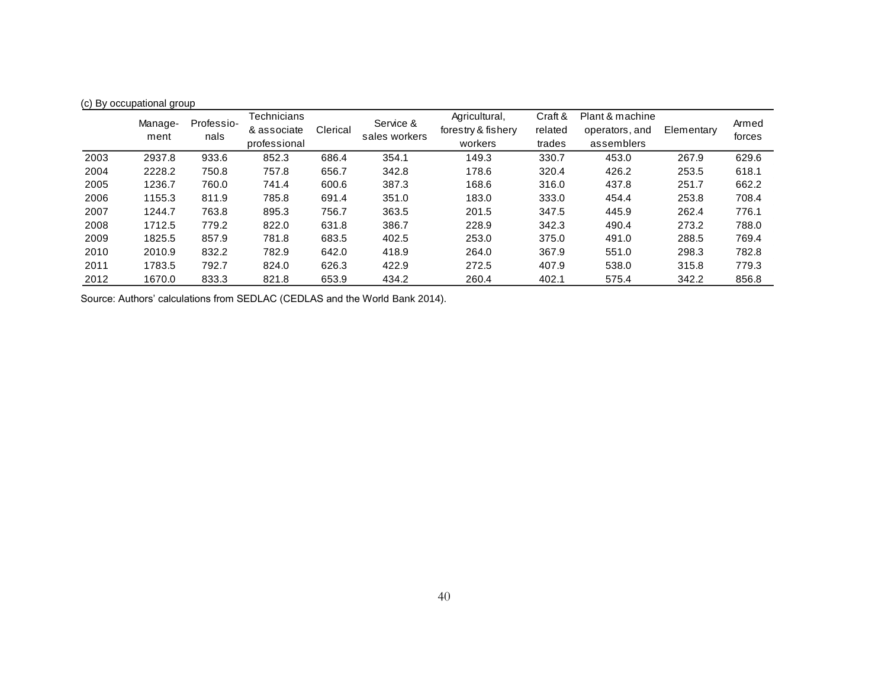(c) By occupational group

| | Manage-ment | Professio-nals | Technicians & associate professional | Clerical | Service & sales workers | Agricultural, forestry & fishery workers | Craft & related trades | Plant & machine operators, and assemblers | Elementary | Armed forces |
|---|---|---|---|---|---|---|---|---|---|---|
| 2003 | 2937.8 | 933.6 | 852.3 | 686.4 | 354.1 | 149.3 | 330.7 | 453.0 | 267.9 | 629.6 |
| 2004 | 2228.2 | 750.8 | 757.8 | 656.7 | 342.8 | 178.6 | 320.4 | 426.2 | 253.5 | 618.1 |
| 2005 | 1236.7 | 760.0 | 741.4 | 600.6 | 387.3 | 168.6 | 316.0 | 437.8 | 251.7 | 662.2 |
| 2006 | 1155.3 | 811.9 | 785.8 | 691.4 | 351.0 | 183.0 | 333.0 | 454.4 | 253.8 | 708.4 |
| 2007 | 1244.7 | 763.8 | 895.3 | 756.7 | 363.5 | 201.5 | 347.5 | 445.9 | 262.4 | 776.1 |
| 2008 | 1712.5 | 779.2 | 822.0 | 631.8 | 386.7 | 228.9 | 342.3 | 490.4 | 273.2 | 788.0 |
| 2009 | 1825.5 | 857.9 | 781.8 | 683.5 | 402.5 | 253.0 | 375.0 | 491.0 | 288.5 | 769.4 |
| 2010 | 2010.9 | 832.2 | 782.9 | 642.0 | 418.9 | 264.0 | 367.9 | 551.0 | 298.3 | 782.8 |
| 2011 | 1783.5 | 792.7 | 824.0 | 626.3 | 422.9 | 272.5 | 407.9 | 538.0 | 315.8 | 779.3 |
| 2012 | 1670.0 | 833.3 | 821.8 | 653.9 | 434.2 | 260.4 | 402.1 | 575.4 | 342.2 | 856.8 |

Source: Authors' calculations from SEDLAC (CEDLAS and the World Bank 2014).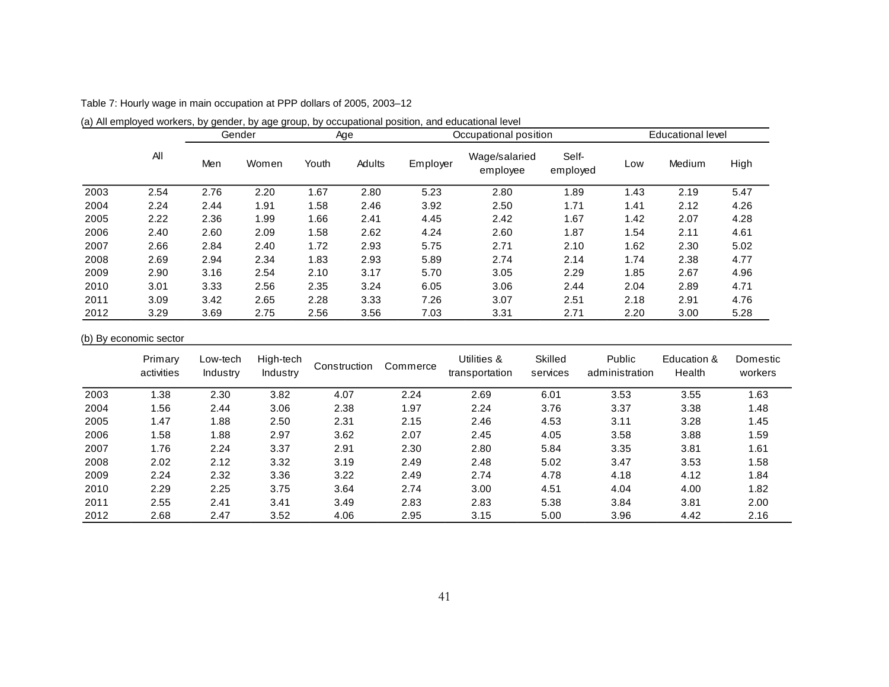Table 7: Hourly wage in main occupation at PPP dollars of 2005, 2003–12

(a) All employed workers, by gender, by age group, by occupational position, and educational level

| | All | Gender | | Age | | Occupational position | | | Educational level | | |
|---|---|---|---|---|---|---|---|---|---|---|---|
| | | Men | Women | Youth | Adults | Employer | Wage/salaried employee | Self-employed | Low | Medium | High |
| 2003 | 2.54 | 2.76 | 2.20 | 1.67 | 2.80 | 5.23 | 2.80 | 1.89 | 1.43 | 2.19 | 5.47 |
| 2004 | 2.24 | 2.44 | 1.91 | 1.58 | 2.46 | 3.92 | 2.50 | 1.71 | 1.41 | 2.12 | 4.26 |
| 2005 | 2.22 | 2.36 | 1.99 | 1.66 | 2.41 | 4.45 | 2.42 | 1.67 | 1.42 | 2.07 | 4.28 |
| 2006 | 2.40 | 2.60 | 2.09 | 1.58 | 2.62 | 4.24 | 2.60 | 1.87 | 1.54 | 2.11 | 4.61 |
| 2007 | 2.66 | 2.84 | 2.40 | 1.72 | 2.93 | 5.75 | 2.71 | 2.10 | 1.62 | 2.30 | 5.02 |
| 2008 | 2.69 | 2.94 | 2.34 | 1.83 | 2.93 | 5.89 | 2.74 | 2.14 | 1.74 | 2.38 | 4.77 |
| 2009 | 2.90 | 3.16 | 2.54 | 2.10 | 3.17 | 5.70 | 3.05 | 2.29 | 1.85 | 2.67 | 4.96 |
| 2010 | 3.01 | 3.33 | 2.56 | 2.35 | 3.24 | 6.05 | 3.06 | 2.44 | 2.04 | 2.89 | 4.71 |
| 2011 | 3.09 | 3.42 | 2.65 | 2.28 | 3.33 | 7.26 | 3.07 | 2.51 | 2.18 | 2.91 | 4.76 |
| 2012 | 3.29 | 3.69 | 2.75 | 2.56 | 3.56 | 7.03 | 3.31 | 2.71 | 2.20 | 3.00 | 5.28 |

(b) By economic sector

| | Primary activities | Low-tech Industry | High-tech Industry | Construction | Commerce | Utilities & transportation | Skilled services | Public administration | Education & Health | Domestic workers |
|---|---|---|---|---|---|---|---|---|---|---|
| 2003 | 1.38 | 2.30 | 3.82 | 4.07 | 2.24 | 2.69 | 6.01 | 3.53 | 3.55 | 1.63 |
| 2004 | 1.56 | 2.44 | 3.06 | 2.38 | 1.97 | 2.24 | 3.76 | 3.37 | 3.38 | 1.48 |
| 2005 | 1.47 | 1.88 | 2.50 | 2.31 | 2.15 | 2.46 | 4.53 | 3.11 | 3.28 | 1.45 |
| 2006 | 1.58 | 1.88 | 2.97 | 3.62 | 2.07 | 2.45 | 4.05 | 3.58 | 3.88 | 1.59 |
| 2007 | 1.76 | 2.24 | 3.37 | 2.91 | 2.30 | 2.80 | 5.84 | 3.35 | 3.81 | 1.61 |
| 2008 | 2.02 | 2.12 | 3.32 | 3.19 | 2.49 | 2.48 | 5.02 | 3.47 | 3.53 | 1.58 |
| 2009 | 2.24 | 2.32 | 3.36 | 3.22 | 2.49 | 2.74 | 4.78 | 4.18 | 4.12 | 1.84 |
| 2010 | 2.29 | 2.25 | 3.75 | 3.64 | 2.74 | 3.00 | 4.51 | 4.04 | 4.00 | 1.82 |
| 2011 | 2.55 | 2.41 | 3.41 | 3.49 | 2.83 | 2.83 | 5.38 | 3.84 | 3.81 | 2.00 |
| 2012 | 2.68 | 2.47 | 3.52 | 4.06 | 2.95 | 3.15 | 5.00 | 3.96 | 4.42 | 2.16 |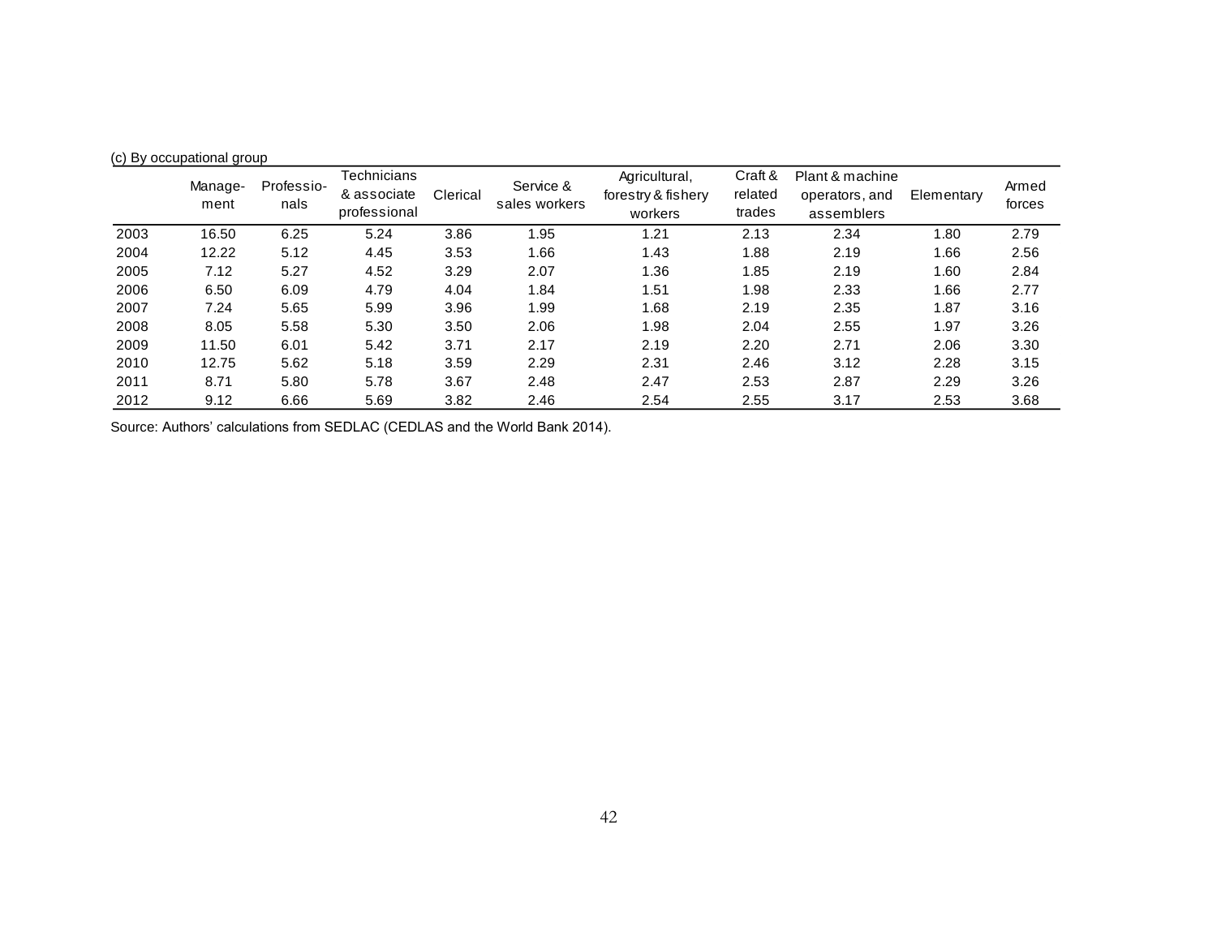(c) By occupational group

| | Manage-ment | Professio-nals | Technicians & associate professional | Clerical | Service & sales workers | Agricultural, forestry & fishery workers | Craft & related trades | Plant & machine operators, and assemblers | Elementary | Armed forces |
|---|---|---|---|---|---|---|---|---|---|---|
| 2003 | 16.50 | 6.25 | 5.24 | 3.86 | 1.95 | 1.21 | 2.13 | 2.34 | 1.80 | 2.79 |
| 2004 | 12.22 | 5.12 | 4.45 | 3.53 | 1.66 | 1.43 | 1.88 | 2.19 | 1.66 | 2.56 |
| 2005 | 7.12 | 5.27 | 4.52 | 3.29 | 2.07 | 1.36 | 1.85 | 2.19 | 1.60 | 2.84 |
| 2006 | 6.50 | 6.09 | 4.79 | 4.04 | 1.84 | 1.51 | 1.98 | 2.33 | 1.66 | 2.77 |
| 2007 | 7.24 | 5.65 | 5.99 | 3.96 | 1.99 | 1.68 | 2.19 | 2.35 | 1.87 | 3.16 |
| 2008 | 8.05 | 5.58 | 5.30 | 3.50 | 2.06 | 1.98 | 2.04 | 2.55 | 1.97 | 3.26 |
| 2009 | 11.50 | 6.01 | 5.42 | 3.71 | 2.17 | 2.19 | 2.20 | 2.71 | 2.06 | 3.30 |
| 2010 | 12.75 | 5.62 | 5.18 | 3.59 | 2.29 | 2.31 | 2.46 | 3.12 | 2.28 | 3.15 |
| 2011 | 8.71 | 5.80 | 5.78 | 3.67 | 2.48 | 2.47 | 2.53 | 2.87 | 2.29 | 3.26 |
| 2012 | 9.12 | 6.66 | 5.69 | 3.82 | 2.46 | 2.54 | 2.55 | 3.17 | 2.53 | 3.68 |

Source: Authors' calculations from SEDLAC (CEDLAS and the World Bank 2014).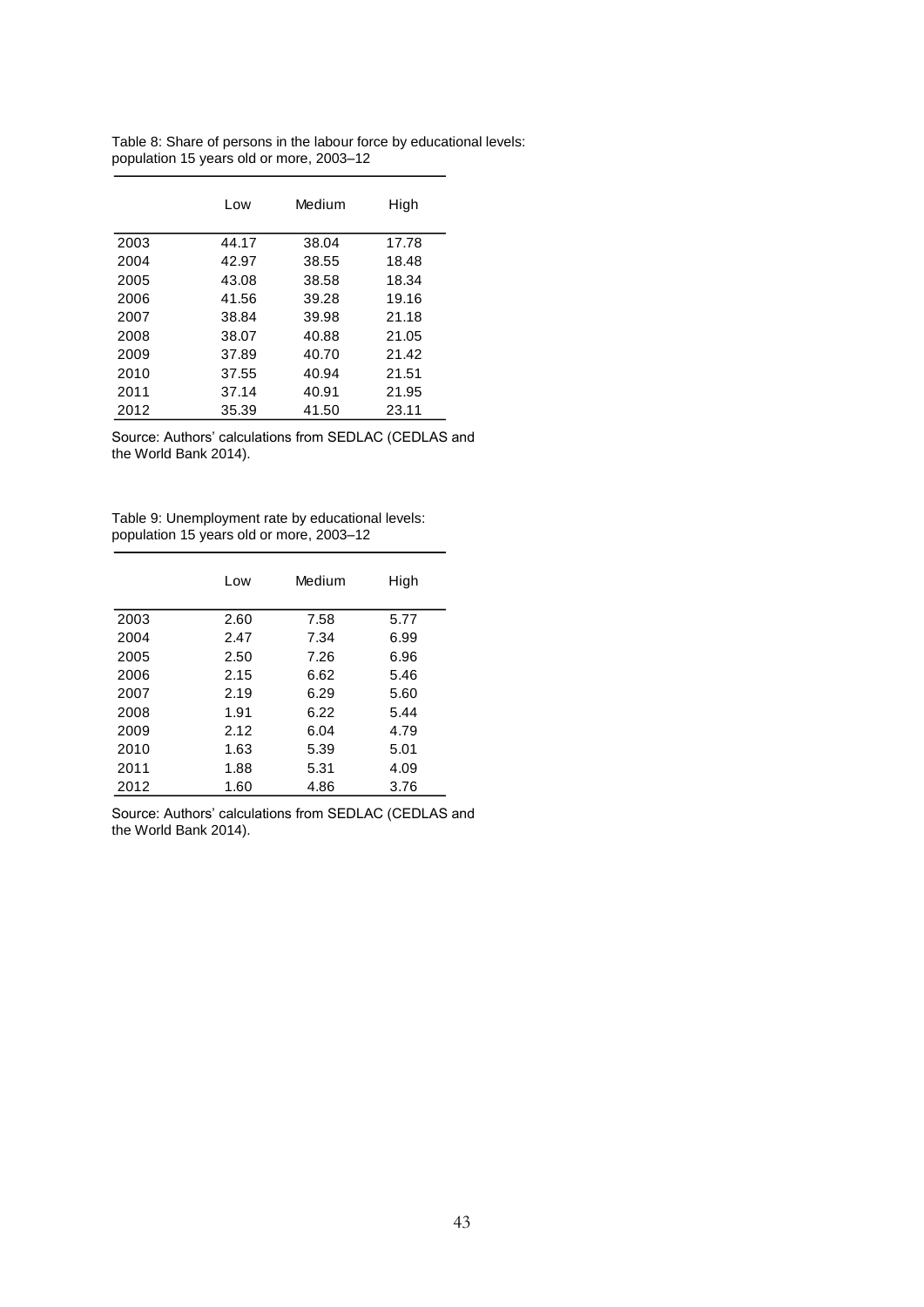Table 8: Share of persons in the labour force by educational levels: population 15 years old or more, 2003–12

| | Low | Medium | High |
|---|---|---|---|
| 2003 | 44.17 | 38.04 | 17.78 |
| 2004 | 42.97 | 38.55 | 18.48 |
| 2005 | 43.08 | 38.58 | 18.34 |
| 2006 | 41.56 | 39.28 | 19.16 |
| 2007 | 38.84 | 39.98 | 21.18 |
| 2008 | 38.07 | 40.88 | 21.05 |
| 2009 | 37.89 | 40.70 | 21.42 |
| 2010 | 37.55 | 40.94 | 21.51 |
| 2011 | 37.14 | 40.91 | 21.95 |
| 2012 | 35.39 | 41.50 | 23.11 |

Source: Authors' calculations from SEDLAC (CEDLAS and the World Bank 2014).

Table 9: Unemployment rate by educational levels: population 15 years old or more, 2003–12

| | Low | Medium | High |
|---|---|---|---|
| 2003 | 2.60 | 7.58 | 5.77 |
| 2004 | 2.47 | 7.34 | 6.99 |
| 2005 | 2.50 | 7.26 | 6.96 |
| 2006 | 2.15 | 6.62 | 5.46 |
| 2007 | 2.19 | 6.29 | 5.60 |
| 2008 | 1.91 | 6.22 | 5.44 |
| 2009 | 2.12 | 6.04 | 4.79 |
| 2010 | 1.63 | 5.39 | 5.01 |
| 2011 | 1.88 | 5.31 | 4.09 |
| 2012 | 1.60 | 4.86 | 3.76 |

Source: Authors' calculations from SEDLAC (CEDLAS and the World Bank 2014).